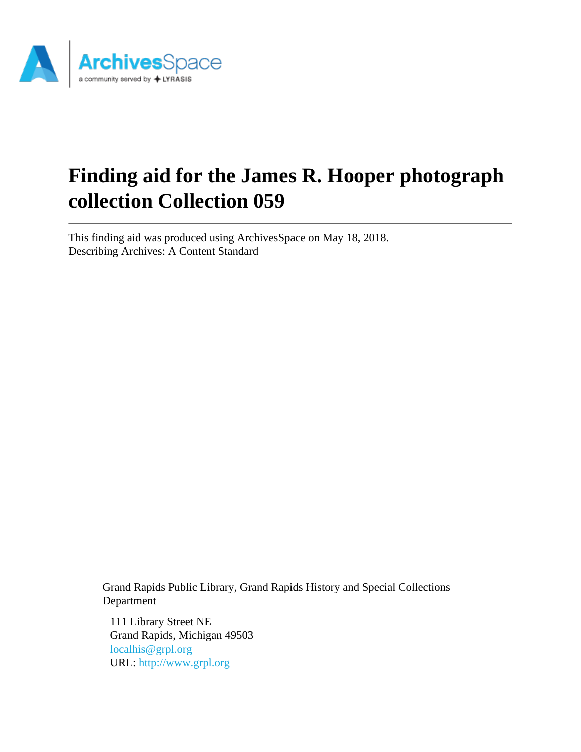# Finding aid for the James R. Hooper photograph collection Collection 059

This finding aid was produced using ArchivesSpace on May 18, 2018.
Describing Archives: A Content Standard

Grand Rapids Public Library, Grand Rapids History and Special Collections Department

111 Library Street NE
Grand Rapids, Michigan 49503
localhis@grpl.org
URL: http://www.grpl.org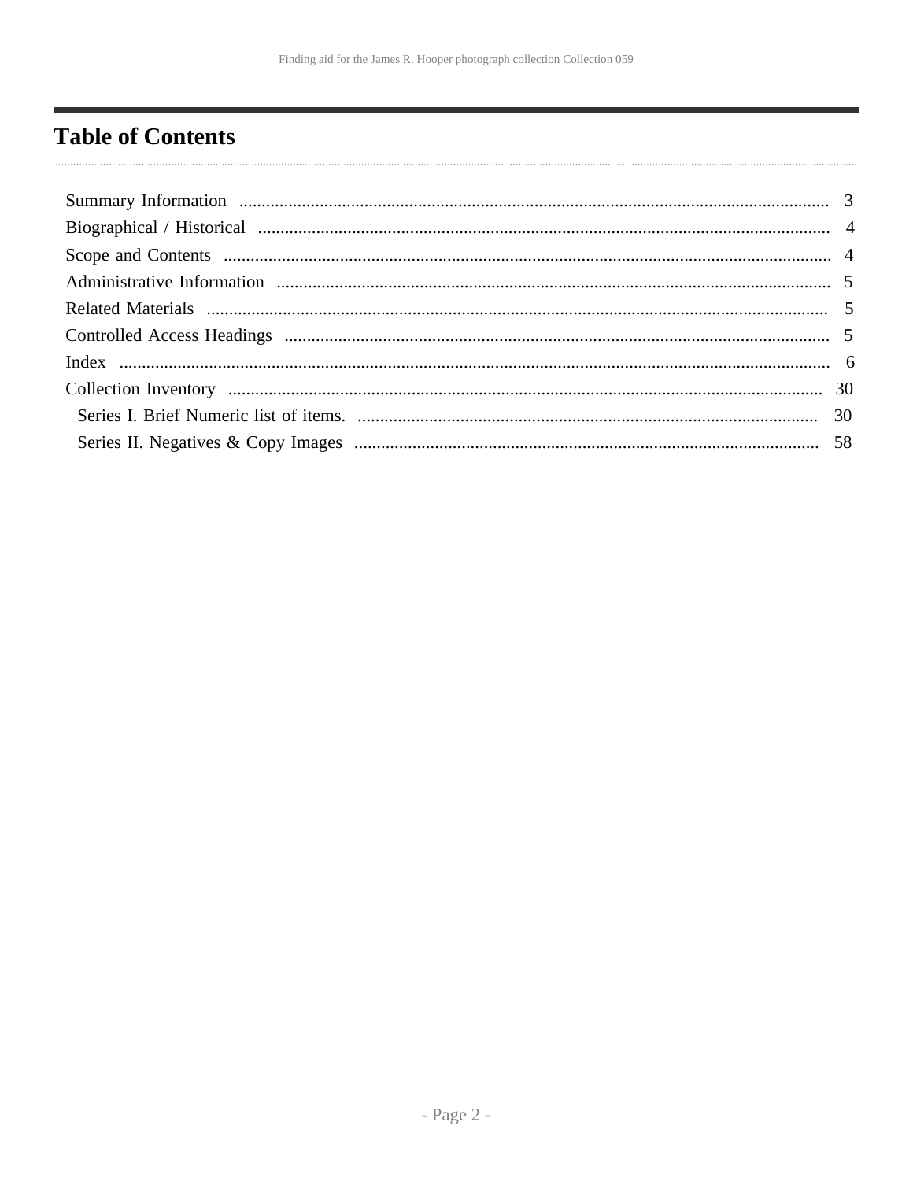# Table of Contents

- Summary Information ..... 3
- Biographical / Historical ..... 4
- Scope and Contents ..... 4
- Administrative Information ..... 5
- Related Materials ..... 5
- Controlled Access Headings ..... 5
- Index ..... 6
- Collection Inventory ..... 30
  - Series I. Brief Numeric list of items. ..... 30
  - Series II. Negatives & Copy Images ..... 58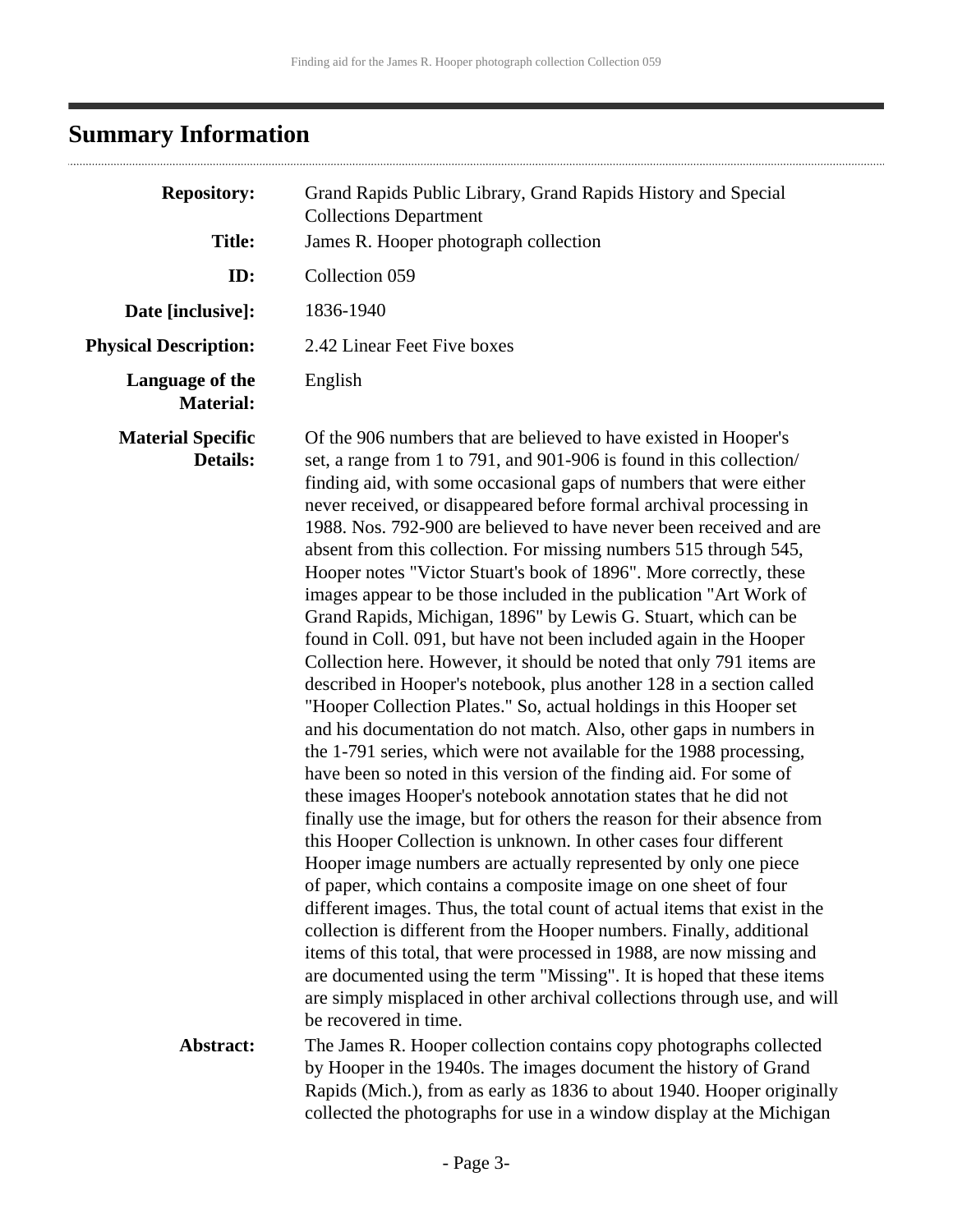## Summary Information

| | |
|---|---|
| **Repository:** | Grand Rapids Public Library, Grand Rapids History and Special Collections Department |
| **Title:** | James R. Hooper photograph collection |
| **ID:** | Collection 059 |
| **Date [inclusive]:** | 1836-1940 |
| **Physical Description:** | 2.42 Linear Feet Five boxes |
| **Language of the Material:** | English |
| **Material Specific Details:** | Of the 906 numbers that are believed to have existed in Hooper's set, a range from 1 to 791, and 901-906 is found in this collection/ finding aid, with some occasional gaps of numbers that were either never received, or disappeared before formal archival processing in 1988. Nos. 792-900 are believed to have never been received and are absent from this collection. For missing numbers 515 through 545, Hooper notes "Victor Stuart's book of 1896". More correctly, these images appear to be those included in the publication "Art Work of Grand Rapids, Michigan, 1896" by Lewis G. Stuart, which can be found in Coll. 091, but have not been included again in the Hooper Collection here. However, it should be noted that only 791 items are described in Hooper's notebook, plus another 128 in a section called "Hooper Collection Plates." So, actual holdings in this Hooper set and his documentation do not match. Also, other gaps in numbers in the 1-791 series, which were not available for the 1988 processing, have been so noted in this version of the finding aid. For some of these images Hooper's notebook annotation states that he did not finally use the image, but for others the reason for their absence from this Hooper Collection is unknown. In other cases four different Hooper image numbers are actually represented by only one piece of paper, which contains a composite image on one sheet of four different images. Thus, the total count of actual items that exist in the collection is different from the Hooper numbers. Finally, additional items of this total, that were processed in 1988, are now missing and are documented using the term "Missing". It is hoped that these items are simply misplaced in other archival collections through use, and will be recovered in time. |
| **Abstract:** | The James R. Hooper collection contains copy photographs collected by Hooper in the 1940s. The images document the history of Grand Rapids (Mich.), from as early as 1836 to about 1940. Hooper originally collected the photographs for use in a window display at the Michigan |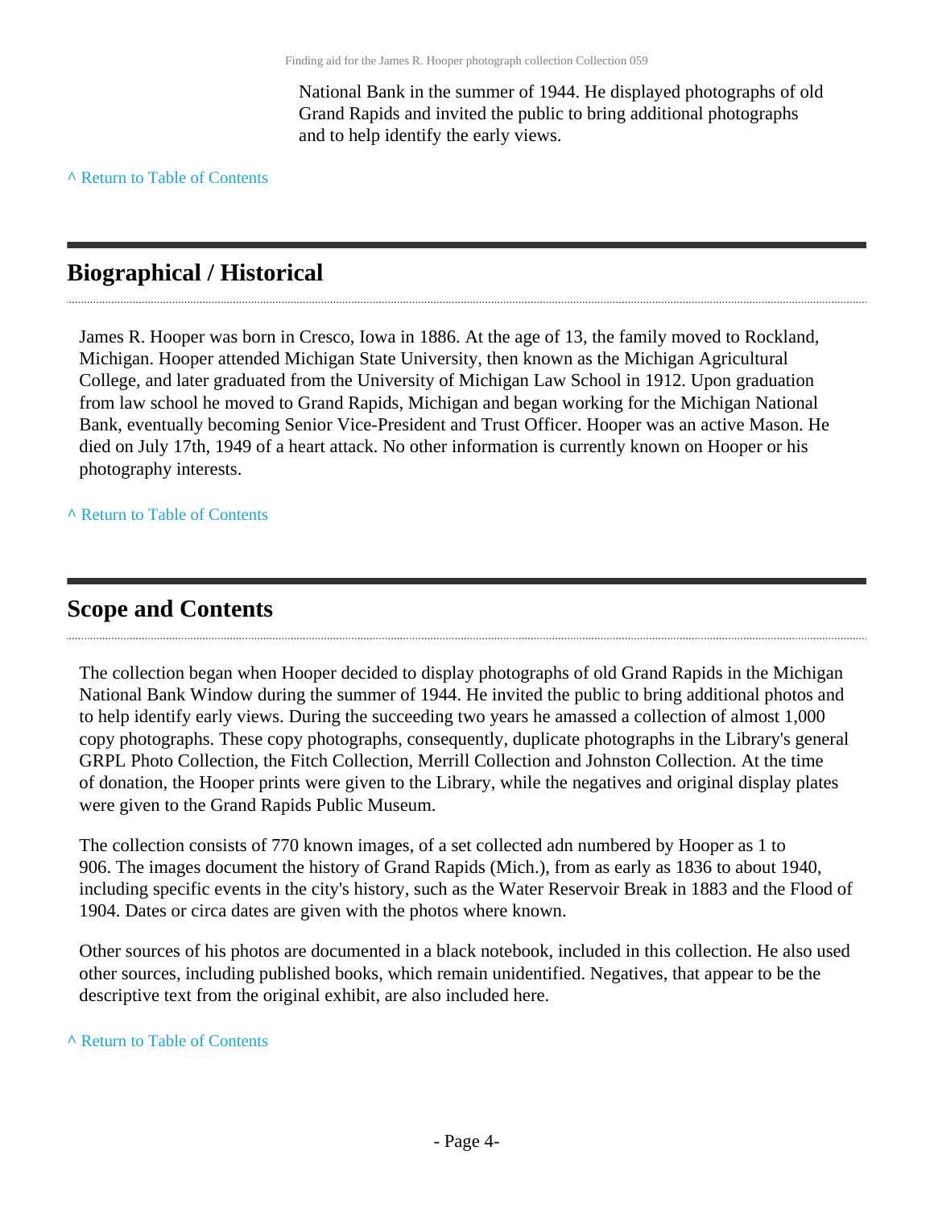National Bank in the summer of 1944. He displayed photographs of old Grand Rapids and invited the public to bring additional photographs and to help identify the early views.

^ Return to Table of Contents

## Biographical / Historical

James R. Hooper was born in Cresco, Iowa in 1886. At the age of 13, the family moved to Rockland, Michigan. Hooper attended Michigan State University, then known as the Michigan Agricultural College, and later graduated from the University of Michigan Law School in 1912. Upon graduation from law school he moved to Grand Rapids, Michigan and began working for the Michigan National Bank, eventually becoming Senior Vice-President and Trust Officer. Hooper was an active Mason. He died on July 17th, 1949 of a heart attack. No other information is currently known on Hooper or his photography interests.

^ Return to Table of Contents

## Scope and Contents

The collection began when Hooper decided to display photographs of old Grand Rapids in the Michigan National Bank Window during the summer of 1944. He invited the public to bring additional photos and to help identify early views. During the succeeding two years he amassed a collection of almost 1,000 copy photographs. These copy photographs, consequently, duplicate photographs in the Library's general GRPL Photo Collection, the Fitch Collection, Merrill Collection and Johnston Collection. At the time of donation, the Hooper prints were given to the Library, while the negatives and original display plates were given to the Grand Rapids Public Museum.

The collection consists of 770 known images, of a set collected adn numbered by Hooper as 1 to 906. The images document the history of Grand Rapids (Mich.), from as early as 1836 to about 1940, including specific events in the city's history, such as the Water Reservoir Break in 1883 and the Flood of 1904. Dates or circa dates are given with the photos where known.

Other sources of his photos are documented in a black notebook, included in this collection. He also used other sources, including published books, which remain unidentified. Negatives, that appear to be the descriptive text from the original exhibit, are also included here.

^ Return to Table of Contents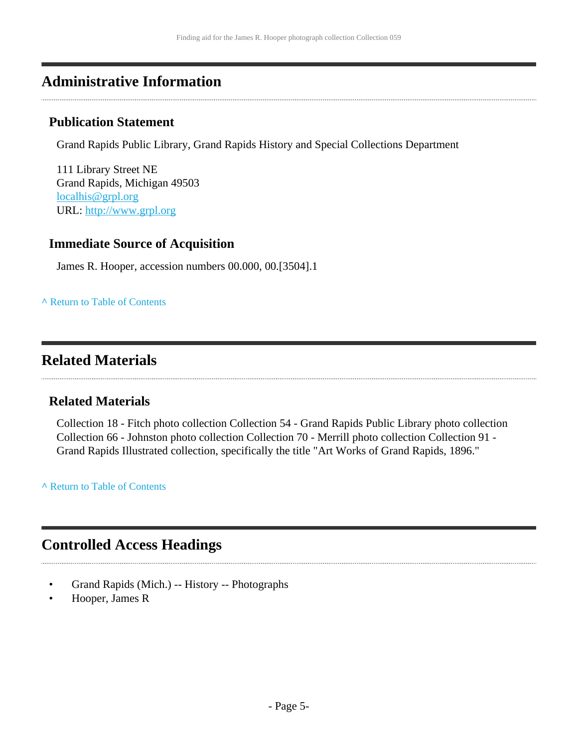## Administrative Information

### Publication Statement

Grand Rapids Public Library, Grand Rapids History and Special Collections Department

111 Library Street NE
Grand Rapids, Michigan 49503
localhis@grpl.org
URL: http://www.grpl.org

### Immediate Source of Acquisition

James R. Hooper, accession numbers 00.000, 00.[3504].1

^ Return to Table of Contents

## Related Materials

### Related Materials

Collection 18 - Fitch photo collection Collection 54 - Grand Rapids Public Library photo collection Collection 66 - Johnston photo collection Collection 70 - Merrill photo collection Collection 91 - Grand Rapids Illustrated collection, specifically the title "Art Works of Grand Rapids, 1896."

^ Return to Table of Contents

## Controlled Access Headings

- Grand Rapids (Mich.) -- History -- Photographs
- Hooper, James R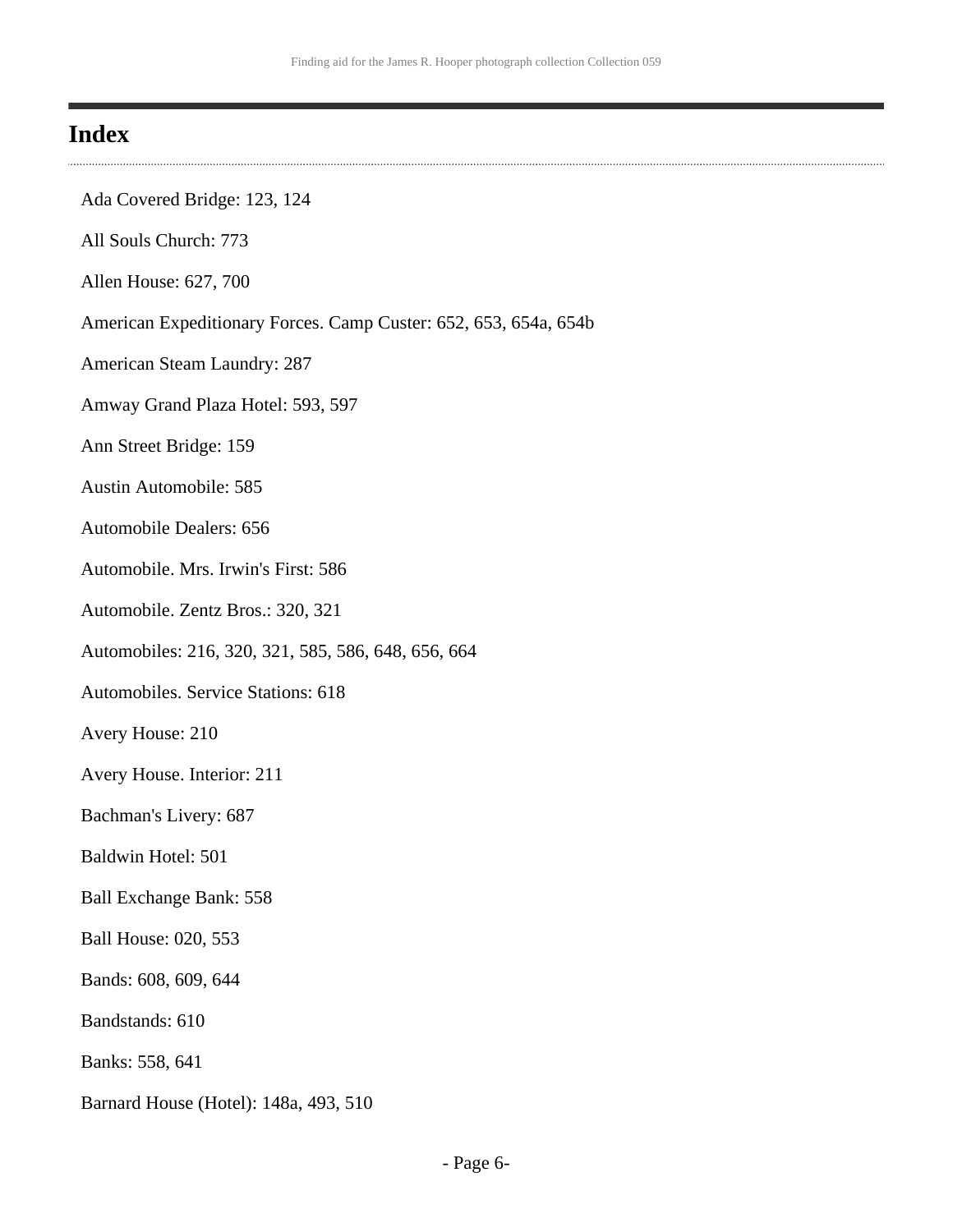## Index

Ada Covered Bridge: 123, 124

All Souls Church: 773

Allen House: 627, 700

American Expeditionary Forces. Camp Custer: 652, 653, 654a, 654b

American Steam Laundry: 287

Amway Grand Plaza Hotel: 593, 597

Ann Street Bridge: 159

Austin Automobile: 585

Automobile Dealers: 656

Automobile. Mrs. Irwin's First: 586

Automobile. Zentz Bros.: 320, 321

Automobiles: 216, 320, 321, 585, 586, 648, 656, 664

Automobiles. Service Stations: 618

Avery House: 210

Avery House. Interior: 211

Bachman's Livery: 687

Baldwin Hotel: 501

Ball Exchange Bank: 558

Ball House: 020, 553

Bands: 608, 609, 644

Bandstands: 610

Banks: 558, 641

Barnard House (Hotel): 148a, 493, 510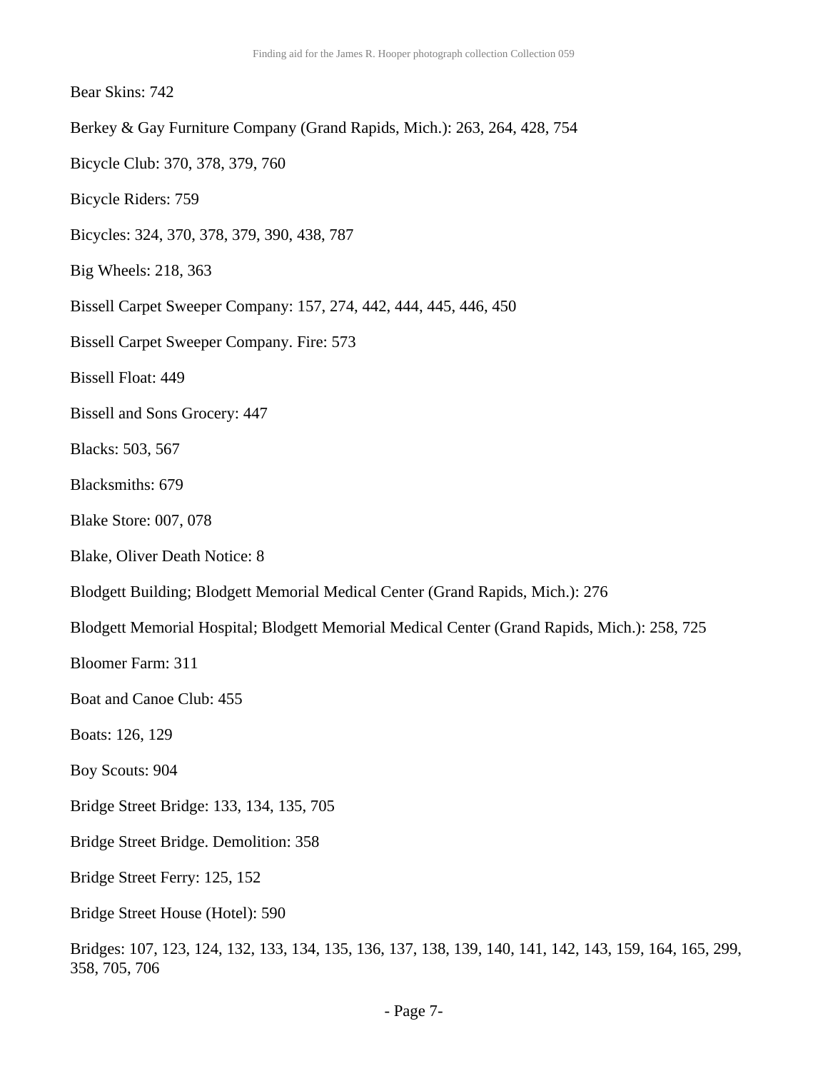Bear Skins: 742

Berkey & Gay Furniture Company (Grand Rapids, Mich.): 263, 264, 428, 754

Bicycle Club: 370, 378, 379, 760

Bicycle Riders: 759

Bicycles: 324, 370, 378, 379, 390, 438, 787

Big Wheels: 218, 363

Bissell Carpet Sweeper Company: 157, 274, 442, 444, 445, 446, 450

Bissell Carpet Sweeper Company. Fire: 573

Bissell Float: 449

Bissell and Sons Grocery: 447

Blacks: 503, 567

Blacksmiths: 679

Blake Store: 007, 078

Blake, Oliver Death Notice: 8

Blodgett Building; Blodgett Memorial Medical Center (Grand Rapids, Mich.): 276

Blodgett Memorial Hospital; Blodgett Memorial Medical Center (Grand Rapids, Mich.): 258, 725

Bloomer Farm: 311

Boat and Canoe Club: 455

Boats: 126, 129

Boy Scouts: 904

Bridge Street Bridge: 133, 134, 135, 705

Bridge Street Bridge. Demolition: 358

Bridge Street Ferry: 125, 152

Bridge Street House (Hotel): 590

Bridges: 107, 123, 124, 132, 133, 134, 135, 136, 137, 138, 139, 140, 141, 142, 143, 159, 164, 165, 299, 358, 705, 706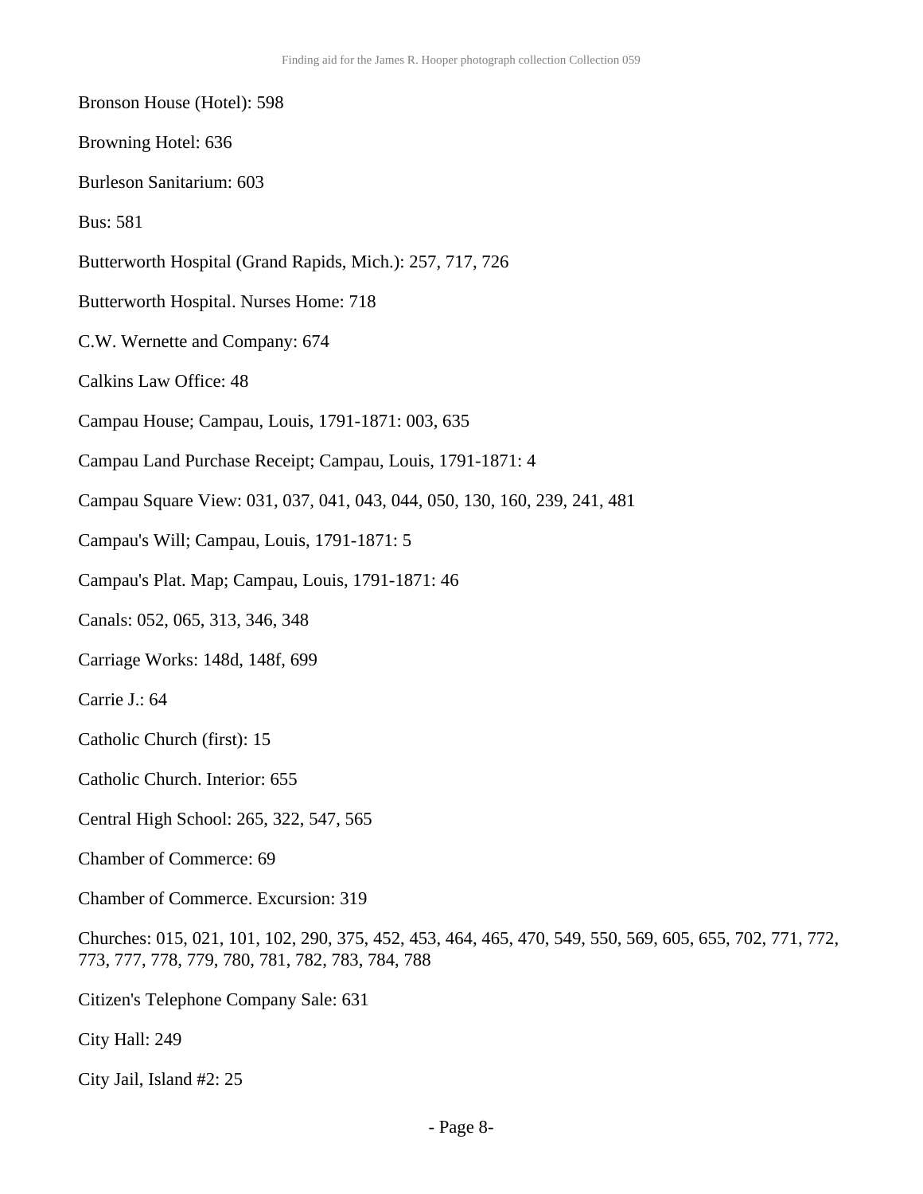Bronson House (Hotel): 598

Browning Hotel: 636

Burleson Sanitarium: 603

Bus: 581

Butterworth Hospital (Grand Rapids, Mich.): 257, 717, 726

Butterworth Hospital. Nurses Home: 718

C.W. Wernette and Company: 674

Calkins Law Office: 48

Campau House; Campau, Louis, 1791-1871: 003, 635

Campau Land Purchase Receipt; Campau, Louis, 1791-1871: 4

Campau Square View: 031, 037, 041, 043, 044, 050, 130, 160, 239, 241, 481

Campau's Will; Campau, Louis, 1791-1871: 5

Campau's Plat. Map; Campau, Louis, 1791-1871: 46

Canals: 052, 065, 313, 346, 348

Carriage Works: 148d, 148f, 699

Carrie J.: 64

Catholic Church (first): 15

Catholic Church. Interior: 655

Central High School: 265, 322, 547, 565

Chamber of Commerce: 69

Chamber of Commerce. Excursion: 319

Churches: 015, 021, 101, 102, 290, 375, 452, 453, 464, 465, 470, 549, 550, 569, 605, 655, 702, 771, 772, 773, 777, 778, 779, 780, 781, 782, 783, 784, 788

Citizen's Telephone Company Sale: 631

City Hall: 249

City Jail, Island #2: 25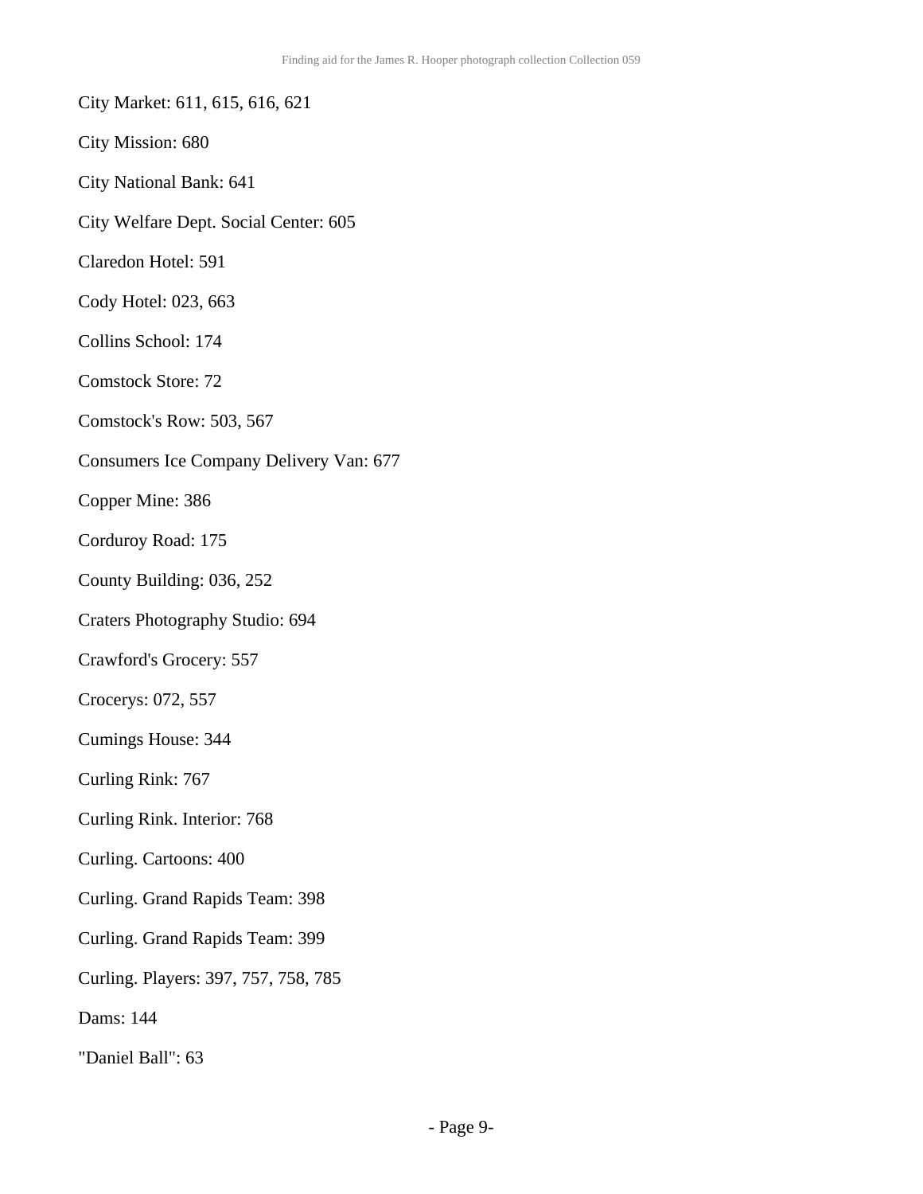City Market: 611, 615, 616, 621

City Mission: 680

City National Bank: 641

City Welfare Dept. Social Center: 605

Claredon Hotel: 591

Cody Hotel: 023, 663

Collins School: 174

Comstock Store: 72

Comstock's Row: 503, 567

Consumers Ice Company Delivery Van: 677

Copper Mine: 386

Corduroy Road: 175

County Building: 036, 252

Craters Photography Studio: 694

Crawford's Grocery: 557

Crocerys: 072, 557

Cumings House: 344

Curling Rink: 767

Curling Rink. Interior: 768

Curling. Cartoons: 400

Curling. Grand Rapids Team: 398

Curling. Grand Rapids Team: 399

Curling. Players: 397, 757, 758, 785

Dams: 144

"Daniel Ball": 63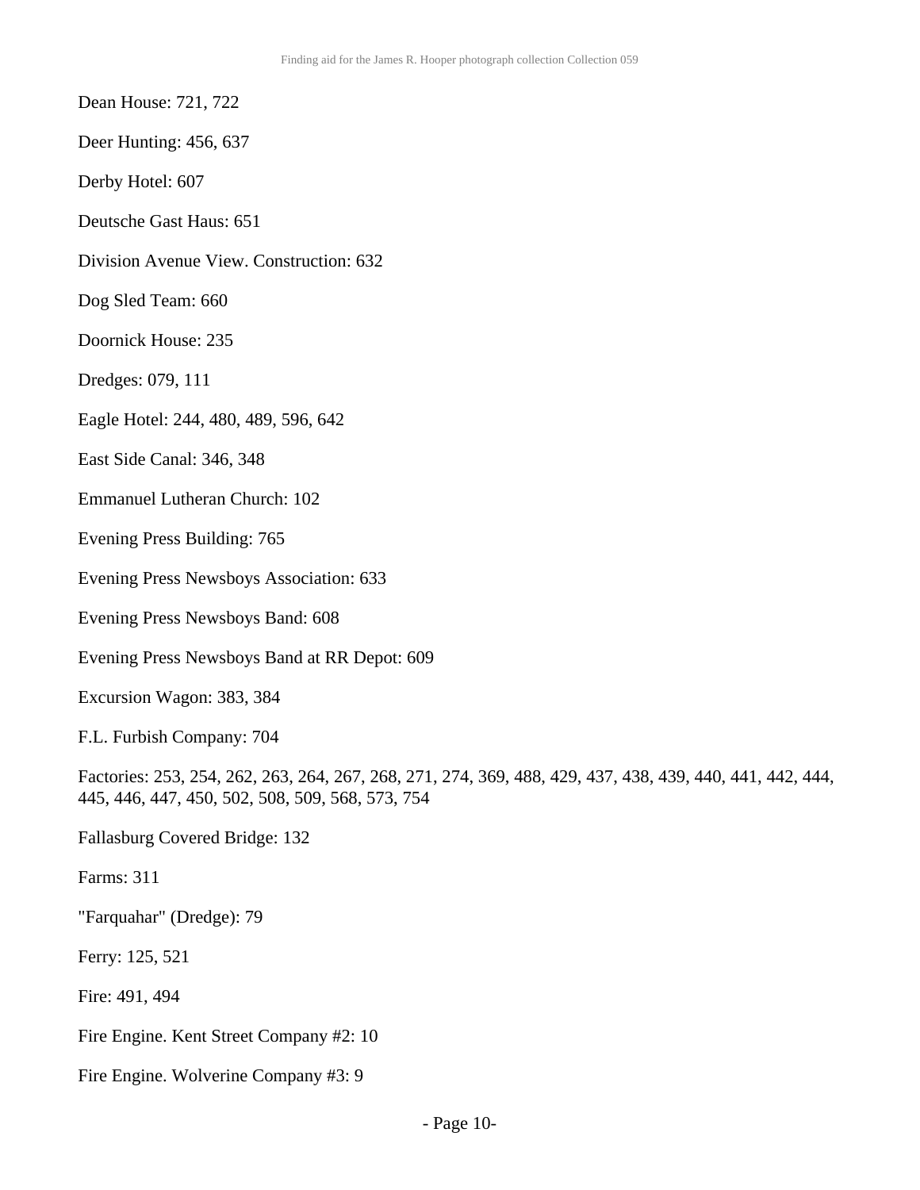Dean House: 721, 722

Deer Hunting: 456, 637

Derby Hotel: 607

Deutsche Gast Haus: 651

Division Avenue View. Construction: 632

Dog Sled Team: 660

Doornick House: 235

Dredges: 079, 111

Eagle Hotel: 244, 480, 489, 596, 642

East Side Canal: 346, 348

Emmanuel Lutheran Church: 102

Evening Press Building: 765

Evening Press Newsboys Association: 633

Evening Press Newsboys Band: 608

Evening Press Newsboys Band at RR Depot: 609

Excursion Wagon: 383, 384

F.L. Furbish Company: 704

Factories: 253, 254, 262, 263, 264, 267, 268, 271, 274, 369, 488, 429, 437, 438, 439, 440, 441, 442, 444, 445, 446, 447, 450, 502, 508, 509, 568, 573, 754

Fallasburg Covered Bridge: 132

Farms: 311

"Farquahar" (Dredge): 79

Ferry: 125, 521

Fire: 491, 494

Fire Engine. Kent Street Company #2: 10

Fire Engine. Wolverine Company #3: 9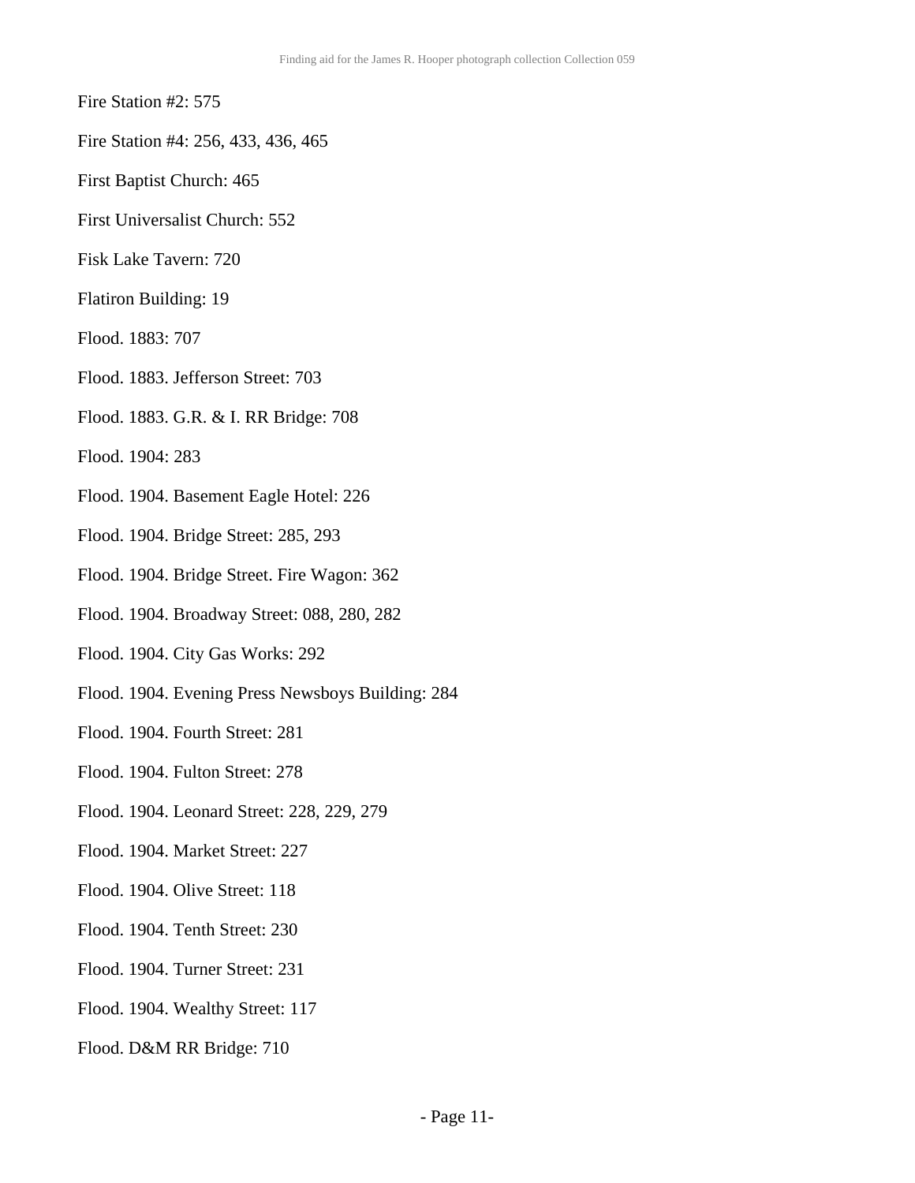Fire Station #2: 575

Fire Station #4: 256, 433, 436, 465

First Baptist Church: 465

First Universalist Church: 552

Fisk Lake Tavern: 720

Flatiron Building: 19

Flood. 1883: 707

Flood. 1883. Jefferson Street: 703

Flood. 1883. G.R. & I. RR Bridge: 708

Flood. 1904: 283

Flood. 1904. Basement Eagle Hotel: 226

Flood. 1904. Bridge Street: 285, 293

Flood. 1904. Bridge Street. Fire Wagon: 362

Flood. 1904. Broadway Street: 088, 280, 282

Flood. 1904. City Gas Works: 292

Flood. 1904. Evening Press Newsboys Building: 284

Flood. 1904. Fourth Street: 281

Flood. 1904. Fulton Street: 278

Flood. 1904. Leonard Street: 228, 229, 279

Flood. 1904. Market Street: 227

Flood. 1904. Olive Street: 118

Flood. 1904. Tenth Street: 230

Flood. 1904. Turner Street: 231

Flood. 1904. Wealthy Street: 117

Flood. D&M RR Bridge: 710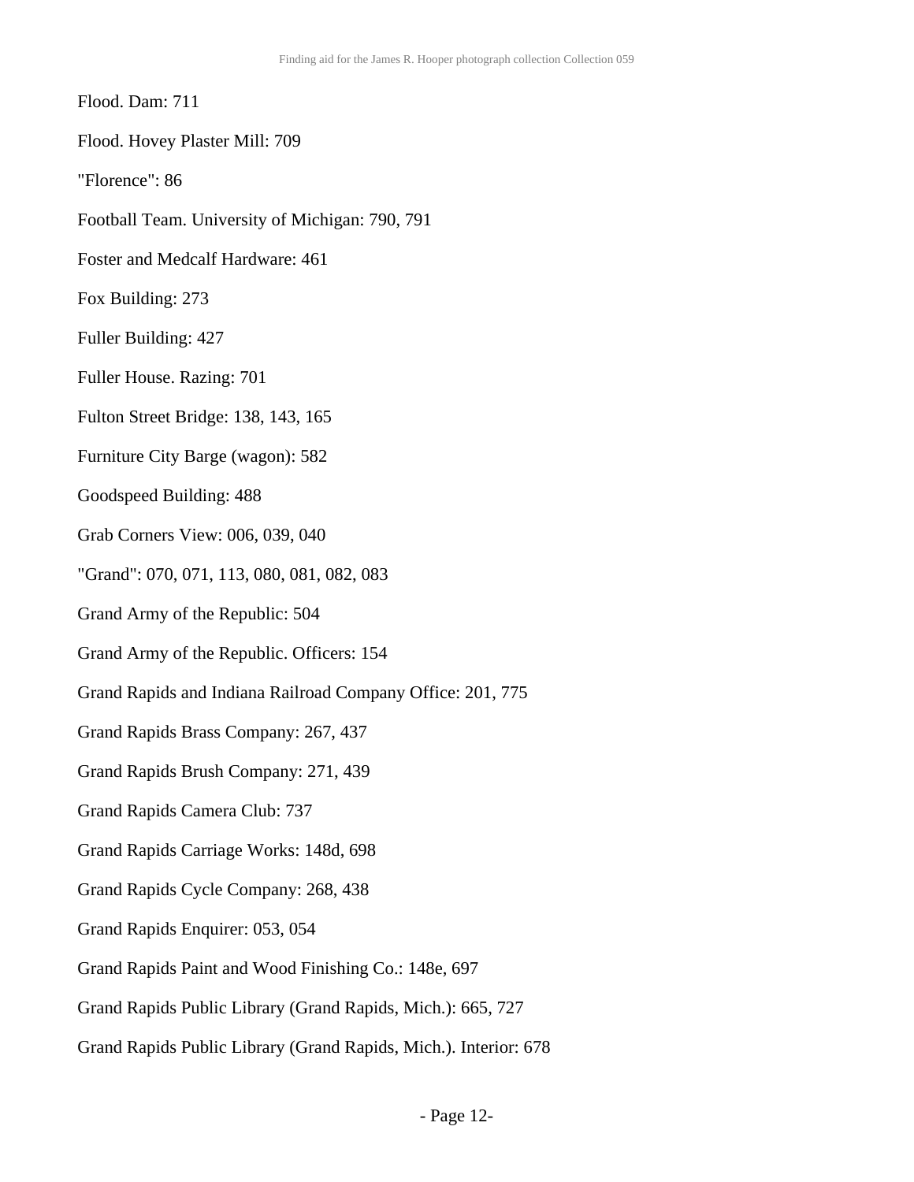Flood. Dam: 711

Flood. Hovey Plaster Mill: 709

"Florence": 86

Football Team. University of Michigan: 790, 791

Foster and Medcalf Hardware: 461

Fox Building: 273

Fuller Building: 427

Fuller House. Razing: 701

Fulton Street Bridge: 138, 143, 165

Furniture City Barge (wagon): 582

Goodspeed Building: 488

Grab Corners View: 006, 039, 040

"Grand": 070, 071, 113, 080, 081, 082, 083

Grand Army of the Republic: 504

Grand Army of the Republic. Officers: 154

Grand Rapids and Indiana Railroad Company Office: 201, 775

Grand Rapids Brass Company: 267, 437

Grand Rapids Brush Company: 271, 439

Grand Rapids Camera Club: 737

Grand Rapids Carriage Works: 148d, 698

Grand Rapids Cycle Company: 268, 438

Grand Rapids Enquirer: 053, 054

Grand Rapids Paint and Wood Finishing Co.: 148e, 697

Grand Rapids Public Library (Grand Rapids, Mich.): 665, 727

Grand Rapids Public Library (Grand Rapids, Mich.). Interior: 678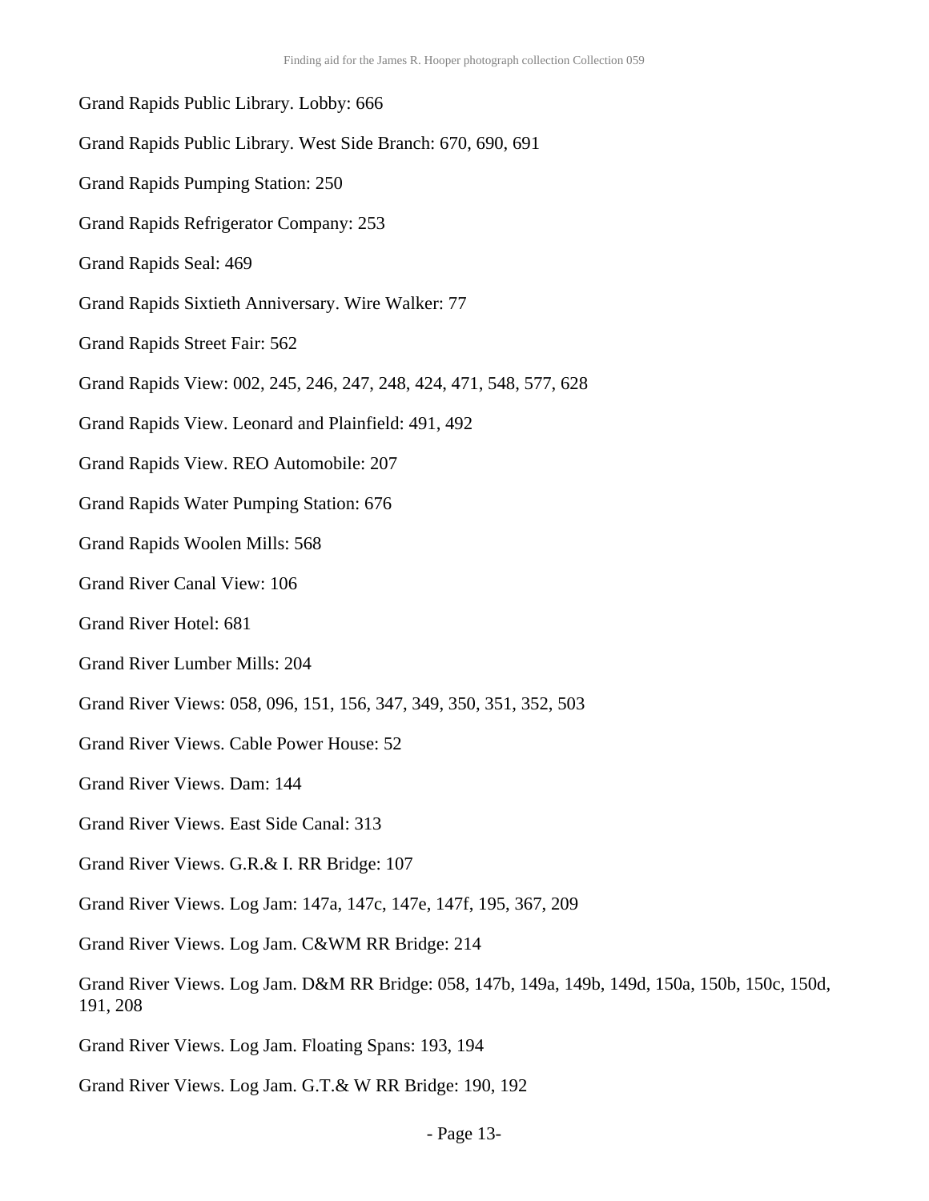Grand Rapids Public Library. Lobby: 666

Grand Rapids Public Library. West Side Branch: 670, 690, 691

Grand Rapids Pumping Station: 250

Grand Rapids Refrigerator Company: 253

Grand Rapids Seal: 469

Grand Rapids Sixtieth Anniversary. Wire Walker: 77

Grand Rapids Street Fair: 562

Grand Rapids View: 002, 245, 246, 247, 248, 424, 471, 548, 577, 628

Grand Rapids View. Leonard and Plainfield: 491, 492

Grand Rapids View. REO Automobile: 207

Grand Rapids Water Pumping Station: 676

Grand Rapids Woolen Mills: 568

Grand River Canal View: 106

Grand River Hotel: 681

Grand River Lumber Mills: 204

Grand River Views: 058, 096, 151, 156, 347, 349, 350, 351, 352, 503

Grand River Views. Cable Power House: 52

Grand River Views. Dam: 144

Grand River Views. East Side Canal: 313

Grand River Views. G.R.& I. RR Bridge: 107

Grand River Views. Log Jam: 147a, 147c, 147e, 147f, 195, 367, 209

Grand River Views. Log Jam. C&WM RR Bridge: 214

Grand River Views. Log Jam. D&M RR Bridge: 058, 147b, 149a, 149b, 149d, 150a, 150b, 150c, 150d, 191, 208

Grand River Views. Log Jam. Floating Spans: 193, 194

Grand River Views. Log Jam. G.T.& W RR Bridge: 190, 192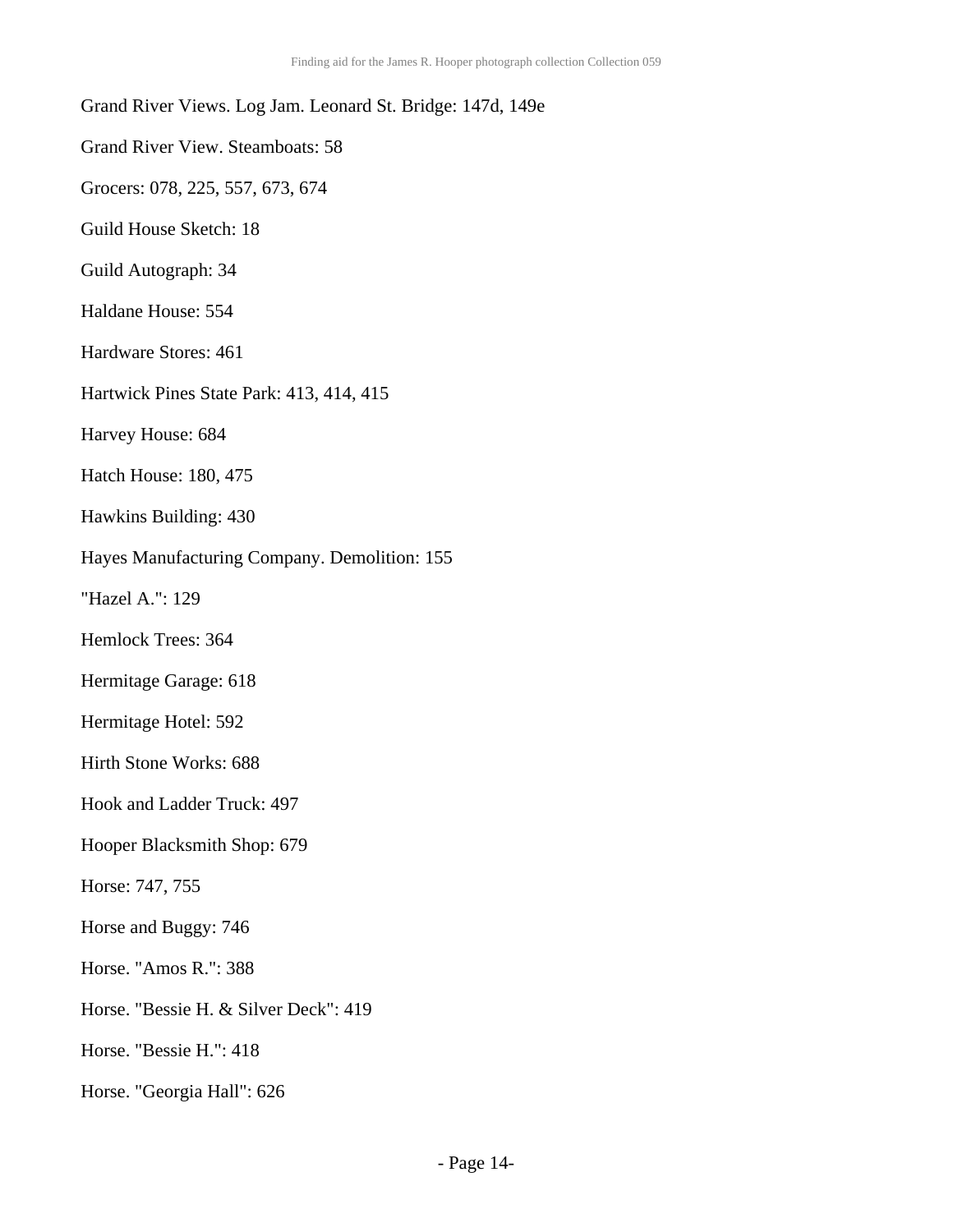Grand River Views. Log Jam. Leonard St. Bridge: 147d, 149e

Grand River View. Steamboats: 58

Grocers: 078, 225, 557, 673, 674

Guild House Sketch: 18

Guild Autograph: 34

Haldane House: 554

Hardware Stores: 461

Hartwick Pines State Park: 413, 414, 415

Harvey House: 684

Hatch House: 180, 475

Hawkins Building: 430

Hayes Manufacturing Company. Demolition: 155

"Hazel A.": 129

Hemlock Trees: 364

Hermitage Garage: 618

Hermitage Hotel: 592

Hirth Stone Works: 688

Hook and Ladder Truck: 497

Hooper Blacksmith Shop: 679

Horse: 747, 755

Horse and Buggy: 746

Horse. "Amos R.": 388

Horse. "Bessie H. & Silver Deck": 419

Horse. "Bessie H.": 418

Horse. "Georgia Hall": 626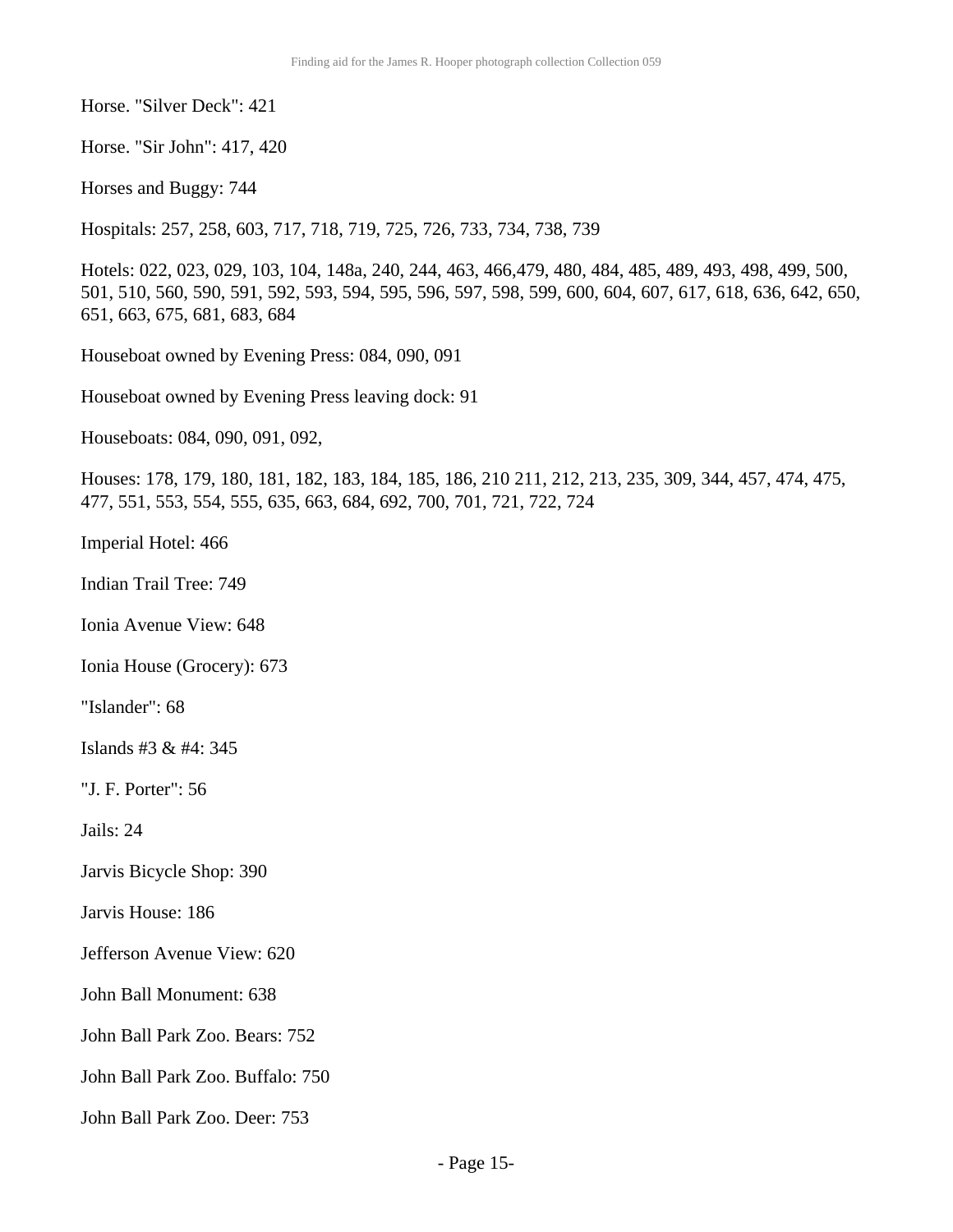Horse. "Silver Deck": 421

Horse. "Sir John": 417, 420

Horses and Buggy: 744

Hospitals: 257, 258, 603, 717, 718, 719, 725, 726, 733, 734, 738, 739

Hotels: 022, 023, 029, 103, 104, 148a, 240, 244, 463, 466,479, 480, 484, 485, 489, 493, 498, 499, 500, 501, 510, 560, 590, 591, 592, 593, 594, 595, 596, 597, 598, 599, 600, 604, 607, 617, 618, 636, 642, 650, 651, 663, 675, 681, 683, 684

Houseboat owned by Evening Press: 084, 090, 091

Houseboat owned by Evening Press leaving dock: 91

Houseboats: 084, 090, 091, 092,

Houses: 178, 179, 180, 181, 182, 183, 184, 185, 186, 210 211, 212, 213, 235, 309, 344, 457, 474, 475, 477, 551, 553, 554, 555, 635, 663, 684, 692, 700, 701, 721, 722, 724

Imperial Hotel: 466

Indian Trail Tree: 749

Ionia Avenue View: 648

Ionia House (Grocery): 673

"Islander": 68

Islands #3 & #4: 345

"J. F. Porter": 56

Jails: 24

Jarvis Bicycle Shop: 390

Jarvis House: 186

Jefferson Avenue View: 620

John Ball Monument: 638

John Ball Park Zoo. Bears: 752

John Ball Park Zoo. Buffalo: 750

John Ball Park Zoo. Deer: 753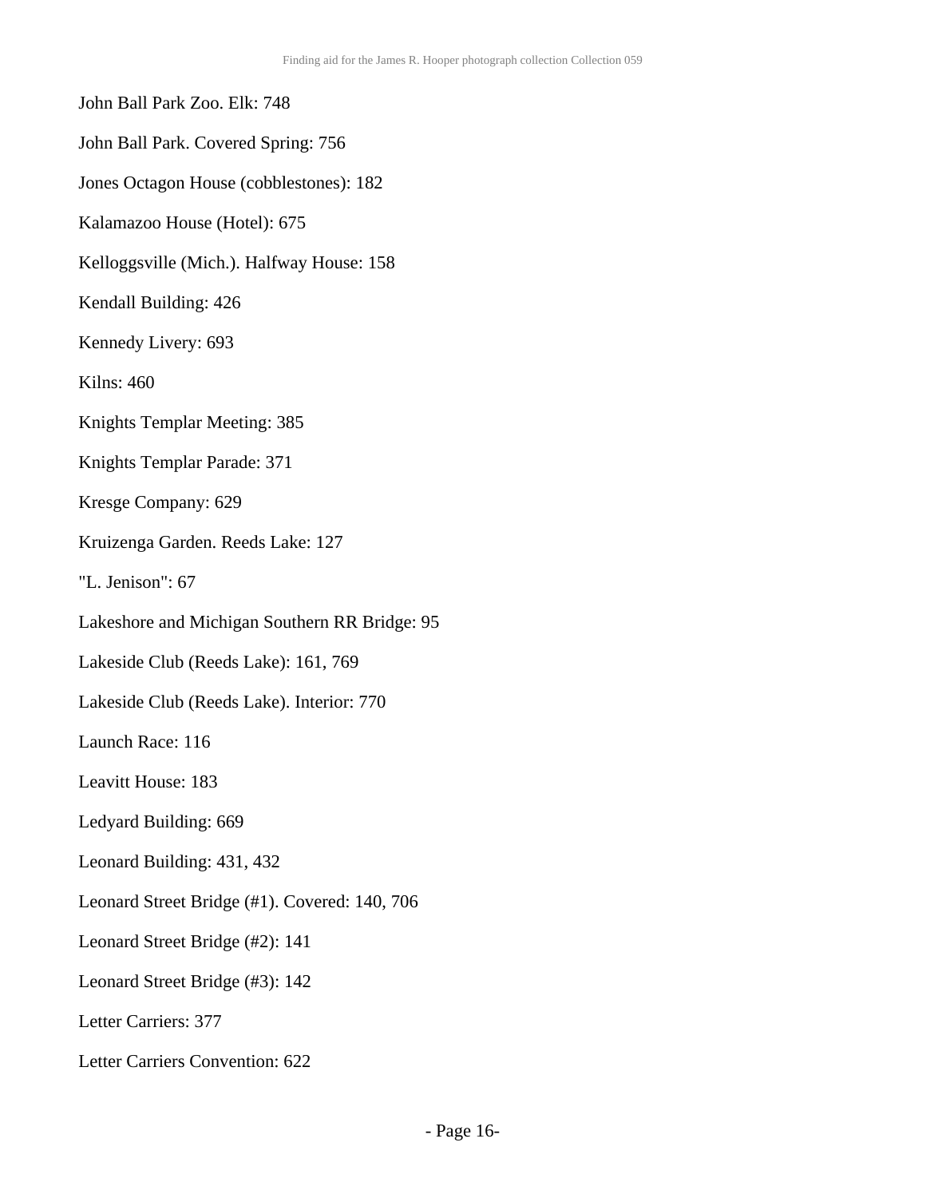John Ball Park Zoo. Elk: 748

John Ball Park. Covered Spring: 756

Jones Octagon House (cobblestones): 182

Kalamazoo House (Hotel): 675

Kelloggsville (Mich.). Halfway House: 158

Kendall Building: 426

Kennedy Livery: 693

Kilns: 460

Knights Templar Meeting: 385

Knights Templar Parade: 371

Kresge Company: 629

Kruizenga Garden. Reeds Lake: 127

"L. Jenison": 67

Lakeshore and Michigan Southern RR Bridge: 95

Lakeside Club (Reeds Lake): 161, 769

Lakeside Club (Reeds Lake). Interior: 770

Launch Race: 116

Leavitt House: 183

Ledyard Building: 669

Leonard Building: 431, 432

Leonard Street Bridge (#1). Covered: 140, 706

Leonard Street Bridge (#2): 141

Leonard Street Bridge (#3): 142

Letter Carriers: 377

Letter Carriers Convention: 622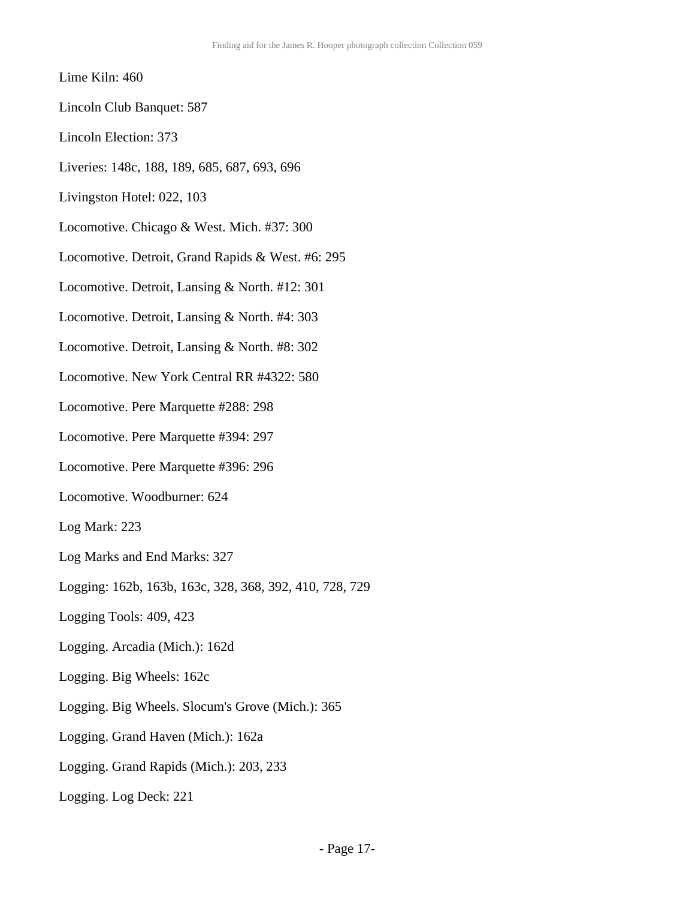Lime Kiln: 460

Lincoln Club Banquet: 587

Lincoln Election: 373

Liveries: 148c, 188, 189, 685, 687, 693, 696

Livingston Hotel: 022, 103

Locomotive. Chicago & West. Mich. #37: 300

Locomotive. Detroit, Grand Rapids & West. #6: 295

Locomotive. Detroit, Lansing & North. #12: 301

Locomotive. Detroit, Lansing & North. #4: 303

Locomotive. Detroit, Lansing & North. #8: 302

Locomotive. New York Central RR #4322: 580

Locomotive. Pere Marquette #288: 298

Locomotive. Pere Marquette #394: 297

Locomotive. Pere Marquette #396: 296

Locomotive. Woodburner: 624

Log Mark: 223

Log Marks and End Marks: 327

Logging: 162b, 163b, 163c, 328, 368, 392, 410, 728, 729

Logging Tools: 409, 423

Logging. Arcadia (Mich.): 162d

Logging. Big Wheels: 162c

Logging. Big Wheels. Slocum's Grove (Mich.): 365

Logging. Grand Haven (Mich.): 162a

Logging. Grand Rapids (Mich.): 203, 233

Logging. Log Deck: 221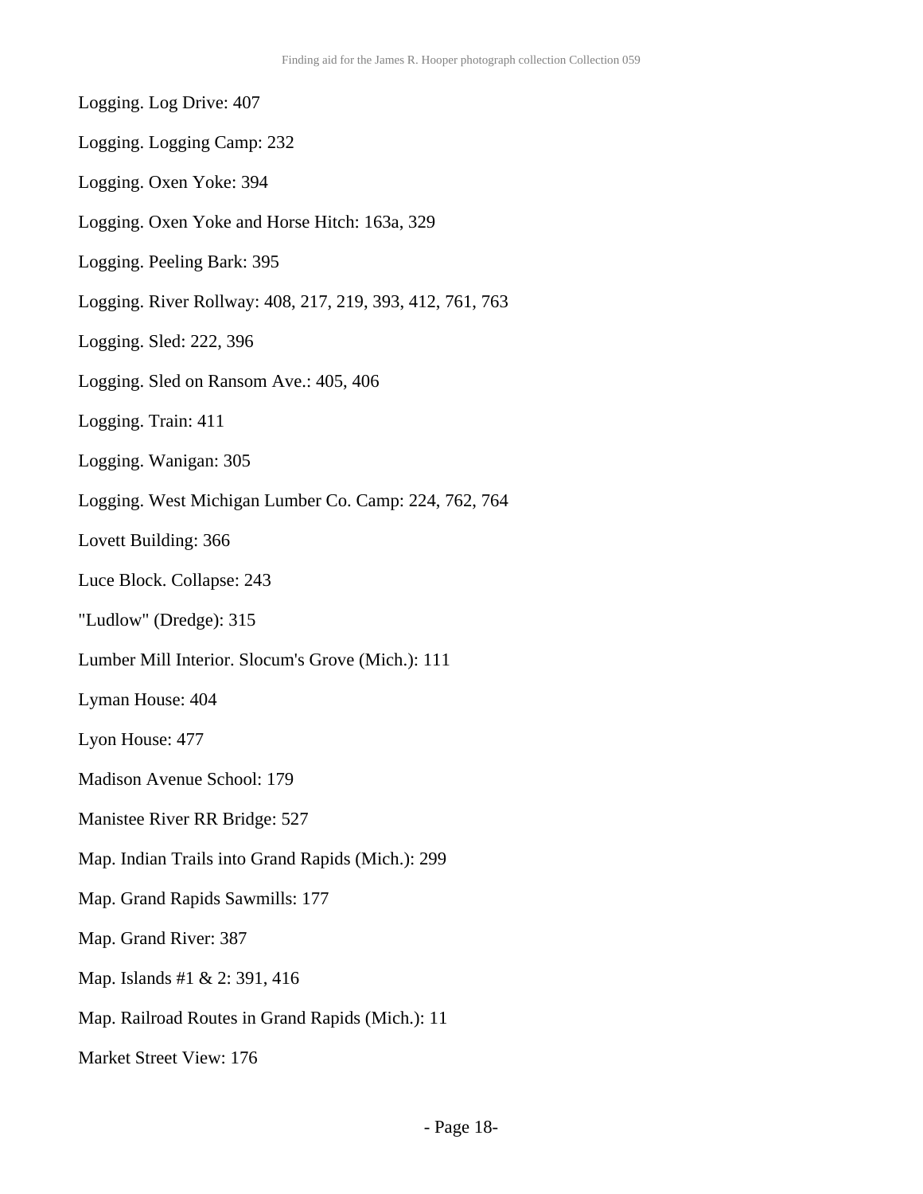Logging. Log Drive: 407

Logging. Logging Camp: 232

Logging. Oxen Yoke: 394

Logging. Oxen Yoke and Horse Hitch: 163a, 329

Logging. Peeling Bark: 395

Logging. River Rollway: 408, 217, 219, 393, 412, 761, 763

Logging. Sled: 222, 396

Logging. Sled on Ransom Ave.: 405, 406

Logging. Train: 411

Logging. Wanigan: 305

Logging. West Michigan Lumber Co. Camp: 224, 762, 764

Lovett Building: 366

Luce Block. Collapse: 243

"Ludlow" (Dredge): 315

Lumber Mill Interior. Slocum's Grove (Mich.): 111

Lyman House: 404

Lyon House: 477

Madison Avenue School: 179

Manistee River RR Bridge: 527

Map. Indian Trails into Grand Rapids (Mich.): 299

Map. Grand Rapids Sawmills: 177

Map. Grand River: 387

Map. Islands #1 & 2: 391, 416

Map. Railroad Routes in Grand Rapids (Mich.): 11

Market Street View: 176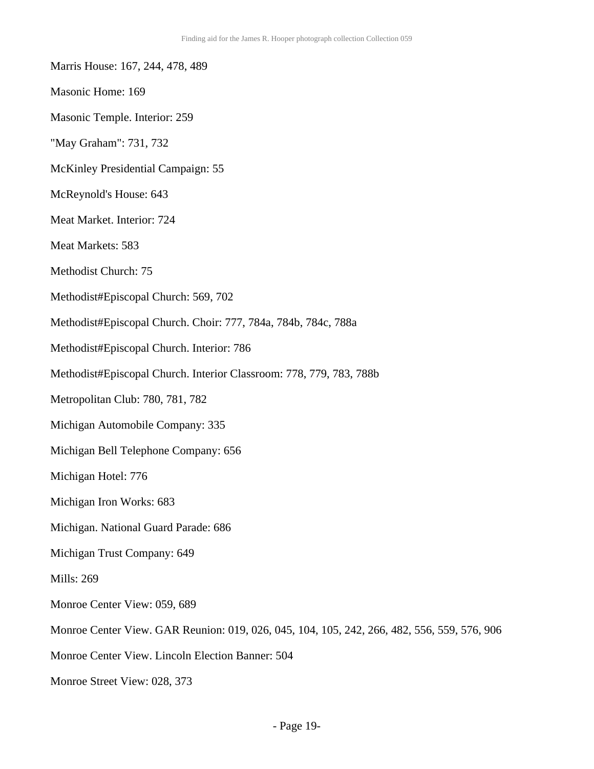Marris House: 167, 244, 478, 489

Masonic Home: 169

Masonic Temple. Interior: 259

"May Graham": 731, 732

McKinley Presidential Campaign: 55

McReynold's House: 643

Meat Market. Interior: 724

Meat Markets: 583

Methodist Church: 75

Methodist#Episcopal Church: 569, 702

Methodist#Episcopal Church. Choir: 777, 784a, 784b, 784c, 788a

Methodist#Episcopal Church. Interior: 786

Methodist#Episcopal Church. Interior Classroom: 778, 779, 783, 788b

Metropolitan Club: 780, 781, 782

Michigan Automobile Company: 335

Michigan Bell Telephone Company: 656

Michigan Hotel: 776

Michigan Iron Works: 683

Michigan. National Guard Parade: 686

Michigan Trust Company: 649

Mills: 269

Monroe Center View: 059, 689

Monroe Center View. GAR Reunion: 019, 026, 045, 104, 105, 242, 266, 482, 556, 559, 576, 906

Monroe Center View. Lincoln Election Banner: 504

Monroe Street View: 028, 373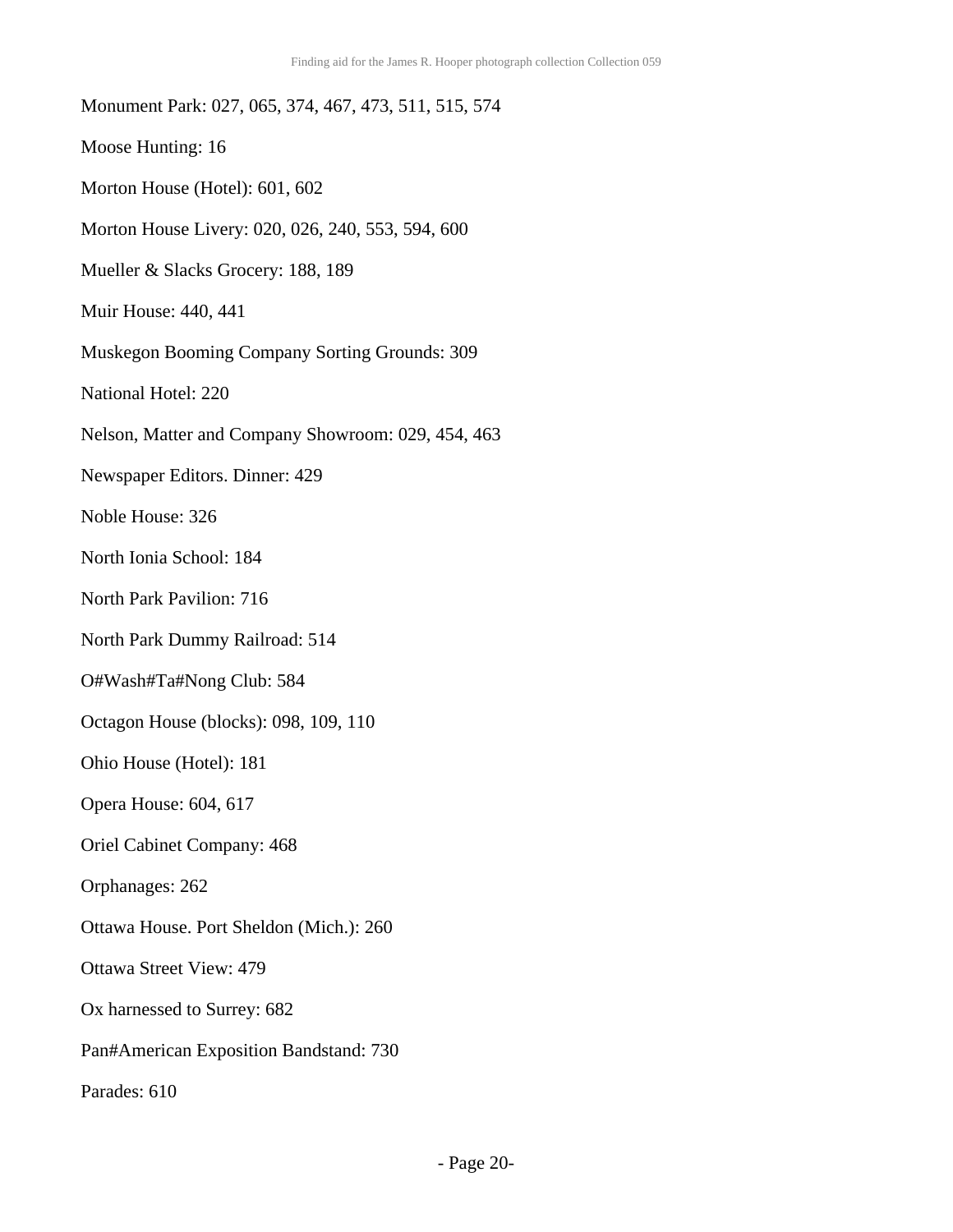Monument Park: 027, 065, 374, 467, 473, 511, 515, 574

Moose Hunting: 16

Morton House (Hotel): 601, 602

Morton House Livery: 020, 026, 240, 553, 594, 600

Mueller & Slacks Grocery: 188, 189

Muir House: 440, 441

Muskegon Booming Company Sorting Grounds: 309

National Hotel: 220

Nelson, Matter and Company Showroom: 029, 454, 463

Newspaper Editors. Dinner: 429

Noble House: 326

North Ionia School: 184

North Park Pavilion: 716

North Park Dummy Railroad: 514

O#Wash#Ta#Nong Club: 584

Octagon House (blocks): 098, 109, 110

Ohio House (Hotel): 181

Opera House: 604, 617

Oriel Cabinet Company: 468

Orphanages: 262

Ottawa House. Port Sheldon (Mich.): 260

Ottawa Street View: 479

Ox harnessed to Surrey: 682

Pan#American Exposition Bandstand: 730

Parades: 610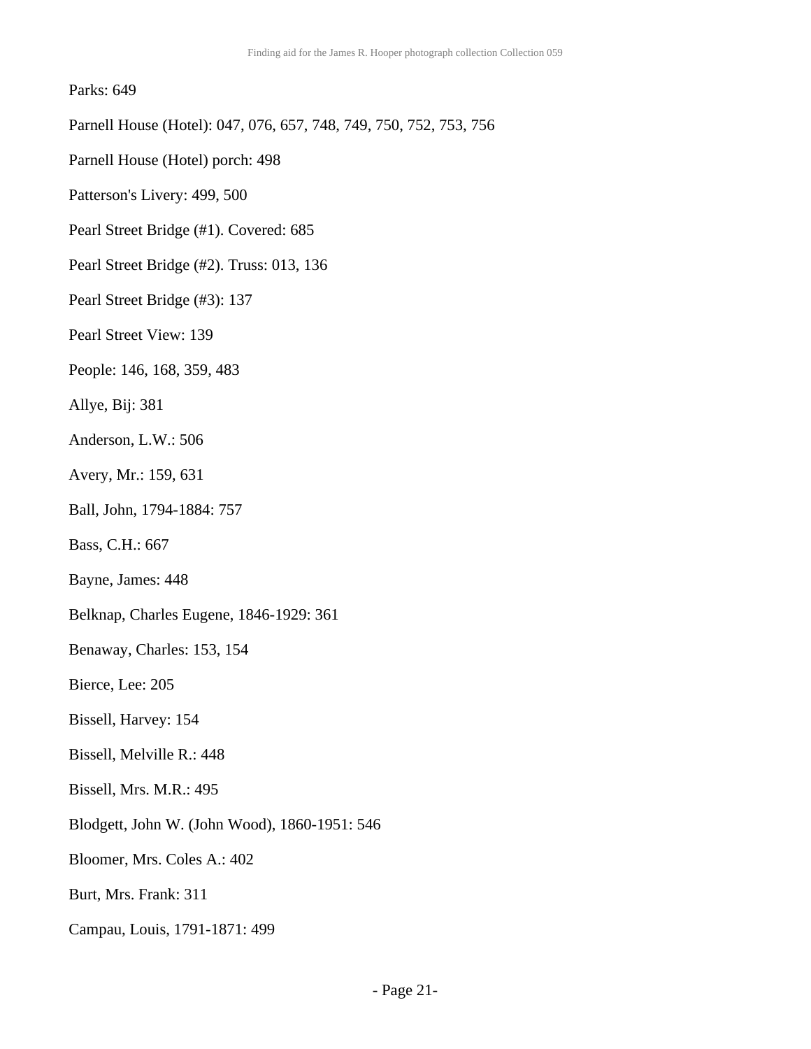Parks: 649

Parnell House (Hotel): 047, 076, 657, 748, 749, 750, 752, 753, 756

Parnell House (Hotel) porch: 498

Patterson's Livery: 499, 500

Pearl Street Bridge (#1). Covered: 685

Pearl Street Bridge (#2). Truss: 013, 136

Pearl Street Bridge (#3): 137

Pearl Street View: 139

People: 146, 168, 359, 483

Allye, Bij: 381

Anderson, L.W.: 506

Avery, Mr.: 159, 631

Ball, John, 1794-1884: 757

Bass, C.H.: 667

Bayne, James: 448

Belknap, Charles Eugene, 1846-1929: 361

Benaway, Charles: 153, 154

Bierce, Lee: 205

Bissell, Harvey: 154

Bissell, Melville R.: 448

Bissell, Mrs. M.R.: 495

Blodgett, John W. (John Wood), 1860-1951: 546

Bloomer, Mrs. Coles A.: 402

Burt, Mrs. Frank: 311

Campau, Louis, 1791-1871: 499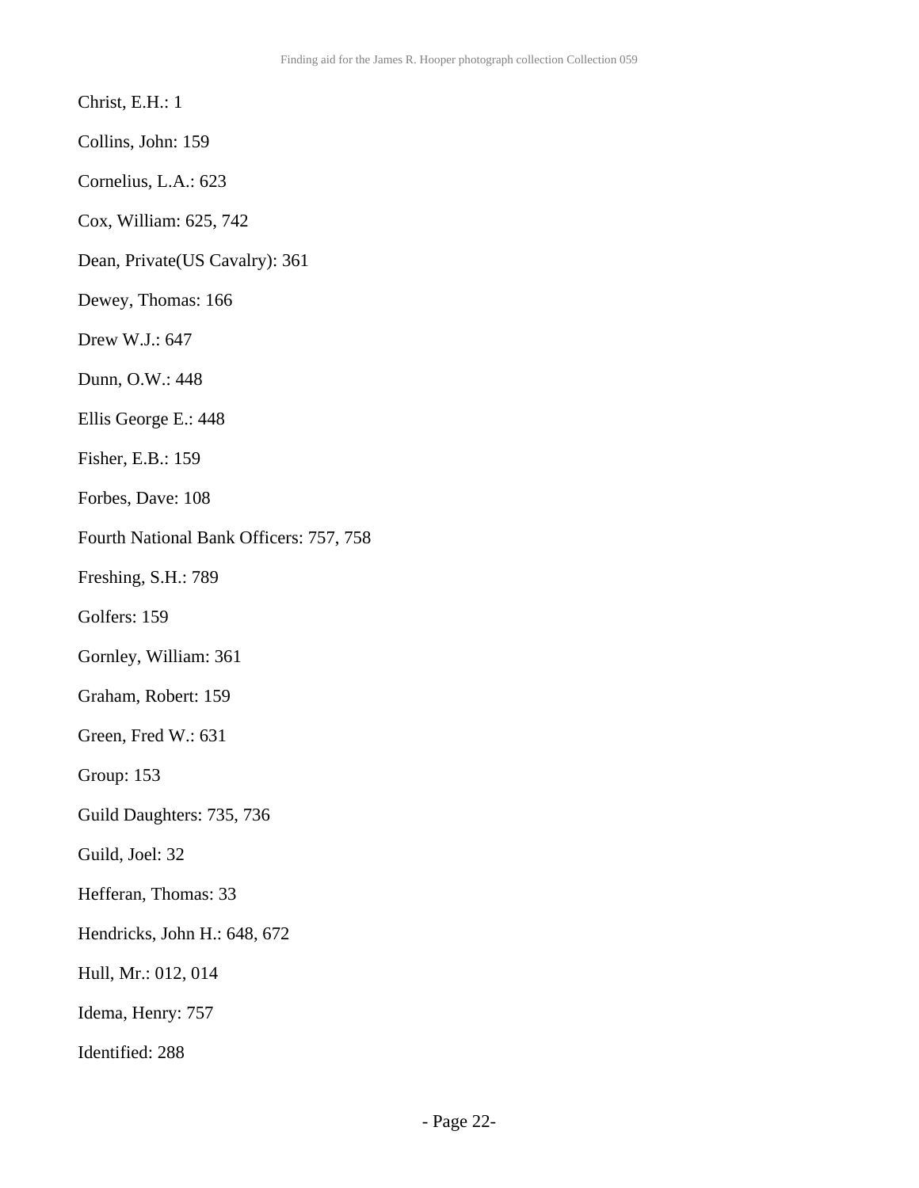Christ, E.H.: 1

Collins, John: 159

Cornelius, L.A.: 623

Cox, William: 625, 742

Dean, Private(US Cavalry): 361

Dewey, Thomas: 166

Drew W.J.: 647

Dunn, O.W.: 448

Ellis George E.: 448

Fisher, E.B.: 159

Forbes, Dave: 108

Fourth National Bank Officers: 757, 758

Freshing, S.H.: 789

Golfers: 159

Gornley, William: 361

Graham, Robert: 159

Green, Fred W.: 631

Group: 153

Guild Daughters: 735, 736

Guild, Joel: 32

Hefferan, Thomas: 33

Hendricks, John H.: 648, 672

Hull, Mr.: 012, 014

Idema, Henry: 757

Identified: 288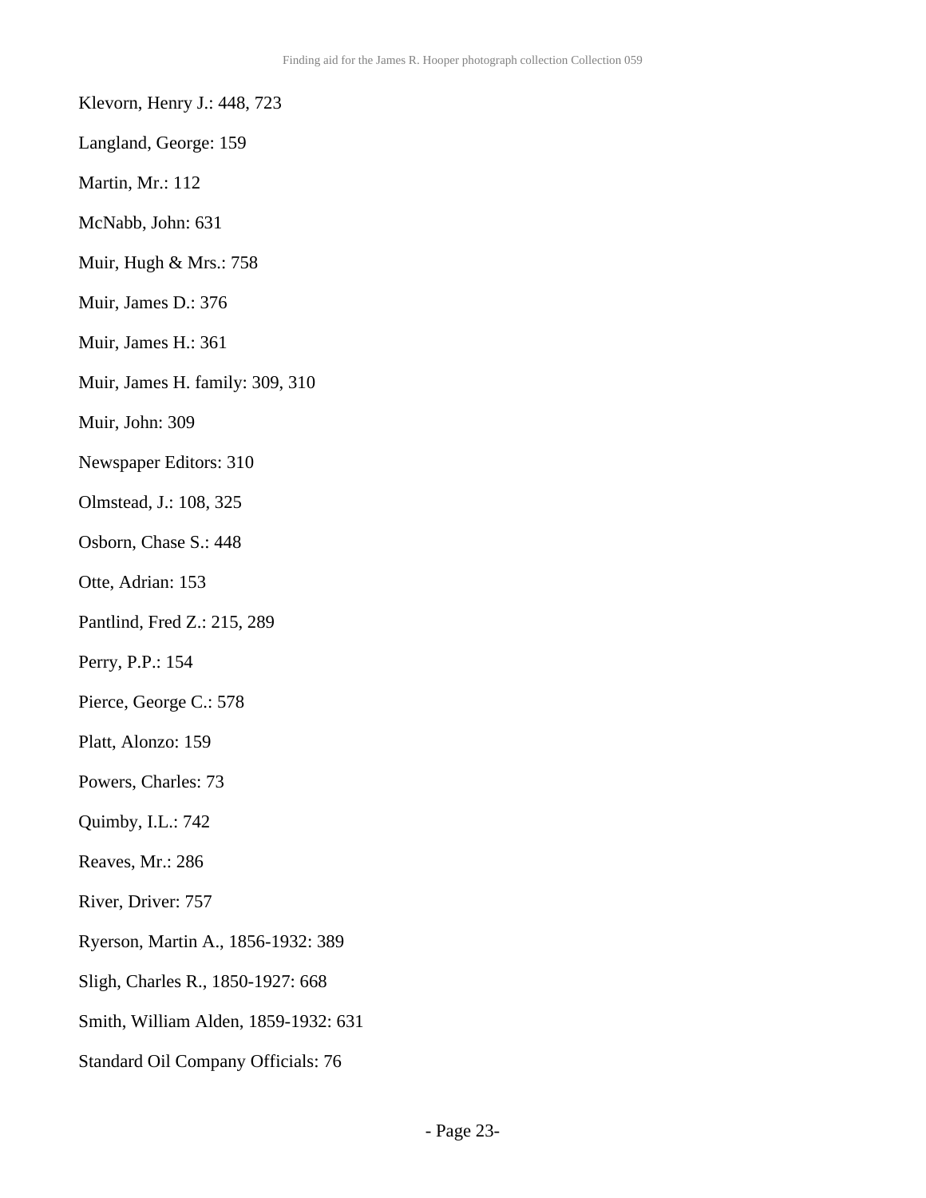Klevorn, Henry J.: 448, 723

Langland, George: 159

Martin, Mr.: 112

McNabb, John: 631

Muir, Hugh & Mrs.: 758

Muir, James D.: 376

Muir, James H.: 361

Muir, James H. family: 309, 310

Muir, John: 309

Newspaper Editors: 310

Olmstead, J.: 108, 325

Osborn, Chase S.: 448

Otte, Adrian: 153

Pantlind, Fred Z.: 215, 289

Perry, P.P.: 154

Pierce, George C.: 578

Platt, Alonzo: 159

Powers, Charles: 73

Quimby, I.L.: 742

Reaves, Mr.: 286

River, Driver: 757

Ryerson, Martin A., 1856-1932: 389

Sligh, Charles R., 1850-1927: 668

Smith, William Alden, 1859-1932: 631

Standard Oil Company Officials: 76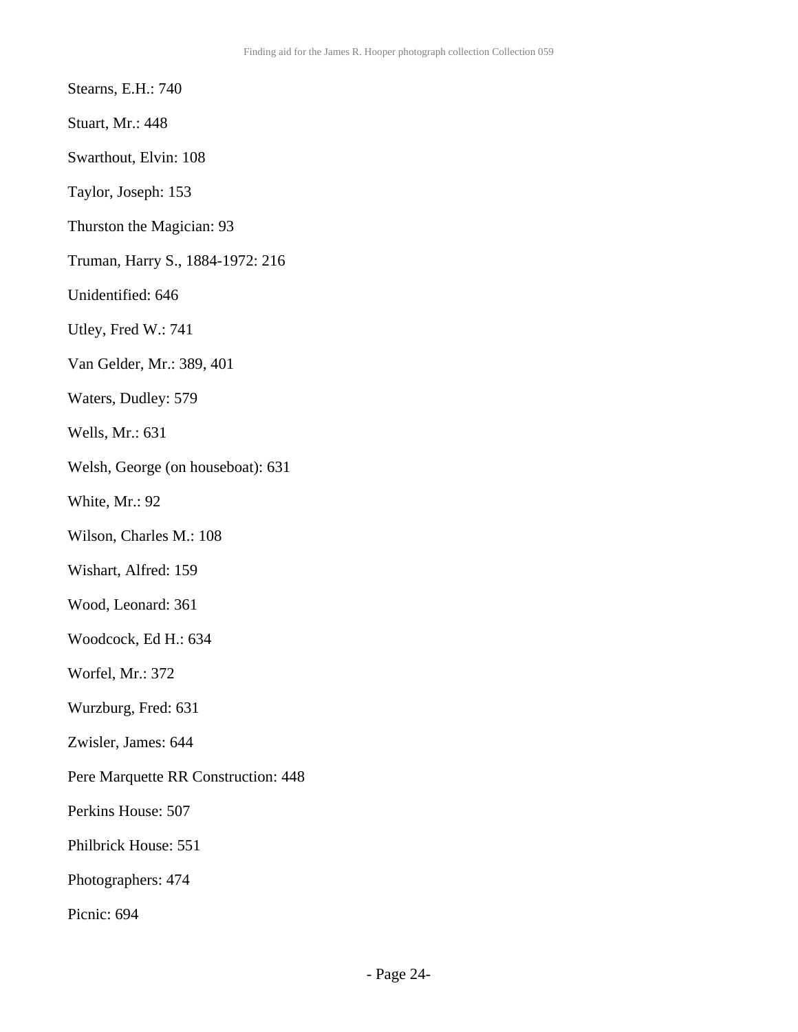Stearns, E.H.: 740

Stuart, Mr.: 448

Swarthout, Elvin: 108

Taylor, Joseph: 153

Thurston the Magician: 93

Truman, Harry S., 1884-1972: 216

Unidentified: 646

Utley, Fred W.: 741

Van Gelder, Mr.: 389, 401

Waters, Dudley: 579

Wells, Mr.: 631

Welsh, George (on houseboat): 631

White, Mr.: 92

Wilson, Charles M.: 108

Wishart, Alfred: 159

Wood, Leonard: 361

Woodcock, Ed H.: 634

Worfel, Mr.: 372

Wurzburg, Fred: 631

Zwisler, James: 644

Pere Marquette RR Construction: 448

Perkins House: 507

Philbrick House: 551

Photographers: 474

Picnic: 694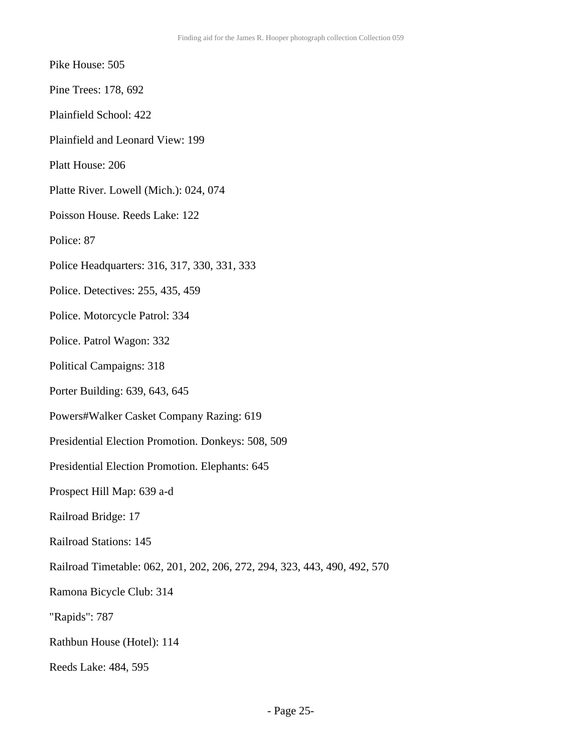Pike House: 505

Pine Trees: 178, 692

Plainfield School: 422

Plainfield and Leonard View: 199

Platt House: 206

Platte River. Lowell (Mich.): 024, 074

Poisson House. Reeds Lake: 122

Police: 87

Police Headquarters: 316, 317, 330, 331, 333

Police. Detectives: 255, 435, 459

Police. Motorcycle Patrol: 334

Police. Patrol Wagon: 332

Political Campaigns: 318

Porter Building: 639, 643, 645

Powers#Walker Casket Company Razing: 619

Presidential Election Promotion. Donkeys: 508, 509

Presidential Election Promotion. Elephants: 645

Prospect Hill Map: 639 a-d

Railroad Bridge: 17

Railroad Stations: 145

Railroad Timetable: 062, 201, 202, 206, 272, 294, 323, 443, 490, 492, 570

Ramona Bicycle Club: 314

"Rapids": 787

Rathbun House (Hotel): 114

Reeds Lake: 484, 595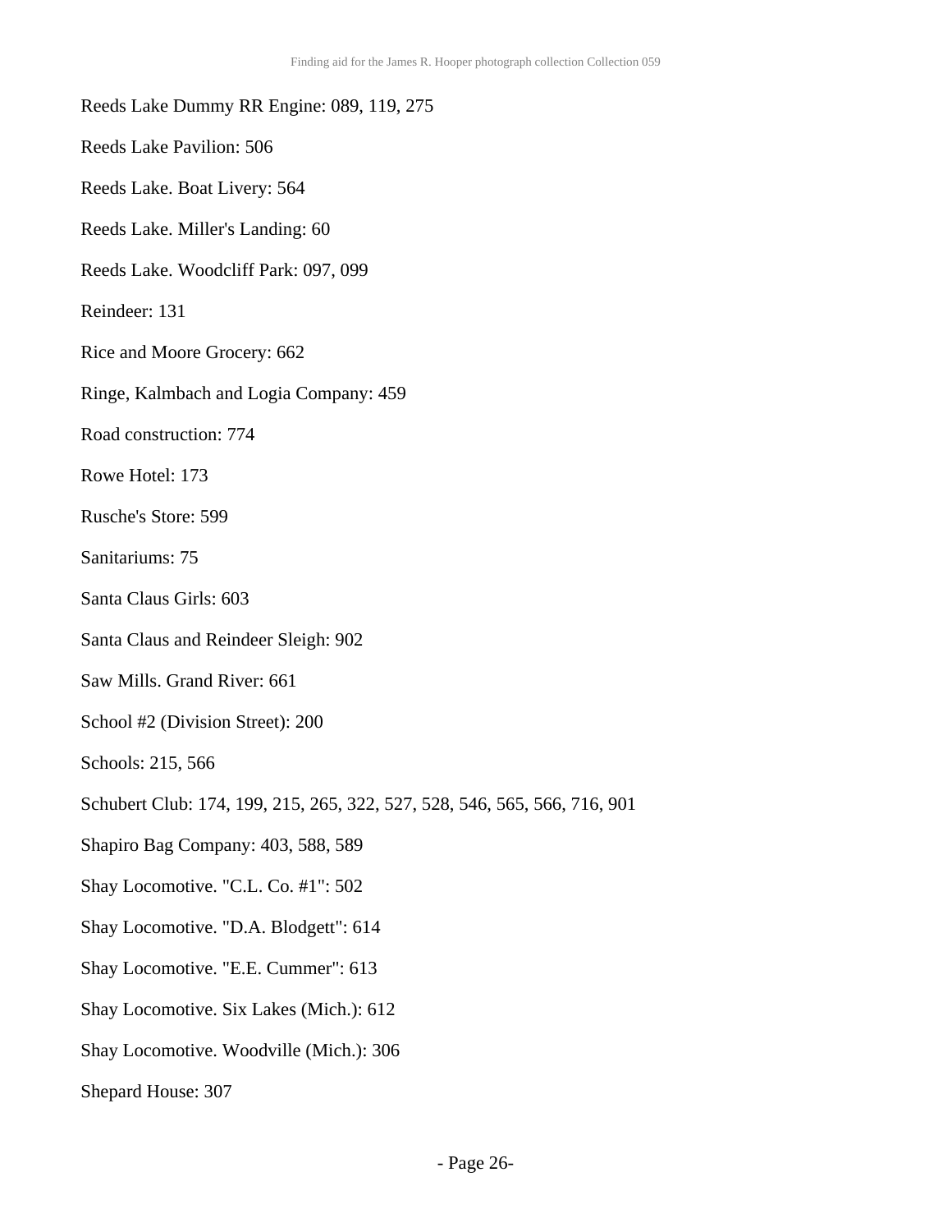Reeds Lake Dummy RR Engine: 089, 119, 275

Reeds Lake Pavilion: 506

Reeds Lake. Boat Livery: 564

Reeds Lake. Miller's Landing: 60

Reeds Lake. Woodcliff Park: 097, 099

Reindeer: 131

Rice and Moore Grocery: 662

Ringe, Kalmbach and Logia Company: 459

Road construction: 774

Rowe Hotel: 173

Rusche's Store: 599

Sanitariums: 75

Santa Claus Girls: 603

Santa Claus and Reindeer Sleigh: 902

Saw Mills. Grand River: 661

School #2 (Division Street): 200

Schools: 215, 566

Schubert Club: 174, 199, 215, 265, 322, 527, 528, 546, 565, 566, 716, 901

Shapiro Bag Company: 403, 588, 589

Shay Locomotive. "C.L. Co. #1": 502

Shay Locomotive. "D.A. Blodgett": 614

Shay Locomotive. "E.E. Cummer": 613

Shay Locomotive. Six Lakes (Mich.): 612

Shay Locomotive. Woodville (Mich.): 306

Shepard House: 307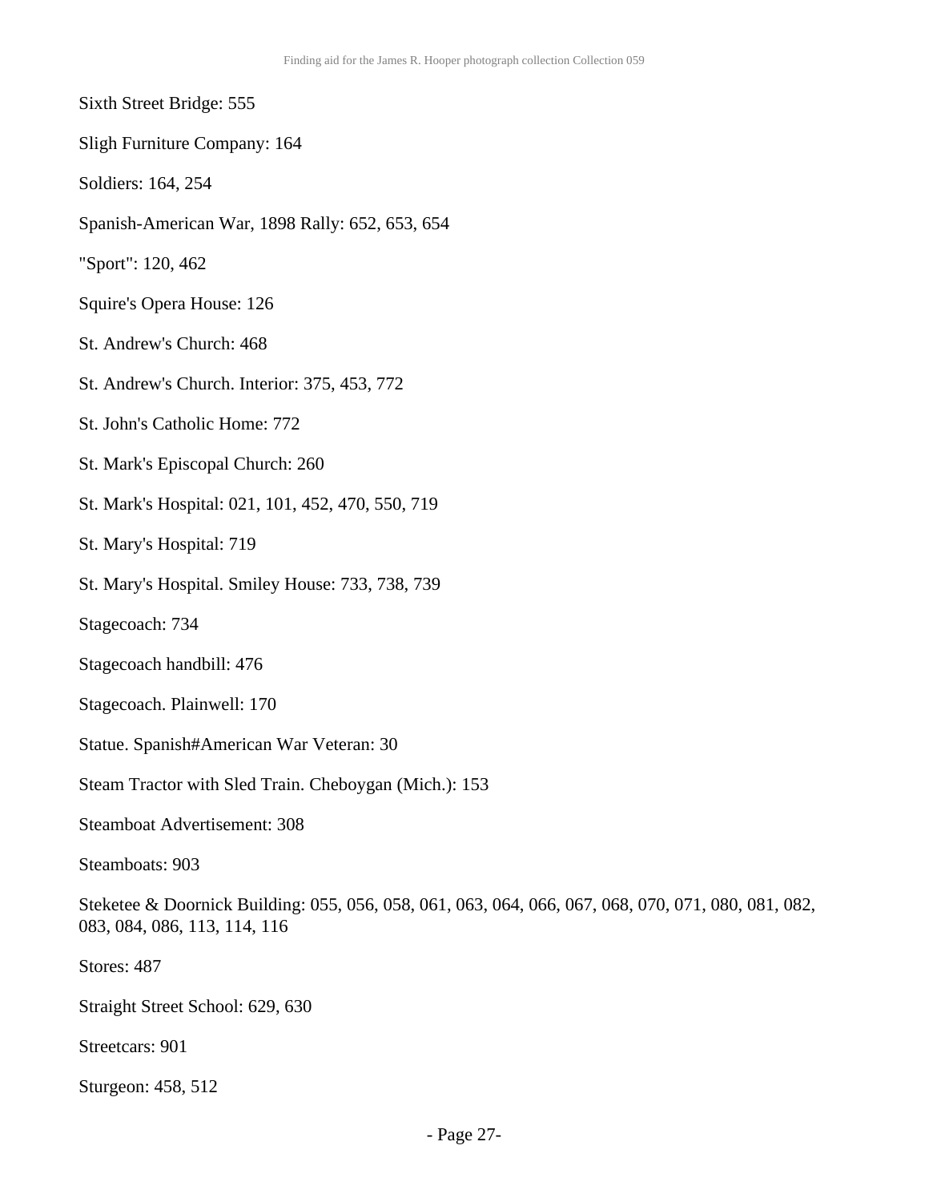Sixth Street Bridge: 555

Sligh Furniture Company: 164

Soldiers: 164, 254

Spanish-American War, 1898 Rally: 652, 653, 654

"Sport": 120, 462

Squire's Opera House: 126

St. Andrew's Church: 468

St. Andrew's Church. Interior: 375, 453, 772

St. John's Catholic Home: 772

St. Mark's Episcopal Church: 260

St. Mark's Hospital: 021, 101, 452, 470, 550, 719

St. Mary's Hospital: 719

St. Mary's Hospital. Smiley House: 733, 738, 739

Stagecoach: 734

Stagecoach handbill: 476

Stagecoach. Plainwell: 170

Statue. Spanish#American War Veteran: 30

Steam Tractor with Sled Train. Cheboygan (Mich.): 153

Steamboat Advertisement: 308

Steamboats: 903

Steketee & Doornick Building: 055, 056, 058, 061, 063, 064, 066, 067, 068, 070, 071, 080, 081, 082, 083, 084, 086, 113, 114, 116

Stores: 487

Straight Street School: 629, 630

Streetcars: 901

Sturgeon: 458, 512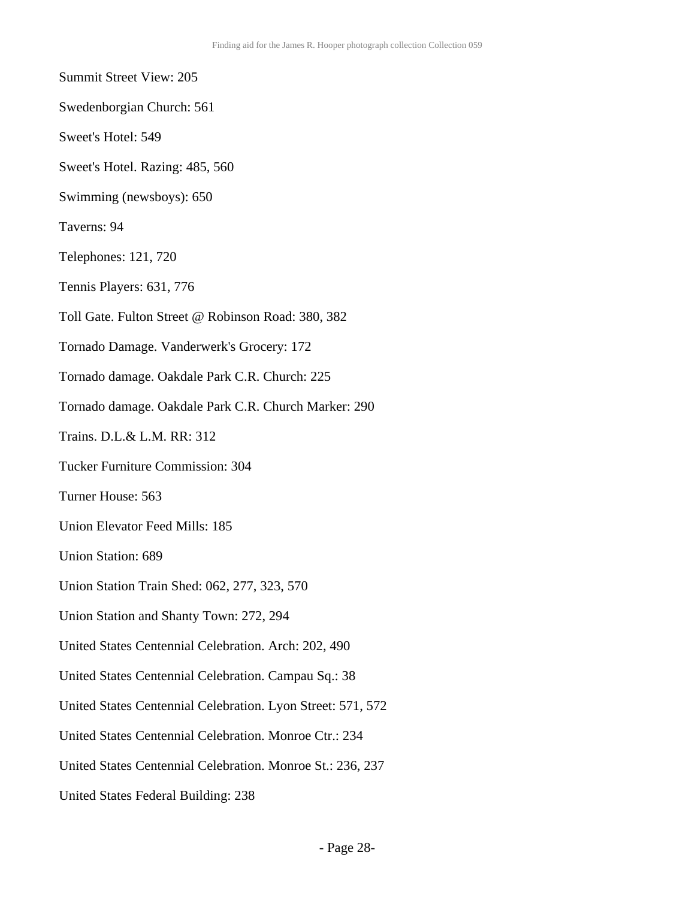Summit Street View: 205

Swedenborgian Church: 561

Sweet's Hotel: 549

Sweet's Hotel. Razing: 485, 560

Swimming (newsboys): 650

Taverns: 94

Telephones: 121, 720

Tennis Players: 631, 776

Toll Gate. Fulton Street @ Robinson Road: 380, 382

Tornado Damage. Vanderwerk's Grocery: 172

Tornado damage. Oakdale Park C.R. Church: 225

Tornado damage. Oakdale Park C.R. Church Marker: 290

Trains. D.L.& L.M. RR: 312

Tucker Furniture Commission: 304

Turner House: 563

Union Elevator Feed Mills: 185

Union Station: 689

Union Station Train Shed: 062, 277, 323, 570

Union Station and Shanty Town: 272, 294

United States Centennial Celebration. Arch: 202, 490

United States Centennial Celebration. Campau Sq.: 38

United States Centennial Celebration. Lyon Street: 571, 572

United States Centennial Celebration. Monroe Ctr.: 234

United States Centennial Celebration. Monroe St.: 236, 237

United States Federal Building: 238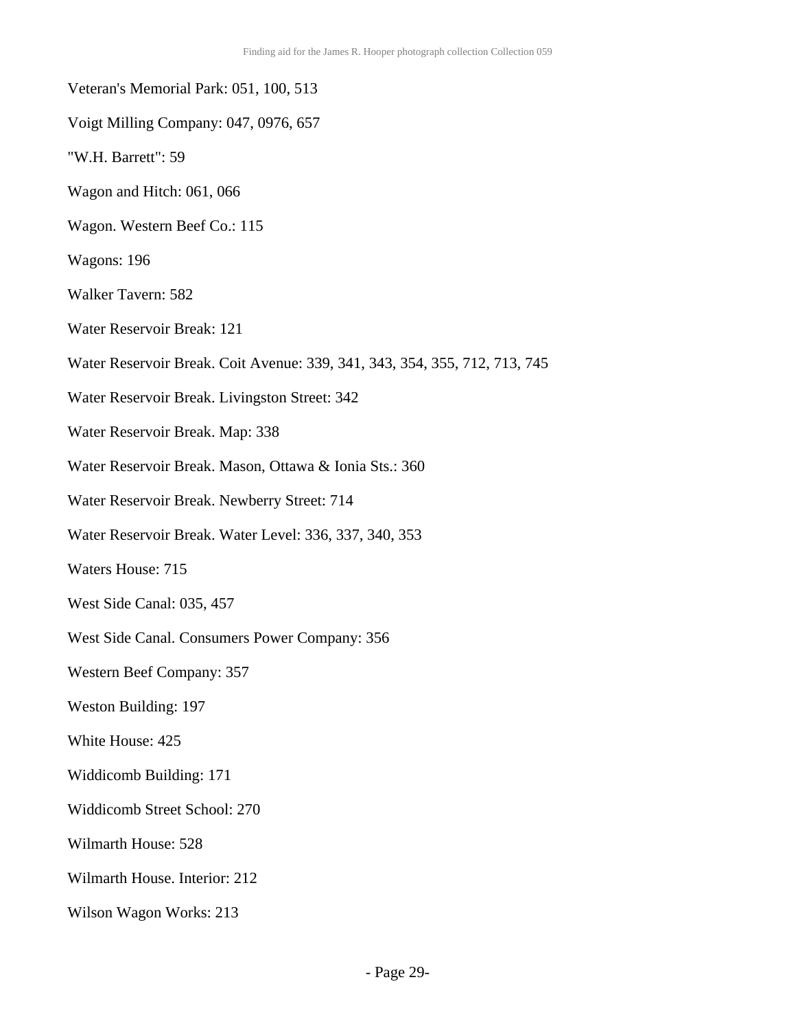Veteran's Memorial Park: 051, 100, 513

Voigt Milling Company: 047, 0976, 657

"W.H. Barrett": 59

Wagon and Hitch: 061, 066

Wagon. Western Beef Co.: 115

Wagons: 196

Walker Tavern: 582

Water Reservoir Break: 121

Water Reservoir Break. Coit Avenue: 339, 341, 343, 354, 355, 712, 713, 745

Water Reservoir Break. Livingston Street: 342

Water Reservoir Break. Map: 338

Water Reservoir Break. Mason, Ottawa & Ionia Sts.: 360

Water Reservoir Break. Newberry Street: 714

Water Reservoir Break. Water Level: 336, 337, 340, 353

Waters House: 715

West Side Canal: 035, 457

West Side Canal. Consumers Power Company: 356

Western Beef Company: 357

Weston Building: 197

White House: 425

Widdicomb Building: 171

Widdicomb Street School: 270

Wilmarth House: 528

Wilmarth House. Interior: 212

Wilson Wagon Works: 213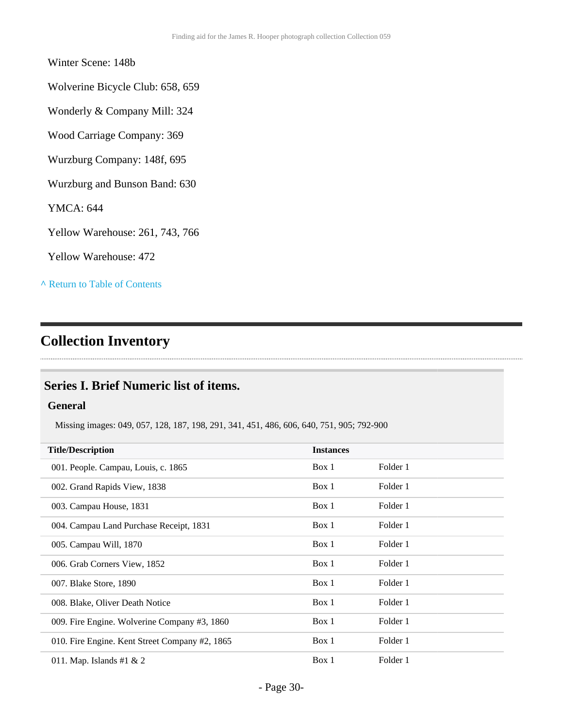Winter Scene: 148b

Wolverine Bicycle Club: 658, 659

Wonderly & Company Mill: 324

Wood Carriage Company: 369

Wurzburg Company: 148f, 695

Wurzburg and Bunson Band: 630

YMCA: 644

Yellow Warehouse: 261, 743, 766

Yellow Warehouse: 472

^ Return to Table of Contents

## Collection Inventory

### Series I. Brief Numeric list of items.

#### General

Missing images: 049, 057, 128, 187, 198, 291, 341, 451, 486, 606, 640, 751, 905; 792-900

| Title/Description | Instances | |
|---|---|---|
| 001. People. Campau, Louis, c. 1865 | Box 1 | Folder 1 |
| 002. Grand Rapids View, 1838 | Box 1 | Folder 1 |
| 003. Campau House, 1831 | Box 1 | Folder 1 |
| 004. Campau Land Purchase Receipt, 1831 | Box 1 | Folder 1 |
| 005. Campau Will, 1870 | Box 1 | Folder 1 |
| 006. Grab Corners View, 1852 | Box 1 | Folder 1 |
| 007. Blake Store, 1890 | Box 1 | Folder 1 |
| 008. Blake, Oliver Death Notice | Box 1 | Folder 1 |
| 009. Fire Engine. Wolverine Company #3, 1860 | Box 1 | Folder 1 |
| 010. Fire Engine. Kent Street Company #2, 1865 | Box 1 | Folder 1 |
| 011. Map. Islands #1 & 2 | Box 1 | Folder 1 |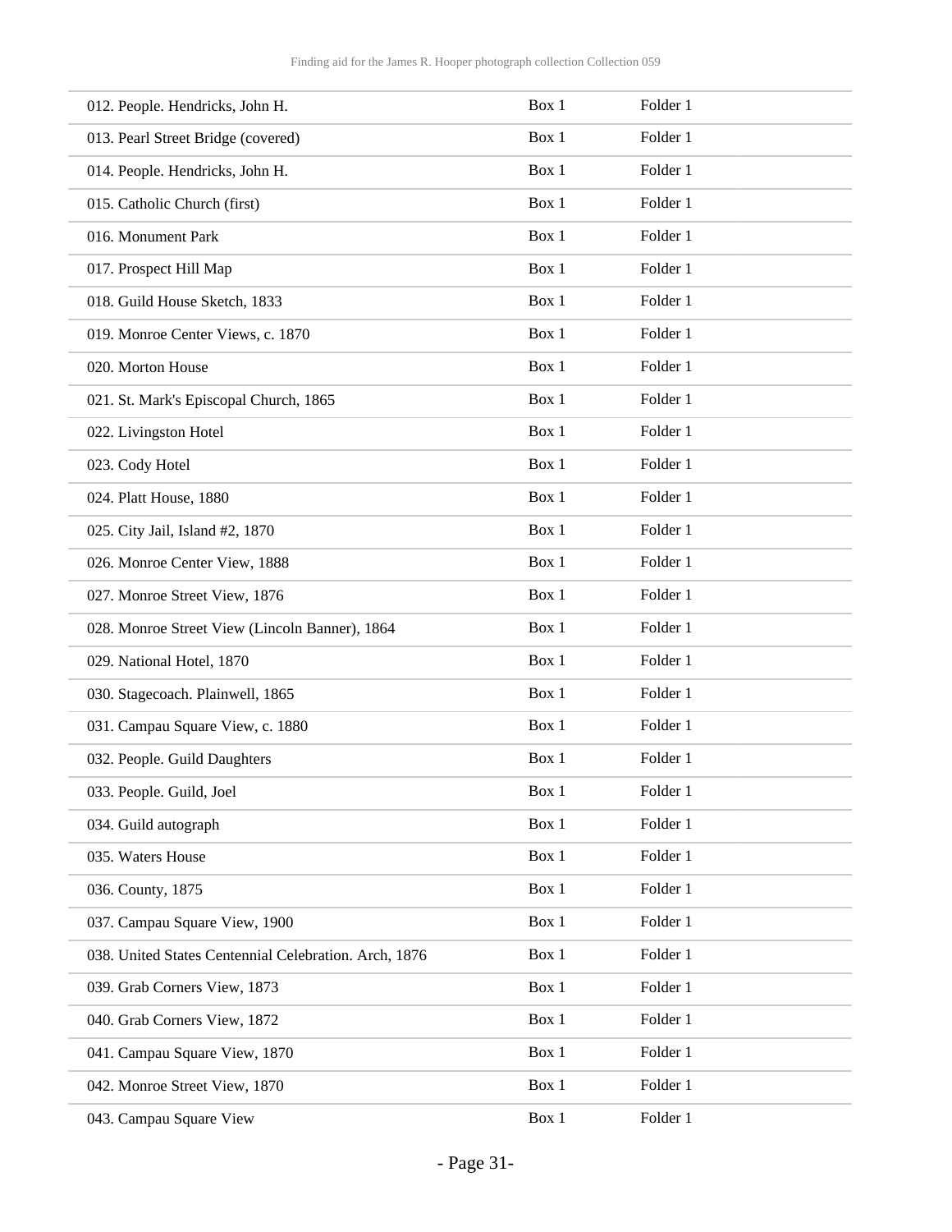| | | |
|---|---|---|
| 012. People. Hendricks, John H. | Box 1 | Folder 1 |
| 013. Pearl Street Bridge (covered) | Box 1 | Folder 1 |
| 014. People. Hendricks, John H. | Box 1 | Folder 1 |
| 015. Catholic Church (first) | Box 1 | Folder 1 |
| 016. Monument Park | Box 1 | Folder 1 |
| 017. Prospect Hill Map | Box 1 | Folder 1 |
| 018. Guild House Sketch, 1833 | Box 1 | Folder 1 |
| 019. Monroe Center Views, c. 1870 | Box 1 | Folder 1 |
| 020. Morton House | Box 1 | Folder 1 |
| 021. St. Mark's Episcopal Church, 1865 | Box 1 | Folder 1 |
| 022. Livingston Hotel | Box 1 | Folder 1 |
| 023. Cody Hotel | Box 1 | Folder 1 |
| 024. Platt House, 1880 | Box 1 | Folder 1 |
| 025. City Jail, Island #2, 1870 | Box 1 | Folder 1 |
| 026. Monroe Center View, 1888 | Box 1 | Folder 1 |
| 027. Monroe Street View, 1876 | Box 1 | Folder 1 |
| 028. Monroe Street View (Lincoln Banner), 1864 | Box 1 | Folder 1 |
| 029. National Hotel, 1870 | Box 1 | Folder 1 |
| 030. Stagecoach. Plainwell, 1865 | Box 1 | Folder 1 |
| 031. Campau Square View, c. 1880 | Box 1 | Folder 1 |
| 032. People. Guild Daughters | Box 1 | Folder 1 |
| 033. People. Guild, Joel | Box 1 | Folder 1 |
| 034. Guild autograph | Box 1 | Folder 1 |
| 035. Waters House | Box 1 | Folder 1 |
| 036. County, 1875 | Box 1 | Folder 1 |
| 037. Campau Square View, 1900 | Box 1 | Folder 1 |
| 038. United States Centennial Celebration. Arch, 1876 | Box 1 | Folder 1 |
| 039. Grab Corners View, 1873 | Box 1 | Folder 1 |
| 040. Grab Corners View, 1872 | Box 1 | Folder 1 |
| 041. Campau Square View, 1870 | Box 1 | Folder 1 |
| 042. Monroe Street View, 1870 | Box 1 | Folder 1 |
| 043. Campau Square View | Box 1 | Folder 1 |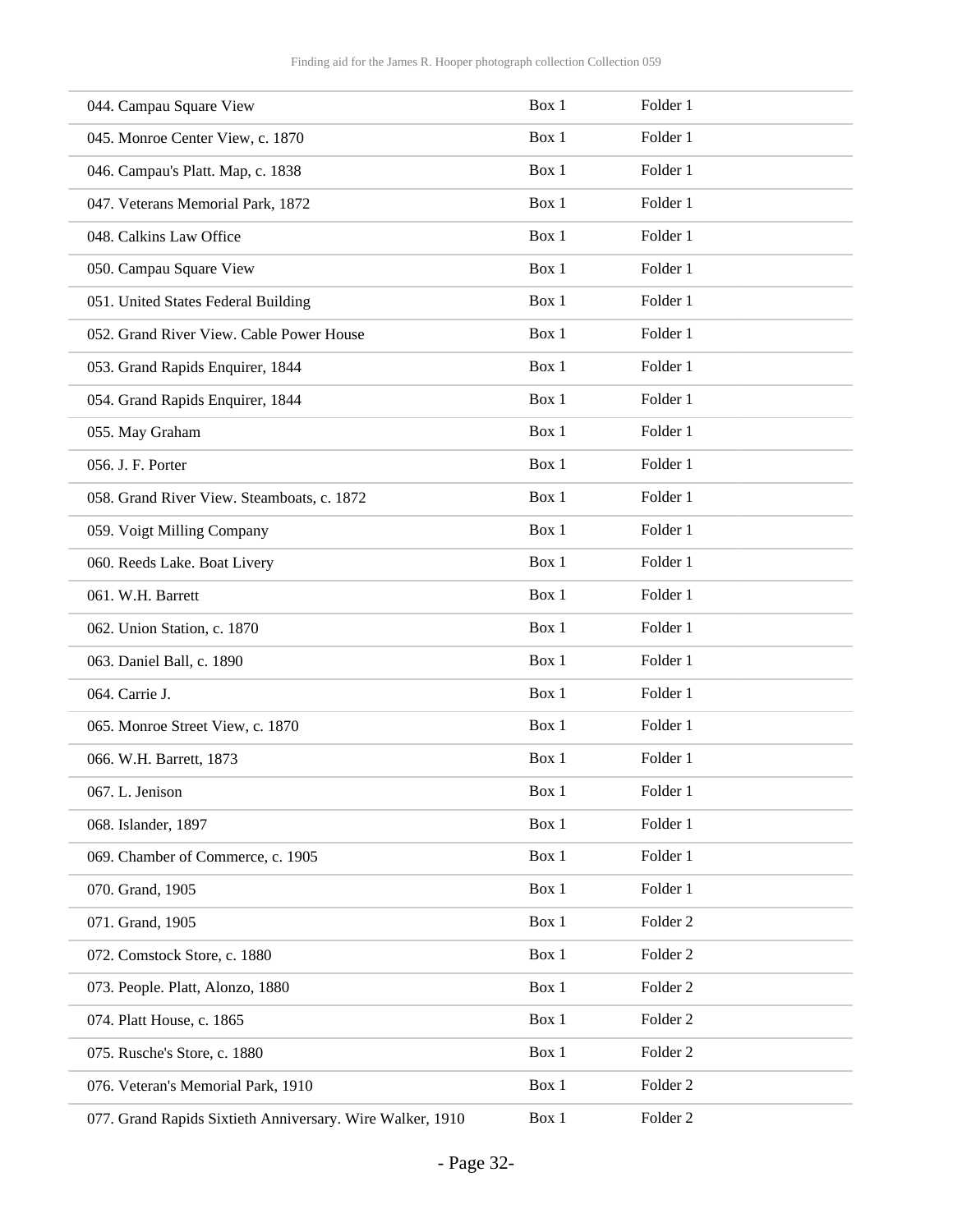| | | |
|---|---|---|
| 044. Campau Square View | Box 1 | Folder 1 |
| 045. Monroe Center View, c. 1870 | Box 1 | Folder 1 |
| 046. Campau's Platt. Map, c. 1838 | Box 1 | Folder 1 |
| 047. Veterans Memorial Park, 1872 | Box 1 | Folder 1 |
| 048. Calkins Law Office | Box 1 | Folder 1 |
| 050. Campau Square View | Box 1 | Folder 1 |
| 051. United States Federal Building | Box 1 | Folder 1 |
| 052. Grand River View. Cable Power House | Box 1 | Folder 1 |
| 053. Grand Rapids Enquirer, 1844 | Box 1 | Folder 1 |
| 054. Grand Rapids Enquirer, 1844 | Box 1 | Folder 1 |
| 055. May Graham | Box 1 | Folder 1 |
| 056. J. F. Porter | Box 1 | Folder 1 |
| 058. Grand River View. Steamboats, c. 1872 | Box 1 | Folder 1 |
| 059. Voigt Milling Company | Box 1 | Folder 1 |
| 060. Reeds Lake. Boat Livery | Box 1 | Folder 1 |
| 061. W.H. Barrett | Box 1 | Folder 1 |
| 062. Union Station, c. 1870 | Box 1 | Folder 1 |
| 063. Daniel Ball, c. 1890 | Box 1 | Folder 1 |
| 064. Carrie J. | Box 1 | Folder 1 |
| 065. Monroe Street View, c. 1870 | Box 1 | Folder 1 |
| 066. W.H. Barrett, 1873 | Box 1 | Folder 1 |
| 067. L. Jenison | Box 1 | Folder 1 |
| 068. Islander, 1897 | Box 1 | Folder 1 |
| 069. Chamber of Commerce, c. 1905 | Box 1 | Folder 1 |
| 070. Grand, 1905 | Box 1 | Folder 1 |
| 071. Grand, 1905 | Box 1 | Folder 2 |
| 072. Comstock Store, c. 1880 | Box 1 | Folder 2 |
| 073. People. Platt, Alonzo, 1880 | Box 1 | Folder 2 |
| 074. Platt House, c. 1865 | Box 1 | Folder 2 |
| 075. Rusche's Store, c. 1880 | Box 1 | Folder 2 |
| 076. Veteran's Memorial Park, 1910 | Box 1 | Folder 2 |
| 077. Grand Rapids Sixtieth Anniversary. Wire Walker, 1910 | Box 1 | Folder 2 |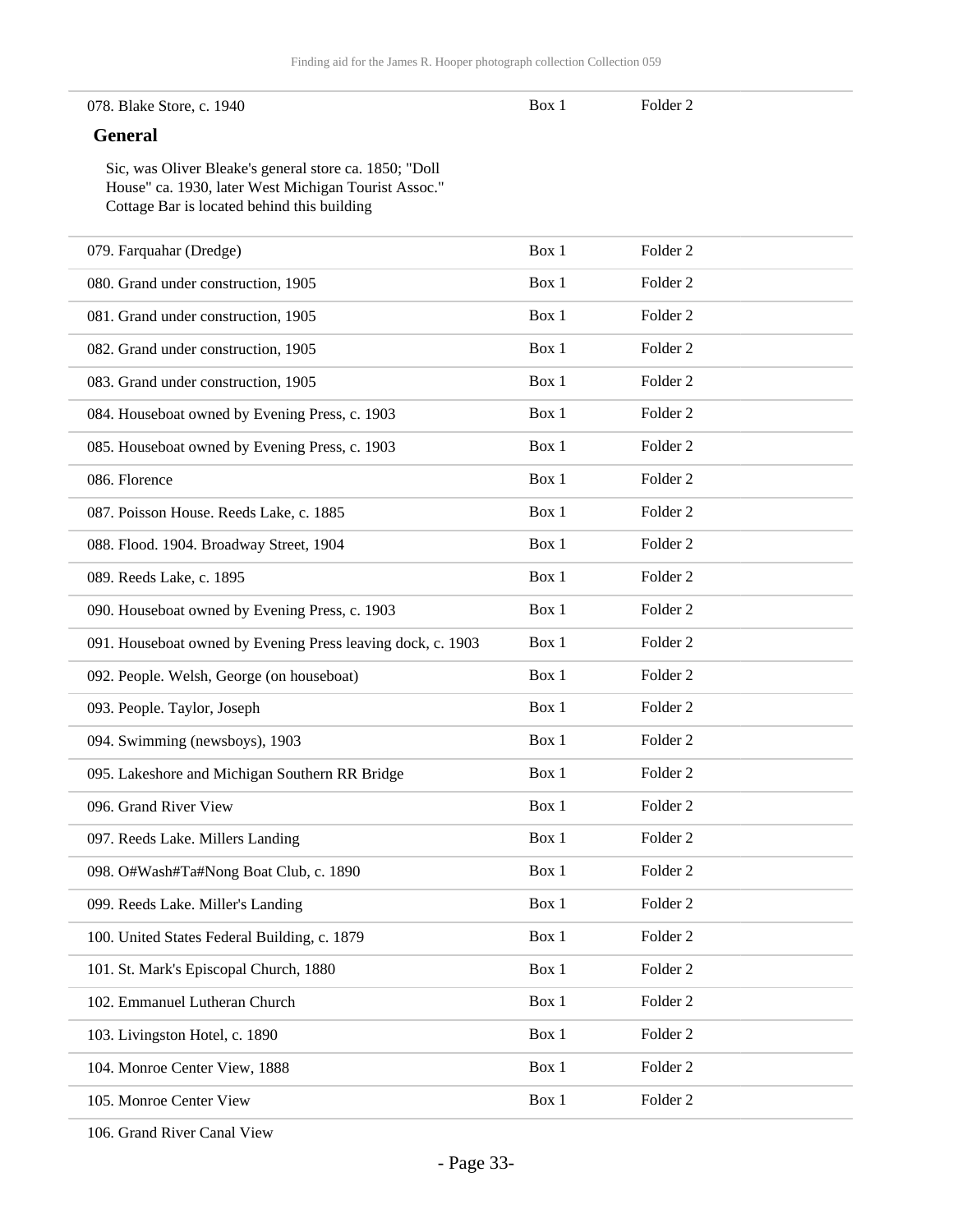| | | |
|---|---|---|
| 078. Blake Store, c. 1940 | Box 1 | Folder 2 |

**General**

Sic, was Oliver Bleake's general store ca. 1850; "Doll House" ca. 1930, later West Michigan Tourist Assoc." Cottage Bar is located behind this building

| | | |
|---|---|---|
| 079. Farquahar (Dredge) | Box 1 | Folder 2 |
| 080. Grand under construction, 1905 | Box 1 | Folder 2 |
| 081. Grand under construction, 1905 | Box 1 | Folder 2 |
| 082. Grand under construction, 1905 | Box 1 | Folder 2 |
| 083. Grand under construction, 1905 | Box 1 | Folder 2 |
| 084. Houseboat owned by Evening Press, c. 1903 | Box 1 | Folder 2 |
| 085. Houseboat owned by Evening Press, c. 1903 | Box 1 | Folder 2 |
| 086. Florence | Box 1 | Folder 2 |
| 087. Poisson House. Reeds Lake, c. 1885 | Box 1 | Folder 2 |
| 088. Flood. 1904. Broadway Street, 1904 | Box 1 | Folder 2 |
| 089. Reeds Lake, c. 1895 | Box 1 | Folder 2 |
| 090. Houseboat owned by Evening Press, c. 1903 | Box 1 | Folder 2 |
| 091. Houseboat owned by Evening Press leaving dock, c. 1903 | Box 1 | Folder 2 |
| 092. People. Welsh, George (on houseboat) | Box 1 | Folder 2 |
| 093. People. Taylor, Joseph | Box 1 | Folder 2 |
| 094. Swimming (newsboys), 1903 | Box 1 | Folder 2 |
| 095. Lakeshore and Michigan Southern RR Bridge | Box 1 | Folder 2 |
| 096. Grand River View | Box 1 | Folder 2 |
| 097. Reeds Lake. Millers Landing | Box 1 | Folder 2 |
| 098. O#Wash#Ta#Nong Boat Club, c. 1890 | Box 1 | Folder 2 |
| 099. Reeds Lake. Miller's Landing | Box 1 | Folder 2 |
| 100. United States Federal Building, c. 1879 | Box 1 | Folder 2 |
| 101. St. Mark's Episcopal Church, 1880 | Box 1 | Folder 2 |
| 102. Emmanuel Lutheran Church | Box 1 | Folder 2 |
| 103. Livingston Hotel, c. 1890 | Box 1 | Folder 2 |
| 104. Monroe Center View, 1888 | Box 1 | Folder 2 |
| 105. Monroe Center View | Box 1 | Folder 2 |
| 106. Grand River Canal View | | |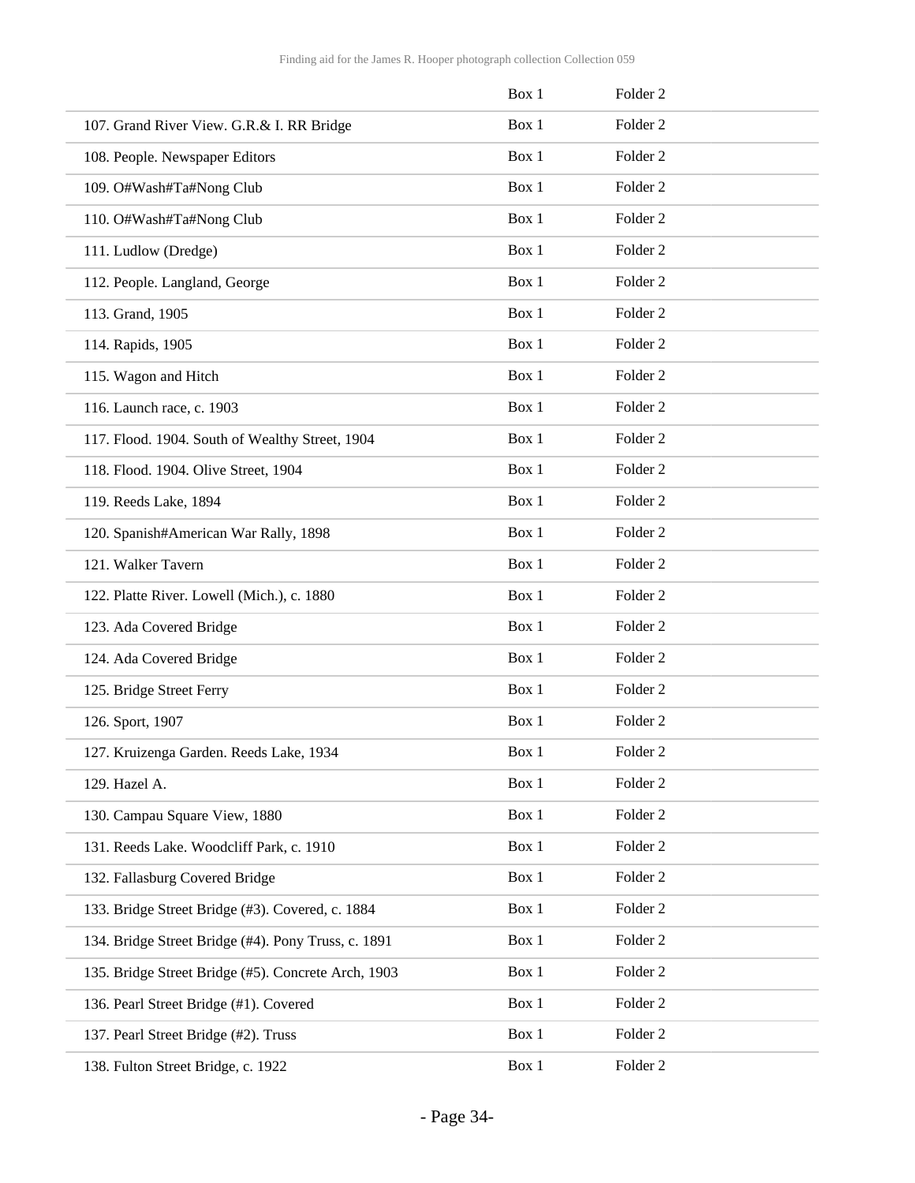| | Box 1 | Folder 2 |
|---|---|---|
| 107. Grand River View. G.R.& I. RR Bridge | Box 1 | Folder 2 |
| 108. People. Newspaper Editors | Box 1 | Folder 2 |
| 109. O#Wash#Ta#Nong Club | Box 1 | Folder 2 |
| 110. O#Wash#Ta#Nong Club | Box 1 | Folder 2 |
| 111. Ludlow (Dredge) | Box 1 | Folder 2 |
| 112. People. Langland, George | Box 1 | Folder 2 |
| 113. Grand, 1905 | Box 1 | Folder 2 |
| 114. Rapids, 1905 | Box 1 | Folder 2 |
| 115. Wagon and Hitch | Box 1 | Folder 2 |
| 116. Launch race, c. 1903 | Box 1 | Folder 2 |
| 117. Flood. 1904. South of Wealthy Street, 1904 | Box 1 | Folder 2 |
| 118. Flood. 1904. Olive Street, 1904 | Box 1 | Folder 2 |
| 119. Reeds Lake, 1894 | Box 1 | Folder 2 |
| 120. Spanish#American War Rally, 1898 | Box 1 | Folder 2 |
| 121. Walker Tavern | Box 1 | Folder 2 |
| 122. Platte River. Lowell (Mich.), c. 1880 | Box 1 | Folder 2 |
| 123. Ada Covered Bridge | Box 1 | Folder 2 |
| 124. Ada Covered Bridge | Box 1 | Folder 2 |
| 125. Bridge Street Ferry | Box 1 | Folder 2 |
| 126. Sport, 1907 | Box 1 | Folder 2 |
| 127. Kruizenga Garden. Reeds Lake, 1934 | Box 1 | Folder 2 |
| 129. Hazel A. | Box 1 | Folder 2 |
| 130. Campau Square View, 1880 | Box 1 | Folder 2 |
| 131. Reeds Lake. Woodcliff Park, c. 1910 | Box 1 | Folder 2 |
| 132. Fallasburg Covered Bridge | Box 1 | Folder 2 |
| 133. Bridge Street Bridge (#3). Covered, c. 1884 | Box 1 | Folder 2 |
| 134. Bridge Street Bridge (#4). Pony Truss, c. 1891 | Box 1 | Folder 2 |
| 135. Bridge Street Bridge (#5). Concrete Arch, 1903 | Box 1 | Folder 2 |
| 136. Pearl Street Bridge (#1). Covered | Box 1 | Folder 2 |
| 137. Pearl Street Bridge (#2). Truss | Box 1 | Folder 2 |
| 138. Fulton Street Bridge, c. 1922 | Box 1 | Folder 2 |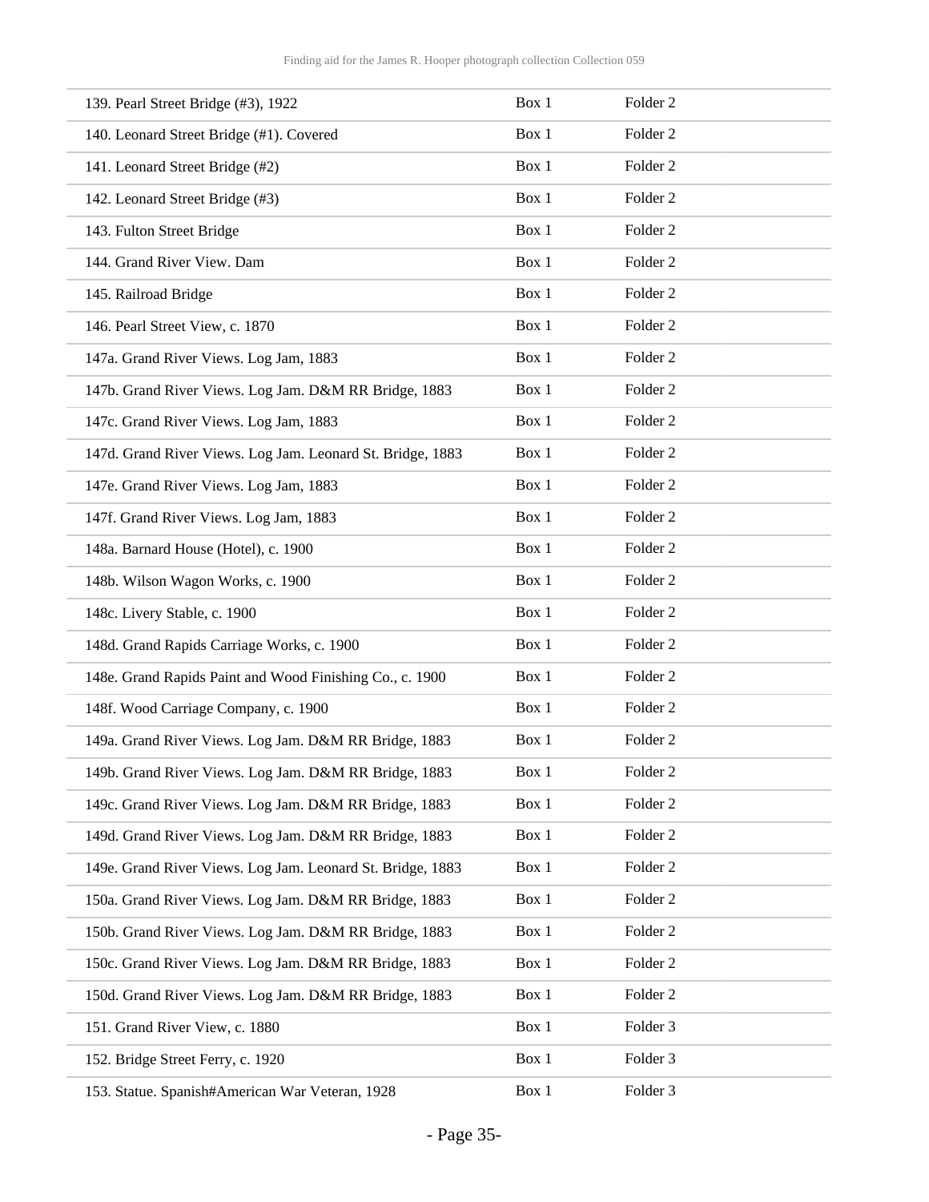| | | |
|---|---|---|
| 139. Pearl Street Bridge (#3), 1922 | Box 1 | Folder 2 |
| 140. Leonard Street Bridge (#1). Covered | Box 1 | Folder 2 |
| 141. Leonard Street Bridge (#2) | Box 1 | Folder 2 |
| 142. Leonard Street Bridge (#3) | Box 1 | Folder 2 |
| 143. Fulton Street Bridge | Box 1 | Folder 2 |
| 144. Grand River View. Dam | Box 1 | Folder 2 |
| 145. Railroad Bridge | Box 1 | Folder 2 |
| 146. Pearl Street View, c. 1870 | Box 1 | Folder 2 |
| 147a. Grand River Views. Log Jam, 1883 | Box 1 | Folder 2 |
| 147b. Grand River Views. Log Jam. D&M RR Bridge, 1883 | Box 1 | Folder 2 |
| 147c. Grand River Views. Log Jam, 1883 | Box 1 | Folder 2 |
| 147d. Grand River Views. Log Jam. Leonard St. Bridge, 1883 | Box 1 | Folder 2 |
| 147e. Grand River Views. Log Jam, 1883 | Box 1 | Folder 2 |
| 147f. Grand River Views. Log Jam, 1883 | Box 1 | Folder 2 |
| 148a. Barnard House (Hotel), c. 1900 | Box 1 | Folder 2 |
| 148b. Wilson Wagon Works, c. 1900 | Box 1 | Folder 2 |
| 148c. Livery Stable, c. 1900 | Box 1 | Folder 2 |
| 148d. Grand Rapids Carriage Works, c. 1900 | Box 1 | Folder 2 |
| 148e. Grand Rapids Paint and Wood Finishing Co., c. 1900 | Box 1 | Folder 2 |
| 148f. Wood Carriage Company, c. 1900 | Box 1 | Folder 2 |
| 149a. Grand River Views. Log Jam. D&M RR Bridge, 1883 | Box 1 | Folder 2 |
| 149b. Grand River Views. Log Jam. D&M RR Bridge, 1883 | Box 1 | Folder 2 |
| 149c. Grand River Views. Log Jam. D&M RR Bridge, 1883 | Box 1 | Folder 2 |
| 149d. Grand River Views. Log Jam. D&M RR Bridge, 1883 | Box 1 | Folder 2 |
| 149e. Grand River Views. Log Jam. Leonard St. Bridge, 1883 | Box 1 | Folder 2 |
| 150a. Grand River Views. Log Jam. D&M RR Bridge, 1883 | Box 1 | Folder 2 |
| 150b. Grand River Views. Log Jam. D&M RR Bridge, 1883 | Box 1 | Folder 2 |
| 150c. Grand River Views. Log Jam. D&M RR Bridge, 1883 | Box 1 | Folder 2 |
| 150d. Grand River Views. Log Jam. D&M RR Bridge, 1883 | Box 1 | Folder 2 |
| 151. Grand River View, c. 1880 | Box 1 | Folder 3 |
| 152. Bridge Street Ferry, c. 1920 | Box 1 | Folder 3 |
| 153. Statue. Spanish#American War Veteran, 1928 | Box 1 | Folder 3 |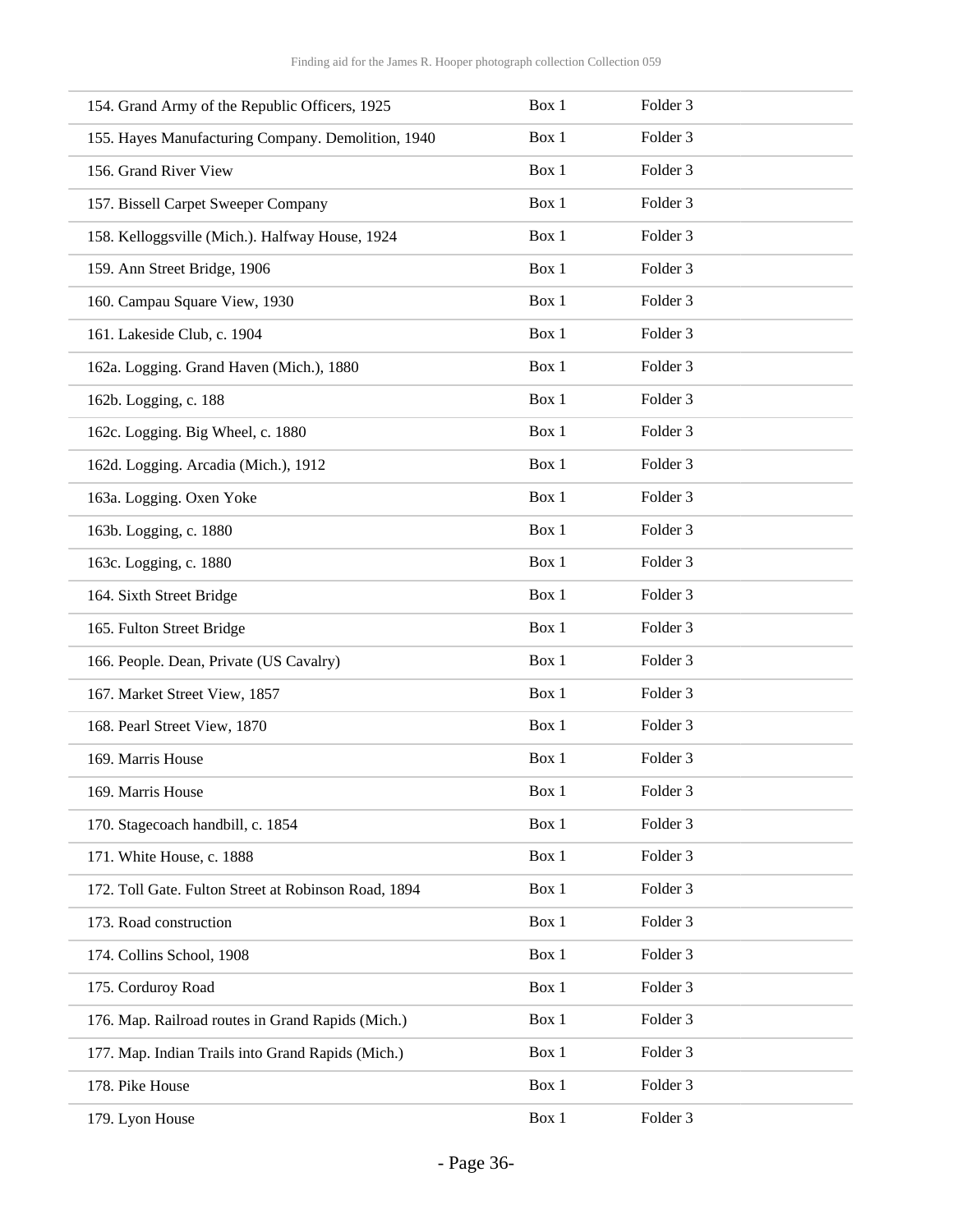| | | |
|---|---|---|
| 154. Grand Army of the Republic Officers, 1925 | Box 1 | Folder 3 |
| 155. Hayes Manufacturing Company. Demolition, 1940 | Box 1 | Folder 3 |
| 156. Grand River View | Box 1 | Folder 3 |
| 157. Bissell Carpet Sweeper Company | Box 1 | Folder 3 |
| 158. Kelloggsville (Mich.). Halfway House, 1924 | Box 1 | Folder 3 |
| 159. Ann Street Bridge, 1906 | Box 1 | Folder 3 |
| 160. Campau Square View, 1930 | Box 1 | Folder 3 |
| 161. Lakeside Club, c. 1904 | Box 1 | Folder 3 |
| 162a. Logging. Grand Haven (Mich.), 1880 | Box 1 | Folder 3 |
| 162b. Logging, c. 188 | Box 1 | Folder 3 |
| 162c. Logging. Big Wheel, c. 1880 | Box 1 | Folder 3 |
| 162d. Logging. Arcadia (Mich.), 1912 | Box 1 | Folder 3 |
| 163a. Logging. Oxen Yoke | Box 1 | Folder 3 |
| 163b. Logging, c. 1880 | Box 1 | Folder 3 |
| 163c. Logging, c. 1880 | Box 1 | Folder 3 |
| 164. Sixth Street Bridge | Box 1 | Folder 3 |
| 165. Fulton Street Bridge | Box 1 | Folder 3 |
| 166. People. Dean, Private (US Cavalry) | Box 1 | Folder 3 |
| 167. Market Street View, 1857 | Box 1 | Folder 3 |
| 168. Pearl Street View, 1870 | Box 1 | Folder 3 |
| 169. Marris House | Box 1 | Folder 3 |
| 169. Marris House | Box 1 | Folder 3 |
| 170. Stagecoach handbill, c. 1854 | Box 1 | Folder 3 |
| 171. White House, c. 1888 | Box 1 | Folder 3 |
| 172. Toll Gate. Fulton Street at Robinson Road, 1894 | Box 1 | Folder 3 |
| 173. Road construction | Box 1 | Folder 3 |
| 174. Collins School, 1908 | Box 1 | Folder 3 |
| 175. Corduroy Road | Box 1 | Folder 3 |
| 176. Map. Railroad routes in Grand Rapids (Mich.) | Box 1 | Folder 3 |
| 177. Map. Indian Trails into Grand Rapids (Mich.) | Box 1 | Folder 3 |
| 178. Pike House | Box 1 | Folder 3 |
| 179. Lyon House | Box 1 | Folder 3 |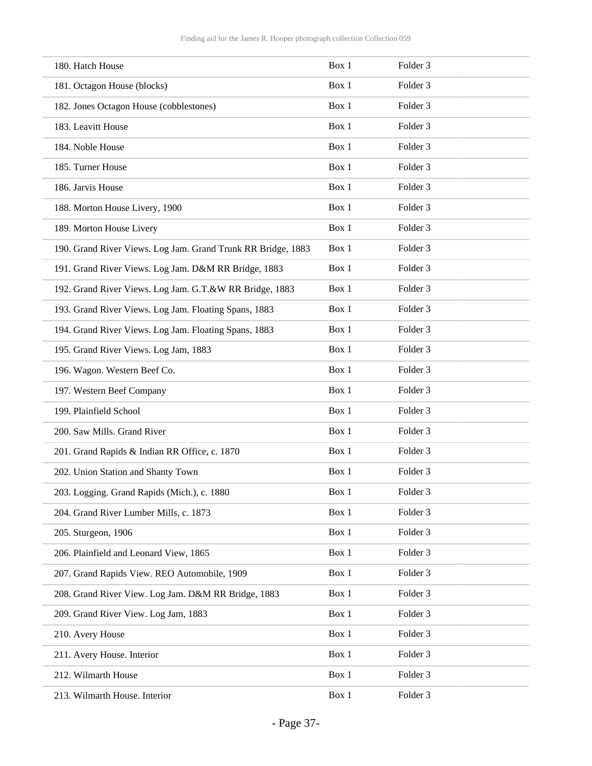| | | |
|---|---|---|
| 180. Hatch House | Box 1 | Folder 3 |
| 181. Octagon House (blocks) | Box 1 | Folder 3 |
| 182. Jones Octagon House (cobblestones) | Box 1 | Folder 3 |
| 183. Leavitt House | Box 1 | Folder 3 |
| 184. Noble House | Box 1 | Folder 3 |
| 185. Turner House | Box 1 | Folder 3 |
| 186. Jarvis House | Box 1 | Folder 3 |
| 188. Morton House Livery, 1900 | Box 1 | Folder 3 |
| 189. Morton House Livery | Box 1 | Folder 3 |
| 190. Grand River Views. Log Jam. Grand Trunk RR Bridge, 1883 | Box 1 | Folder 3 |
| 191. Grand River Views. Log Jam. D&M RR Bridge, 1883 | Box 1 | Folder 3 |
| 192. Grand River Views. Log Jam. G.T.&W RR Bridge, 1883 | Box 1 | Folder 3 |
| 193. Grand River Views. Log Jam. Floating Spans, 1883 | Box 1 | Folder 3 |
| 194. Grand River Views. Log Jam. Floating Spans, 1883 | Box 1 | Folder 3 |
| 195. Grand River Views. Log Jam, 1883 | Box 1 | Folder 3 |
| 196. Wagon. Western Beef Co. | Box 1 | Folder 3 |
| 197. Western Beef Company | Box 1 | Folder 3 |
| 199. Plainfield School | Box 1 | Folder 3 |
| 200. Saw Mills. Grand River | Box 1 | Folder 3 |
| 201. Grand Rapids & Indian RR Office, c. 1870 | Box 1 | Folder 3 |
| 202. Union Station and Shanty Town | Box 1 | Folder 3 |
| 203. Logging. Grand Rapids (Mich.), c. 1880 | Box 1 | Folder 3 |
| 204. Grand River Lumber Mills, c. 1873 | Box 1 | Folder 3 |
| 205. Sturgeon, 1906 | Box 1 | Folder 3 |
| 206. Plainfield and Leonard View, 1865 | Box 1 | Folder 3 |
| 207. Grand Rapids View. REO Automobile, 1909 | Box 1 | Folder 3 |
| 208. Grand River View. Log Jam. D&M RR Bridge, 1883 | Box 1 | Folder 3 |
| 209. Grand River View. Log Jam, 1883 | Box 1 | Folder 3 |
| 210. Avery House | Box 1 | Folder 3 |
| 211. Avery House. Interior | Box 1 | Folder 3 |
| 212. Wilmarth House | Box 1 | Folder 3 |
| 213. Wilmarth House. Interior | Box 1 | Folder 3 |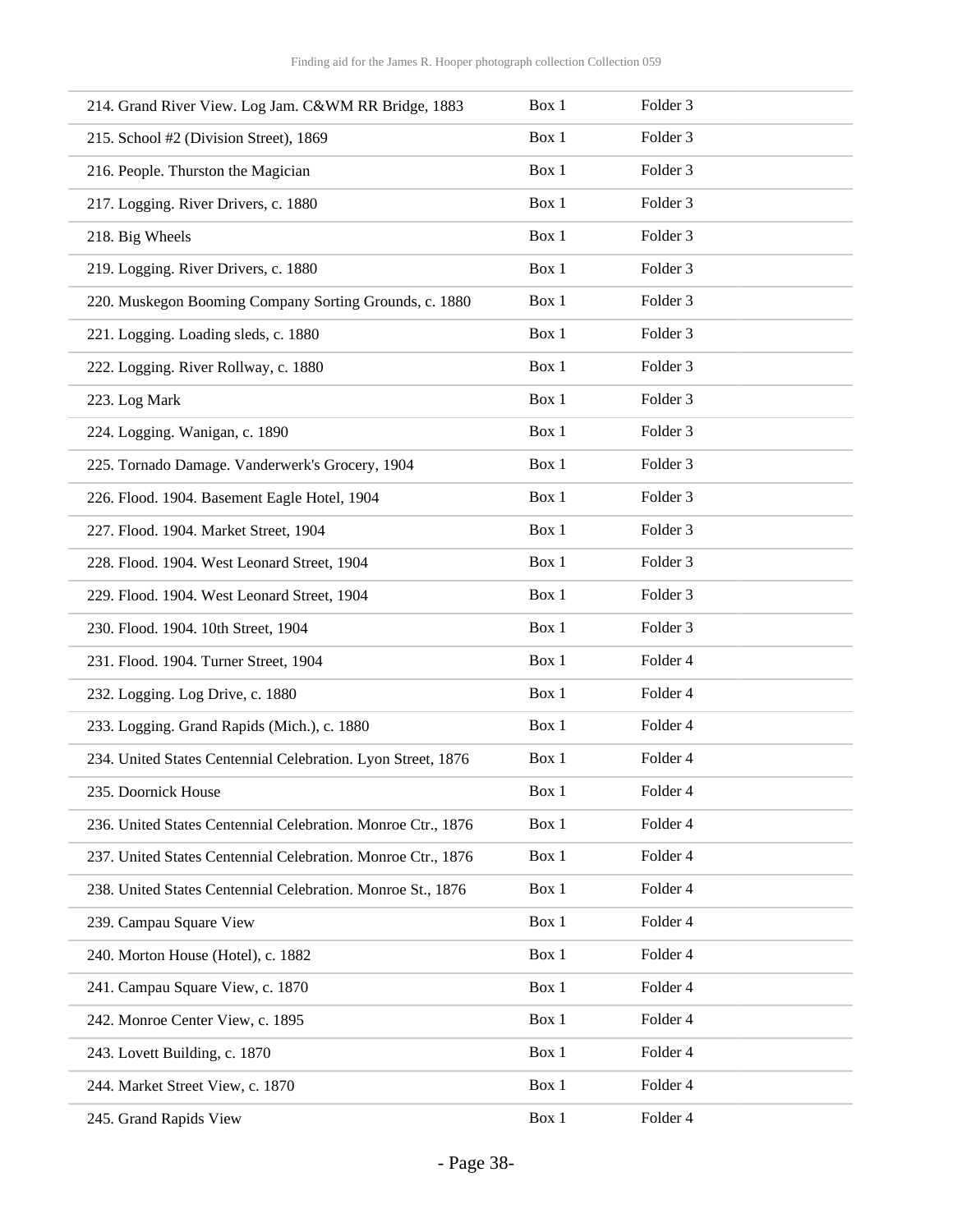| | | |
|---|---|---|
| 214. Grand River View. Log Jam. C&WM RR Bridge, 1883 | Box 1 | Folder 3 |
| 215. School #2 (Division Street), 1869 | Box 1 | Folder 3 |
| 216. People. Thurston the Magician | Box 1 | Folder 3 |
| 217. Logging. River Drivers, c. 1880 | Box 1 | Folder 3 |
| 218. Big Wheels | Box 1 | Folder 3 |
| 219. Logging. River Drivers, c. 1880 | Box 1 | Folder 3 |
| 220. Muskegon Booming Company Sorting Grounds, c. 1880 | Box 1 | Folder 3 |
| 221. Logging. Loading sleds, c. 1880 | Box 1 | Folder 3 |
| 222. Logging. River Rollway, c. 1880 | Box 1 | Folder 3 |
| 223. Log Mark | Box 1 | Folder 3 |
| 224. Logging. Wanigan, c. 1890 | Box 1 | Folder 3 |
| 225. Tornado Damage. Vanderwerk's Grocery, 1904 | Box 1 | Folder 3 |
| 226. Flood. 1904. Basement Eagle Hotel, 1904 | Box 1 | Folder 3 |
| 227. Flood. 1904. Market Street, 1904 | Box 1 | Folder 3 |
| 228. Flood. 1904. West Leonard Street, 1904 | Box 1 | Folder 3 |
| 229. Flood. 1904. West Leonard Street, 1904 | Box 1 | Folder 3 |
| 230. Flood. 1904. 10th Street, 1904 | Box 1 | Folder 3 |
| 231. Flood. 1904. Turner Street, 1904 | Box 1 | Folder 4 |
| 232. Logging. Log Drive, c. 1880 | Box 1 | Folder 4 |
| 233. Logging. Grand Rapids (Mich.), c. 1880 | Box 1 | Folder 4 |
| 234. United States Centennial Celebration. Lyon Street, 1876 | Box 1 | Folder 4 |
| 235. Doornick House | Box 1 | Folder 4 |
| 236. United States Centennial Celebration. Monroe Ctr., 1876 | Box 1 | Folder 4 |
| 237. United States Centennial Celebration. Monroe Ctr., 1876 | Box 1 | Folder 4 |
| 238. United States Centennial Celebration. Monroe St., 1876 | Box 1 | Folder 4 |
| 239. Campau Square View | Box 1 | Folder 4 |
| 240. Morton House (Hotel), c. 1882 | Box 1 | Folder 4 |
| 241. Campau Square View, c. 1870 | Box 1 | Folder 4 |
| 242. Monroe Center View, c. 1895 | Box 1 | Folder 4 |
| 243. Lovett Building, c. 1870 | Box 1 | Folder 4 |
| 244. Market Street View, c. 1870 | Box 1 | Folder 4 |
| 245. Grand Rapids View | Box 1 | Folder 4 |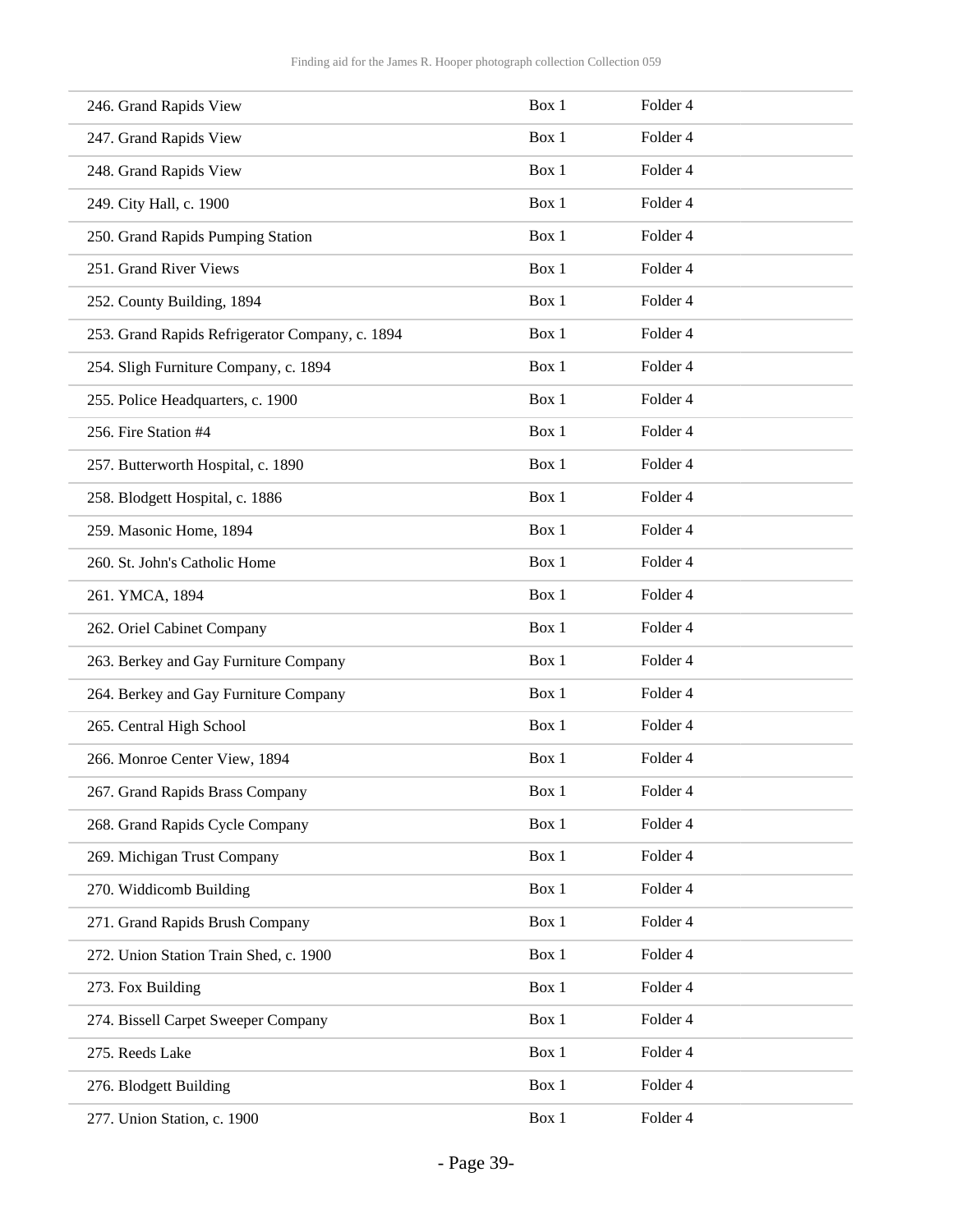| | | |
|---|---|---|
| 246. Grand Rapids View | Box 1 | Folder 4 |
| 247. Grand Rapids View | Box 1 | Folder 4 |
| 248. Grand Rapids View | Box 1 | Folder 4 |
| 249. City Hall, c. 1900 | Box 1 | Folder 4 |
| 250. Grand Rapids Pumping Station | Box 1 | Folder 4 |
| 251. Grand River Views | Box 1 | Folder 4 |
| 252. County Building, 1894 | Box 1 | Folder 4 |
| 253. Grand Rapids Refrigerator Company, c. 1894 | Box 1 | Folder 4 |
| 254. Sligh Furniture Company, c. 1894 | Box 1 | Folder 4 |
| 255. Police Headquarters, c. 1900 | Box 1 | Folder 4 |
| 256. Fire Station #4 | Box 1 | Folder 4 |
| 257. Butterworth Hospital, c. 1890 | Box 1 | Folder 4 |
| 258. Blodgett Hospital, c. 1886 | Box 1 | Folder 4 |
| 259. Masonic Home, 1894 | Box 1 | Folder 4 |
| 260. St. John's Catholic Home | Box 1 | Folder 4 |
| 261. YMCA, 1894 | Box 1 | Folder 4 |
| 262. Oriel Cabinet Company | Box 1 | Folder 4 |
| 263. Berkey and Gay Furniture Company | Box 1 | Folder 4 |
| 264. Berkey and Gay Furniture Company | Box 1 | Folder 4 |
| 265. Central High School | Box 1 | Folder 4 |
| 266. Monroe Center View, 1894 | Box 1 | Folder 4 |
| 267. Grand Rapids Brass Company | Box 1 | Folder 4 |
| 268. Grand Rapids Cycle Company | Box 1 | Folder 4 |
| 269. Michigan Trust Company | Box 1 | Folder 4 |
| 270. Widdicomb Building | Box 1 | Folder 4 |
| 271. Grand Rapids Brush Company | Box 1 | Folder 4 |
| 272. Union Station Train Shed, c. 1900 | Box 1 | Folder 4 |
| 273. Fox Building | Box 1 | Folder 4 |
| 274. Bissell Carpet Sweeper Company | Box 1 | Folder 4 |
| 275. Reeds Lake | Box 1 | Folder 4 |
| 276. Blodgett Building | Box 1 | Folder 4 |
| 277. Union Station, c. 1900 | Box 1 | Folder 4 |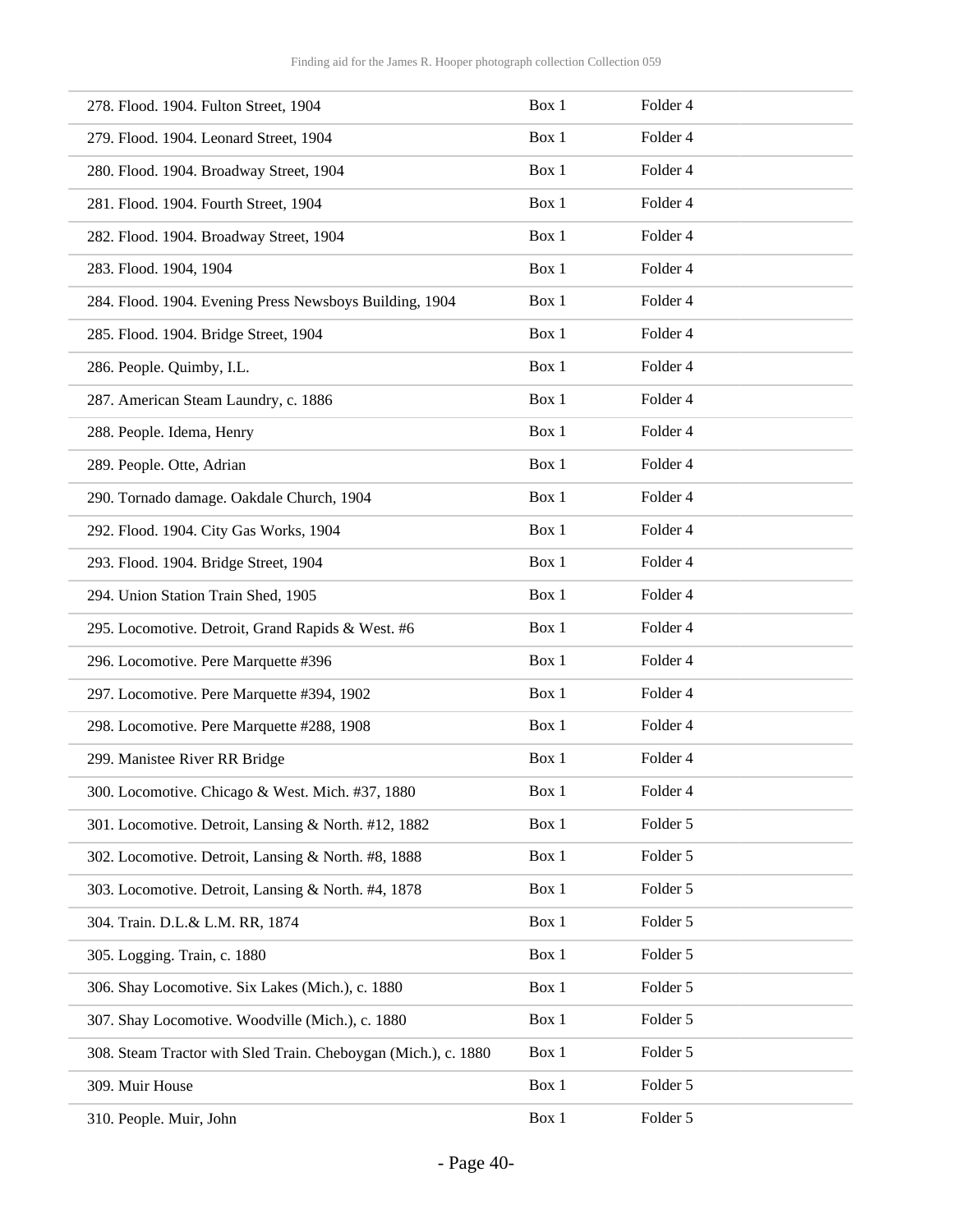| | | |
|---|---|---|
| 278. Flood. 1904. Fulton Street, 1904 | Box 1 | Folder 4 |
| 279. Flood. 1904. Leonard Street, 1904 | Box 1 | Folder 4 |
| 280. Flood. 1904. Broadway Street, 1904 | Box 1 | Folder 4 |
| 281. Flood. 1904. Fourth Street, 1904 | Box 1 | Folder 4 |
| 282. Flood. 1904. Broadway Street, 1904 | Box 1 | Folder 4 |
| 283. Flood. 1904, 1904 | Box 1 | Folder 4 |
| 284. Flood. 1904. Evening Press Newsboys Building, 1904 | Box 1 | Folder 4 |
| 285. Flood. 1904. Bridge Street, 1904 | Box 1 | Folder 4 |
| 286. People. Quimby, I.L. | Box 1 | Folder 4 |
| 287. American Steam Laundry, c. 1886 | Box 1 | Folder 4 |
| 288. People. Idema, Henry | Box 1 | Folder 4 |
| 289. People. Otte, Adrian | Box 1 | Folder 4 |
| 290. Tornado damage. Oakdale Church, 1904 | Box 1 | Folder 4 |
| 292. Flood. 1904. City Gas Works, 1904 | Box 1 | Folder 4 |
| 293. Flood. 1904. Bridge Street, 1904 | Box 1 | Folder 4 |
| 294. Union Station Train Shed, 1905 | Box 1 | Folder 4 |
| 295. Locomotive. Detroit, Grand Rapids & West. #6 | Box 1 | Folder 4 |
| 296. Locomotive. Pere Marquette #396 | Box 1 | Folder 4 |
| 297. Locomotive. Pere Marquette #394, 1902 | Box 1 | Folder 4 |
| 298. Locomotive. Pere Marquette #288, 1908 | Box 1 | Folder 4 |
| 299. Manistee River RR Bridge | Box 1 | Folder 4 |
| 300. Locomotive. Chicago & West. Mich. #37, 1880 | Box 1 | Folder 4 |
| 301. Locomotive. Detroit, Lansing & North. #12, 1882 | Box 1 | Folder 5 |
| 302. Locomotive. Detroit, Lansing & North. #8, 1888 | Box 1 | Folder 5 |
| 303. Locomotive. Detroit, Lansing & North. #4, 1878 | Box 1 | Folder 5 |
| 304. Train. D.L.& L.M. RR, 1874 | Box 1 | Folder 5 |
| 305. Logging. Train, c. 1880 | Box 1 | Folder 5 |
| 306. Shay Locomotive. Six Lakes (Mich.), c. 1880 | Box 1 | Folder 5 |
| 307. Shay Locomotive. Woodville (Mich.), c. 1880 | Box 1 | Folder 5 |
| 308. Steam Tractor with Sled Train. Cheboygan (Mich.), c. 1880 | Box 1 | Folder 5 |
| 309. Muir House | Box 1 | Folder 5 |
| 310. People. Muir, John | Box 1 | Folder 5 |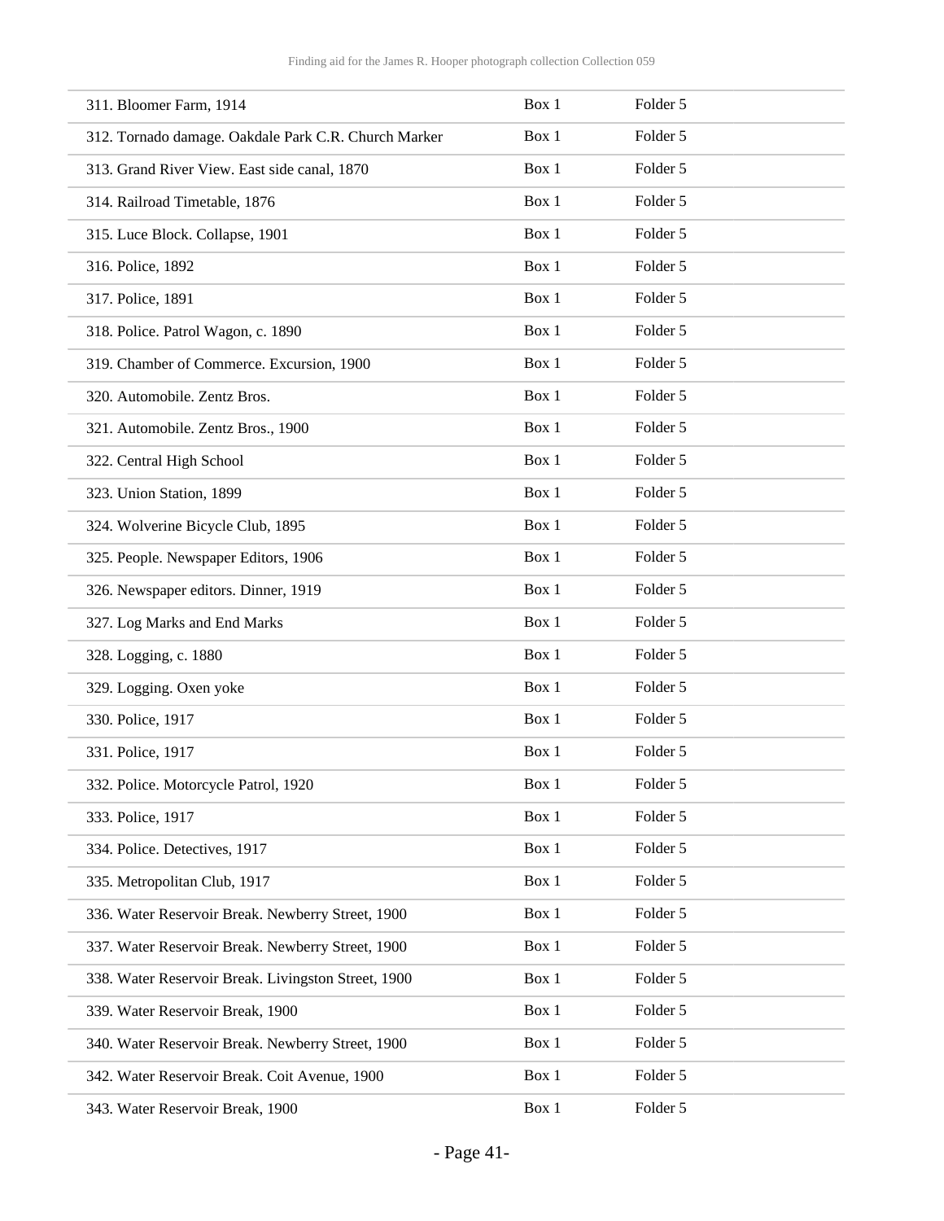| | | |
|---|---|---|
| 311. Bloomer Farm, 1914 | Box 1 | Folder 5 |
| 312. Tornado damage. Oakdale Park C.R. Church Marker | Box 1 | Folder 5 |
| 313. Grand River View. East side canal, 1870 | Box 1 | Folder 5 |
| 314. Railroad Timetable, 1876 | Box 1 | Folder 5 |
| 315. Luce Block. Collapse, 1901 | Box 1 | Folder 5 |
| 316. Police, 1892 | Box 1 | Folder 5 |
| 317. Police, 1891 | Box 1 | Folder 5 |
| 318. Police. Patrol Wagon, c. 1890 | Box 1 | Folder 5 |
| 319. Chamber of Commerce. Excursion, 1900 | Box 1 | Folder 5 |
| 320. Automobile. Zentz Bros. | Box 1 | Folder 5 |
| 321. Automobile. Zentz Bros., 1900 | Box 1 | Folder 5 |
| 322. Central High School | Box 1 | Folder 5 |
| 323. Union Station, 1899 | Box 1 | Folder 5 |
| 324. Wolverine Bicycle Club, 1895 | Box 1 | Folder 5 |
| 325. People. Newspaper Editors, 1906 | Box 1 | Folder 5 |
| 326. Newspaper editors. Dinner, 1919 | Box 1 | Folder 5 |
| 327. Log Marks and End Marks | Box 1 | Folder 5 |
| 328. Logging, c. 1880 | Box 1 | Folder 5 |
| 329. Logging. Oxen yoke | Box 1 | Folder 5 |
| 330. Police, 1917 | Box 1 | Folder 5 |
| 331. Police, 1917 | Box 1 | Folder 5 |
| 332. Police. Motorcycle Patrol, 1920 | Box 1 | Folder 5 |
| 333. Police, 1917 | Box 1 | Folder 5 |
| 334. Police. Detectives, 1917 | Box 1 | Folder 5 |
| 335. Metropolitan Club, 1917 | Box 1 | Folder 5 |
| 336. Water Reservoir Break. Newberry Street, 1900 | Box 1 | Folder 5 |
| 337. Water Reservoir Break. Newberry Street, 1900 | Box 1 | Folder 5 |
| 338. Water Reservoir Break. Livingston Street, 1900 | Box 1 | Folder 5 |
| 339. Water Reservoir Break, 1900 | Box 1 | Folder 5 |
| 340. Water Reservoir Break. Newberry Street, 1900 | Box 1 | Folder 5 |
| 342. Water Reservoir Break. Coit Avenue, 1900 | Box 1 | Folder 5 |
| 343. Water Reservoir Break, 1900 | Box 1 | Folder 5 |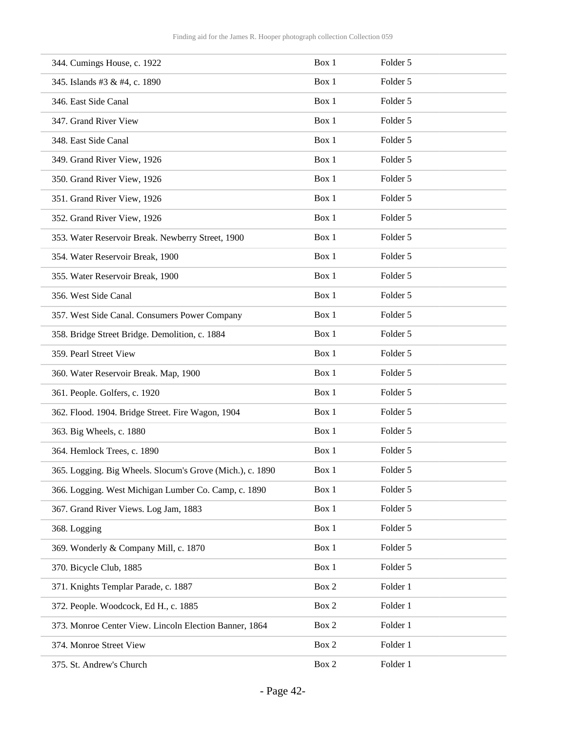| 344. Cumings House, c. 1922 | Box 1 | Folder 5 |
|---|---|---|
| 345. Islands #3 & #4, c. 1890 | Box 1 | Folder 5 |
| 346. East Side Canal | Box 1 | Folder 5 |
| 347. Grand River View | Box 1 | Folder 5 |
| 348. East Side Canal | Box 1 | Folder 5 |
| 349. Grand River View, 1926 | Box 1 | Folder 5 |
| 350. Grand River View, 1926 | Box 1 | Folder 5 |
| 351. Grand River View, 1926 | Box 1 | Folder 5 |
| 352. Grand River View, 1926 | Box 1 | Folder 5 |
| 353. Water Reservoir Break. Newberry Street, 1900 | Box 1 | Folder 5 |
| 354. Water Reservoir Break, 1900 | Box 1 | Folder 5 |
| 355. Water Reservoir Break, 1900 | Box 1 | Folder 5 |
| 356. West Side Canal | Box 1 | Folder 5 |
| 357. West Side Canal. Consumers Power Company | Box 1 | Folder 5 |
| 358. Bridge Street Bridge. Demolition, c. 1884 | Box 1 | Folder 5 |
| 359. Pearl Street View | Box 1 | Folder 5 |
| 360. Water Reservoir Break. Map, 1900 | Box 1 | Folder 5 |
| 361. People. Golfers, c. 1920 | Box 1 | Folder 5 |
| 362. Flood. 1904. Bridge Street. Fire Wagon, 1904 | Box 1 | Folder 5 |
| 363. Big Wheels, c. 1880 | Box 1 | Folder 5 |
| 364. Hemlock Trees, c. 1890 | Box 1 | Folder 5 |
| 365. Logging. Big Wheels. Slocum's Grove (Mich.), c. 1890 | Box 1 | Folder 5 |
| 366. Logging. West Michigan Lumber Co. Camp, c. 1890 | Box 1 | Folder 5 |
| 367. Grand River Views. Log Jam, 1883 | Box 1 | Folder 5 |
| 368. Logging | Box 1 | Folder 5 |
| 369. Wonderly & Company Mill, c. 1870 | Box 1 | Folder 5 |
| 370. Bicycle Club, 1885 | Box 1 | Folder 5 |
| 371. Knights Templar Parade, c. 1887 | Box 2 | Folder 1 |
| 372. People. Woodcock, Ed H., c. 1885 | Box 2 | Folder 1 |
| 373. Monroe Center View. Lincoln Election Banner, 1864 | Box 2 | Folder 1 |
| 374. Monroe Street View | Box 2 | Folder 1 |
| 375. St. Andrew's Church | Box 2 | Folder 1 |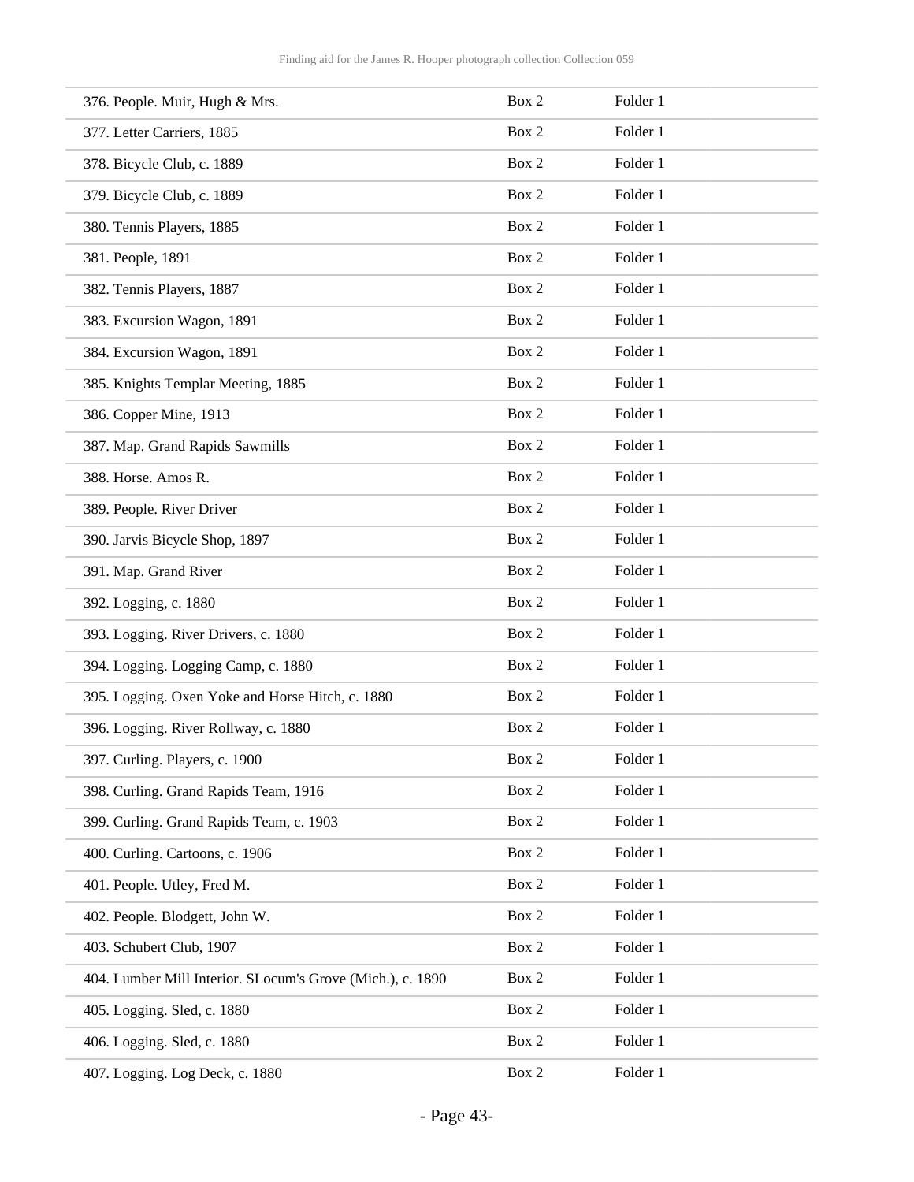| | | |
|---|---|---|
| 376. People. Muir, Hugh & Mrs. | Box 2 | Folder 1 |
| 377. Letter Carriers, 1885 | Box 2 | Folder 1 |
| 378. Bicycle Club, c. 1889 | Box 2 | Folder 1 |
| 379. Bicycle Club, c. 1889 | Box 2 | Folder 1 |
| 380. Tennis Players, 1885 | Box 2 | Folder 1 |
| 381. People, 1891 | Box 2 | Folder 1 |
| 382. Tennis Players, 1887 | Box 2 | Folder 1 |
| 383. Excursion Wagon, 1891 | Box 2 | Folder 1 |
| 384. Excursion Wagon, 1891 | Box 2 | Folder 1 |
| 385. Knights Templar Meeting, 1885 | Box 2 | Folder 1 |
| 386. Copper Mine, 1913 | Box 2 | Folder 1 |
| 387. Map. Grand Rapids Sawmills | Box 2 | Folder 1 |
| 388. Horse. Amos R. | Box 2 | Folder 1 |
| 389. People. River Driver | Box 2 | Folder 1 |
| 390. Jarvis Bicycle Shop, 1897 | Box 2 | Folder 1 |
| 391. Map. Grand River | Box 2 | Folder 1 |
| 392. Logging, c. 1880 | Box 2 | Folder 1 |
| 393. Logging. River Drivers, c. 1880 | Box 2 | Folder 1 |
| 394. Logging. Logging Camp, c. 1880 | Box 2 | Folder 1 |
| 395. Logging. Oxen Yoke and Horse Hitch, c. 1880 | Box 2 | Folder 1 |
| 396. Logging. River Rollway, c. 1880 | Box 2 | Folder 1 |
| 397. Curling. Players, c. 1900 | Box 2 | Folder 1 |
| 398. Curling. Grand Rapids Team, 1916 | Box 2 | Folder 1 |
| 399. Curling. Grand Rapids Team, c. 1903 | Box 2 | Folder 1 |
| 400. Curling. Cartoons, c. 1906 | Box 2 | Folder 1 |
| 401. People. Utley, Fred M. | Box 2 | Folder 1 |
| 402. People. Blodgett, John W. | Box 2 | Folder 1 |
| 403. Schubert Club, 1907 | Box 2 | Folder 1 |
| 404. Lumber Mill Interior. SLocum's Grove (Mich.), c. 1890 | Box 2 | Folder 1 |
| 405. Logging. Sled, c. 1880 | Box 2 | Folder 1 |
| 406. Logging. Sled, c. 1880 | Box 2 | Folder 1 |
| 407. Logging. Log Deck, c. 1880 | Box 2 | Folder 1 |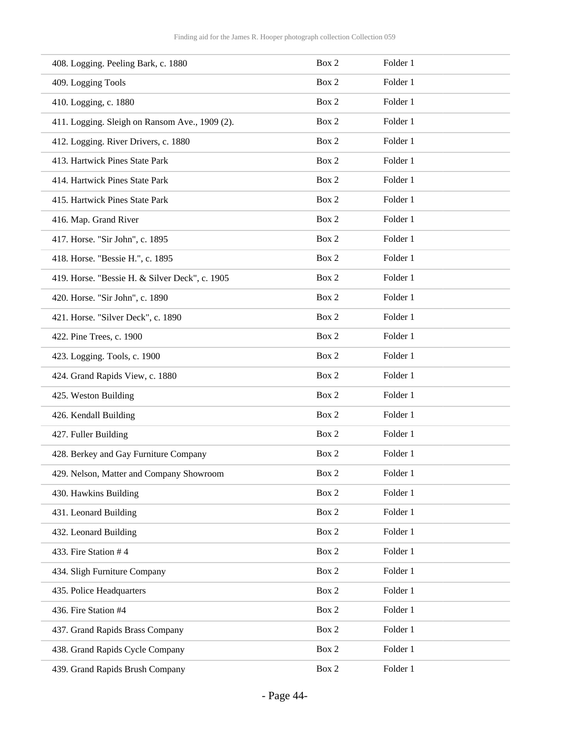| | | |
|---|---|---|
| 408. Logging. Peeling Bark, c. 1880 | Box 2 | Folder 1 |
| 409. Logging Tools | Box 2 | Folder 1 |
| 410. Logging, c. 1880 | Box 2 | Folder 1 |
| 411. Logging. Sleigh on Ransom Ave., 1909 (2). | Box 2 | Folder 1 |
| 412. Logging. River Drivers, c. 1880 | Box 2 | Folder 1 |
| 413. Hartwick Pines State Park | Box 2 | Folder 1 |
| 414. Hartwick Pines State Park | Box 2 | Folder 1 |
| 415. Hartwick Pines State Park | Box 2 | Folder 1 |
| 416. Map. Grand River | Box 2 | Folder 1 |
| 417. Horse. "Sir John", c. 1895 | Box 2 | Folder 1 |
| 418. Horse. "Bessie H.", c. 1895 | Box 2 | Folder 1 |
| 419. Horse. "Bessie H. & Silver Deck", c. 1905 | Box 2 | Folder 1 |
| 420. Horse. "Sir John", c. 1890 | Box 2 | Folder 1 |
| 421. Horse. "Silver Deck", c. 1890 | Box 2 | Folder 1 |
| 422. Pine Trees, c. 1900 | Box 2 | Folder 1 |
| 423. Logging. Tools, c. 1900 | Box 2 | Folder 1 |
| 424. Grand Rapids View, c. 1880 | Box 2 | Folder 1 |
| 425. Weston Building | Box 2 | Folder 1 |
| 426. Kendall Building | Box 2 | Folder 1 |
| 427. Fuller Building | Box 2 | Folder 1 |
| 428. Berkey and Gay Furniture Company | Box 2 | Folder 1 |
| 429. Nelson, Matter and Company Showroom | Box 2 | Folder 1 |
| 430. Hawkins Building | Box 2 | Folder 1 |
| 431. Leonard Building | Box 2 | Folder 1 |
| 432. Leonard Building | Box 2 | Folder 1 |
| 433. Fire Station # 4 | Box 2 | Folder 1 |
| 434. Sligh Furniture Company | Box 2 | Folder 1 |
| 435. Police Headquarters | Box 2 | Folder 1 |
| 436. Fire Station #4 | Box 2 | Folder 1 |
| 437. Grand Rapids Brass Company | Box 2 | Folder 1 |
| 438. Grand Rapids Cycle Company | Box 2 | Folder 1 |
| 439. Grand Rapids Brush Company | Box 2 | Folder 1 |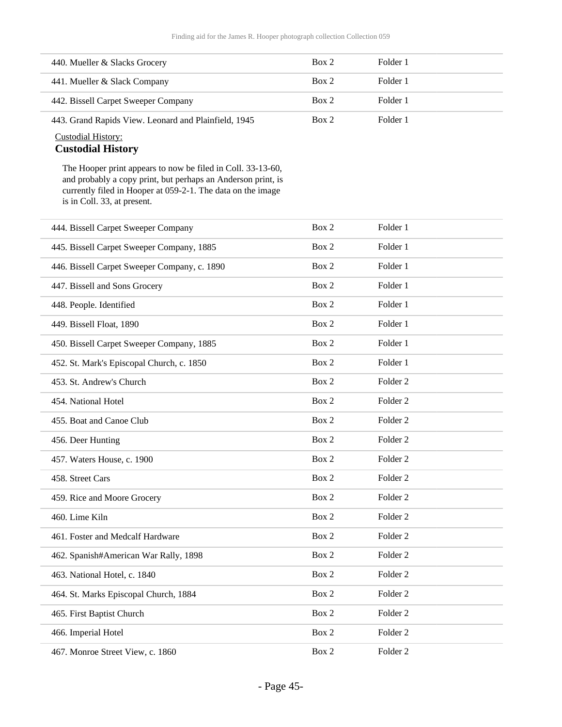| | | |
|---|---|---|
| 440. Mueller & Slacks Grocery | Box 2 | Folder 1 |
| 441. Mueller & Slack Company | Box 2 | Folder 1 |
| 442. Bissell Carpet Sweeper Company | Box 2 | Folder 1 |
| 443. Grand Rapids View. Leonard and Plainfield, 1945 | Box 2 | Folder 1 |

Custodial History:

**Custodial History**

The Hooper print appears to now be filed in Coll. 33-13-60, and probably a copy print, but perhaps an Anderson print, is currently filed in Hooper at 059-2-1. The data on the image is in Coll. 33, at present.

| | | |
|---|---|---|
| 444. Bissell Carpet Sweeper Company | Box 2 | Folder 1 |
| 445. Bissell Carpet Sweeper Company, 1885 | Box 2 | Folder 1 |
| 446. Bissell Carpet Sweeper Company, c. 1890 | Box 2 | Folder 1 |
| 447. Bissell and Sons Grocery | Box 2 | Folder 1 |
| 448. People. Identified | Box 2 | Folder 1 |
| 449. Bissell Float, 1890 | Box 2 | Folder 1 |
| 450. Bissell Carpet Sweeper Company, 1885 | Box 2 | Folder 1 |
| 452. St. Mark's Episcopal Church, c. 1850 | Box 2 | Folder 1 |
| 453. St. Andrew's Church | Box 2 | Folder 2 |
| 454. National Hotel | Box 2 | Folder 2 |
| 455. Boat and Canoe Club | Box 2 | Folder 2 |
| 456. Deer Hunting | Box 2 | Folder 2 |
| 457. Waters House, c. 1900 | Box 2 | Folder 2 |
| 458. Street Cars | Box 2 | Folder 2 |
| 459. Rice and Moore Grocery | Box 2 | Folder 2 |
| 460. Lime Kiln | Box 2 | Folder 2 |
| 461. Foster and Medcalf Hardware | Box 2 | Folder 2 |
| 462. Spanish#American War Rally, 1898 | Box 2 | Folder 2 |
| 463. National Hotel, c. 1840 | Box 2 | Folder 2 |
| 464. St. Marks Episcopal Church, 1884 | Box 2 | Folder 2 |
| 465. First Baptist Church | Box 2 | Folder 2 |
| 466. Imperial Hotel | Box 2 | Folder 2 |
| 467. Monroe Street View, c. 1860 | Box 2 | Folder 2 |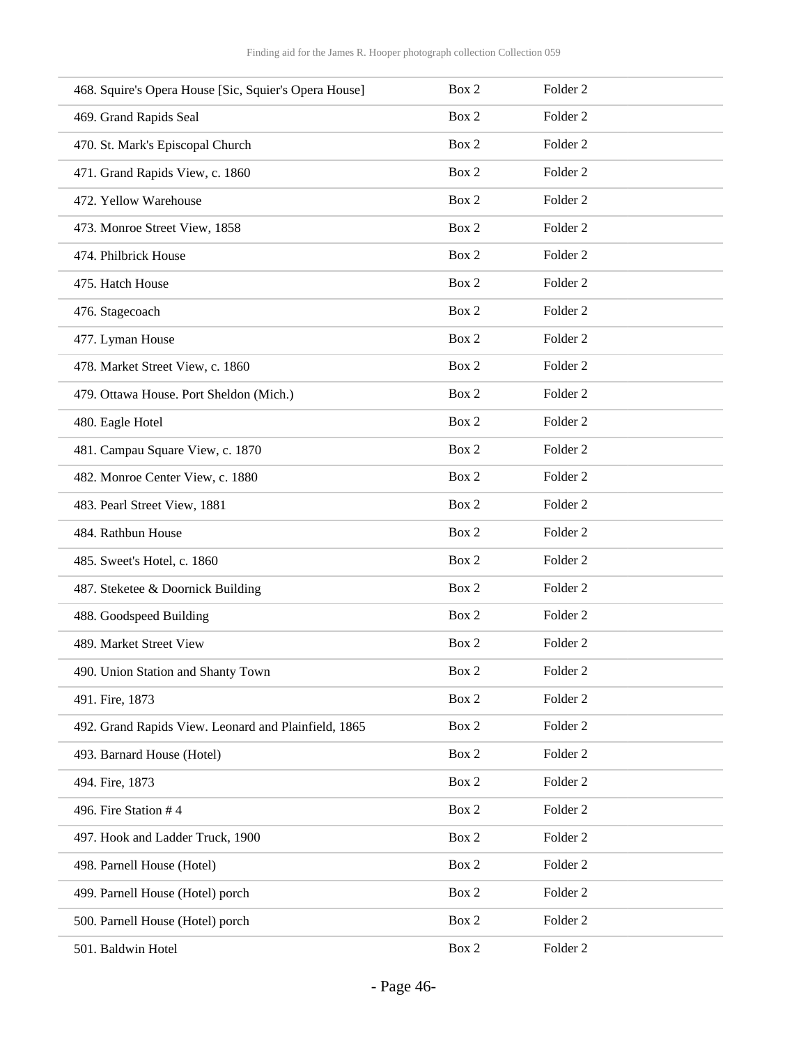| | | |
|---|---|---|
| 468. Squire's Opera House [Sic, Squier's Opera House] | Box 2 | Folder 2 |
| 469. Grand Rapids Seal | Box 2 | Folder 2 |
| 470. St. Mark's Episcopal Church | Box 2 | Folder 2 |
| 471. Grand Rapids View, c. 1860 | Box 2 | Folder 2 |
| 472. Yellow Warehouse | Box 2 | Folder 2 |
| 473. Monroe Street View, 1858 | Box 2 | Folder 2 |
| 474. Philbrick House | Box 2 | Folder 2 |
| 475. Hatch House | Box 2 | Folder 2 |
| 476. Stagecoach | Box 2 | Folder 2 |
| 477. Lyman House | Box 2 | Folder 2 |
| 478. Market Street View, c. 1860 | Box 2 | Folder 2 |
| 479. Ottawa House. Port Sheldon (Mich.) | Box 2 | Folder 2 |
| 480. Eagle Hotel | Box 2 | Folder 2 |
| 481. Campau Square View, c. 1870 | Box 2 | Folder 2 |
| 482. Monroe Center View, c. 1880 | Box 2 | Folder 2 |
| 483. Pearl Street View, 1881 | Box 2 | Folder 2 |
| 484. Rathbun House | Box 2 | Folder 2 |
| 485. Sweet's Hotel, c. 1860 | Box 2 | Folder 2 |
| 487. Steketee & Doornick Building | Box 2 | Folder 2 |
| 488. Goodspeed Building | Box 2 | Folder 2 |
| 489. Market Street View | Box 2 | Folder 2 |
| 490. Union Station and Shanty Town | Box 2 | Folder 2 |
| 491. Fire, 1873 | Box 2 | Folder 2 |
| 492. Grand Rapids View. Leonard and Plainfield, 1865 | Box 2 | Folder 2 |
| 493. Barnard House (Hotel) | Box 2 | Folder 2 |
| 494. Fire, 1873 | Box 2 | Folder 2 |
| 496. Fire Station # 4 | Box 2 | Folder 2 |
| 497. Hook and Ladder Truck, 1900 | Box 2 | Folder 2 |
| 498. Parnell House (Hotel) | Box 2 | Folder 2 |
| 499. Parnell House (Hotel) porch | Box 2 | Folder 2 |
| 500. Parnell House (Hotel) porch | Box 2 | Folder 2 |
| 501. Baldwin Hotel | Box 2 | Folder 2 |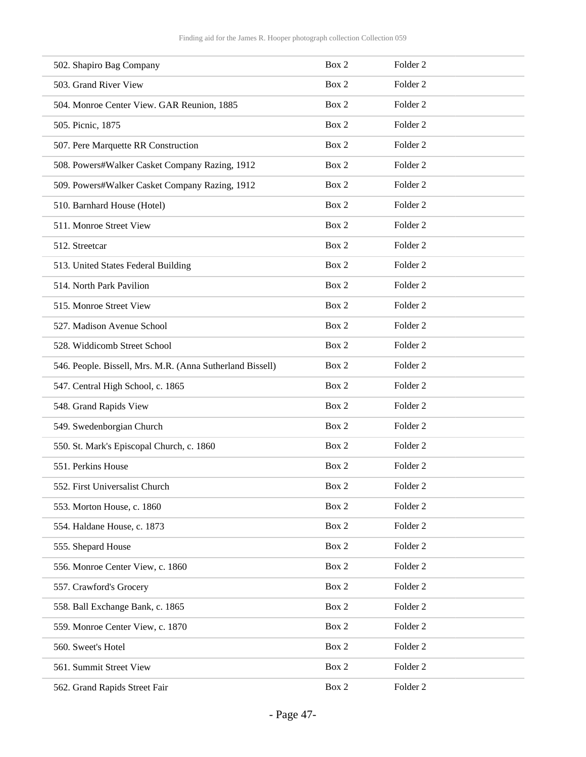| | | |
|---|---|---|
| 502. Shapiro Bag Company | Box 2 | Folder 2 |
| 503. Grand River View | Box 2 | Folder 2 |
| 504. Monroe Center View. GAR Reunion, 1885 | Box 2 | Folder 2 |
| 505. Picnic, 1875 | Box 2 | Folder 2 |
| 507. Pere Marquette RR Construction | Box 2 | Folder 2 |
| 508. Powers#Walker Casket Company Razing, 1912 | Box 2 | Folder 2 |
| 509. Powers#Walker Casket Company Razing, 1912 | Box 2 | Folder 2 |
| 510. Barnhard House (Hotel) | Box 2 | Folder 2 |
| 511. Monroe Street View | Box 2 | Folder 2 |
| 512. Streetcar | Box 2 | Folder 2 |
| 513. United States Federal Building | Box 2 | Folder 2 |
| 514. North Park Pavilion | Box 2 | Folder 2 |
| 515. Monroe Street View | Box 2 | Folder 2 |
| 527. Madison Avenue School | Box 2 | Folder 2 |
| 528. Widdicomb Street School | Box 2 | Folder 2 |
| 546. People. Bissell, Mrs. M.R. (Anna Sutherland Bissell) | Box 2 | Folder 2 |
| 547. Central High School, c. 1865 | Box 2 | Folder 2 |
| 548. Grand Rapids View | Box 2 | Folder 2 |
| 549. Swedenborgian Church | Box 2 | Folder 2 |
| 550. St. Mark's Episcopal Church, c. 1860 | Box 2 | Folder 2 |
| 551. Perkins House | Box 2 | Folder 2 |
| 552. First Universalist Church | Box 2 | Folder 2 |
| 553. Morton House, c. 1860 | Box 2 | Folder 2 |
| 554. Haldane House, c. 1873 | Box 2 | Folder 2 |
| 555. Shepard House | Box 2 | Folder 2 |
| 556. Monroe Center View, c. 1860 | Box 2 | Folder 2 |
| 557. Crawford's Grocery | Box 2 | Folder 2 |
| 558. Ball Exchange Bank, c. 1865 | Box 2 | Folder 2 |
| 559. Monroe Center View, c. 1870 | Box 2 | Folder 2 |
| 560. Sweet's Hotel | Box 2 | Folder 2 |
| 561. Summit Street View | Box 2 | Folder 2 |
| 562. Grand Rapids Street Fair | Box 2 | Folder 2 |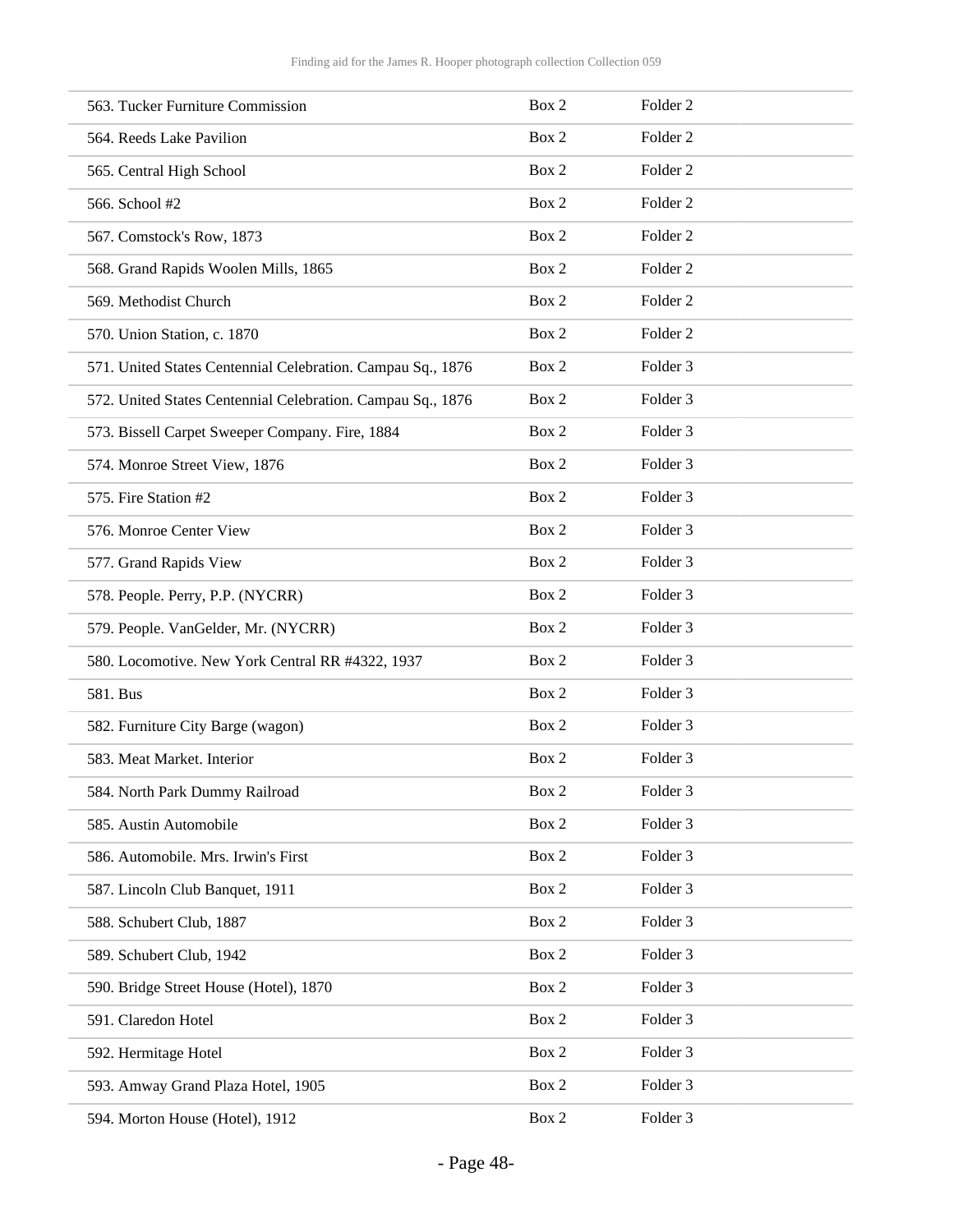| | | |
|---|---|---|
| 563. Tucker Furniture Commission | Box 2 | Folder 2 |
| 564. Reeds Lake Pavilion | Box 2 | Folder 2 |
| 565. Central High School | Box 2 | Folder 2 |
| 566. School #2 | Box 2 | Folder 2 |
| 567. Comstock's Row, 1873 | Box 2 | Folder 2 |
| 568. Grand Rapids Woolen Mills, 1865 | Box 2 | Folder 2 |
| 569. Methodist Church | Box 2 | Folder 2 |
| 570. Union Station, c. 1870 | Box 2 | Folder 2 |
| 571. United States Centennial Celebration. Campau Sq., 1876 | Box 2 | Folder 3 |
| 572. United States Centennial Celebration. Campau Sq., 1876 | Box 2 | Folder 3 |
| 573. Bissell Carpet Sweeper Company. Fire, 1884 | Box 2 | Folder 3 |
| 574. Monroe Street View, 1876 | Box 2 | Folder 3 |
| 575. Fire Station #2 | Box 2 | Folder 3 |
| 576. Monroe Center View | Box 2 | Folder 3 |
| 577. Grand Rapids View | Box 2 | Folder 3 |
| 578. People. Perry, P.P. (NYCRR) | Box 2 | Folder 3 |
| 579. People. VanGelder, Mr. (NYCRR) | Box 2 | Folder 3 |
| 580. Locomotive. New York Central RR #4322, 1937 | Box 2 | Folder 3 |
| 581. Bus | Box 2 | Folder 3 |
| 582. Furniture City Barge (wagon) | Box 2 | Folder 3 |
| 583. Meat Market. Interior | Box 2 | Folder 3 |
| 584. North Park Dummy Railroad | Box 2 | Folder 3 |
| 585. Austin Automobile | Box 2 | Folder 3 |
| 586. Automobile. Mrs. Irwin's First | Box 2 | Folder 3 |
| 587. Lincoln Club Banquet, 1911 | Box 2 | Folder 3 |
| 588. Schubert Club, 1887 | Box 2 | Folder 3 |
| 589. Schubert Club, 1942 | Box 2 | Folder 3 |
| 590. Bridge Street House (Hotel), 1870 | Box 2 | Folder 3 |
| 591. Claredon Hotel | Box 2 | Folder 3 |
| 592. Hermitage Hotel | Box 2 | Folder 3 |
| 593. Amway Grand Plaza Hotel, 1905 | Box 2 | Folder 3 |
| 594. Morton House (Hotel), 1912 | Box 2 | Folder 3 |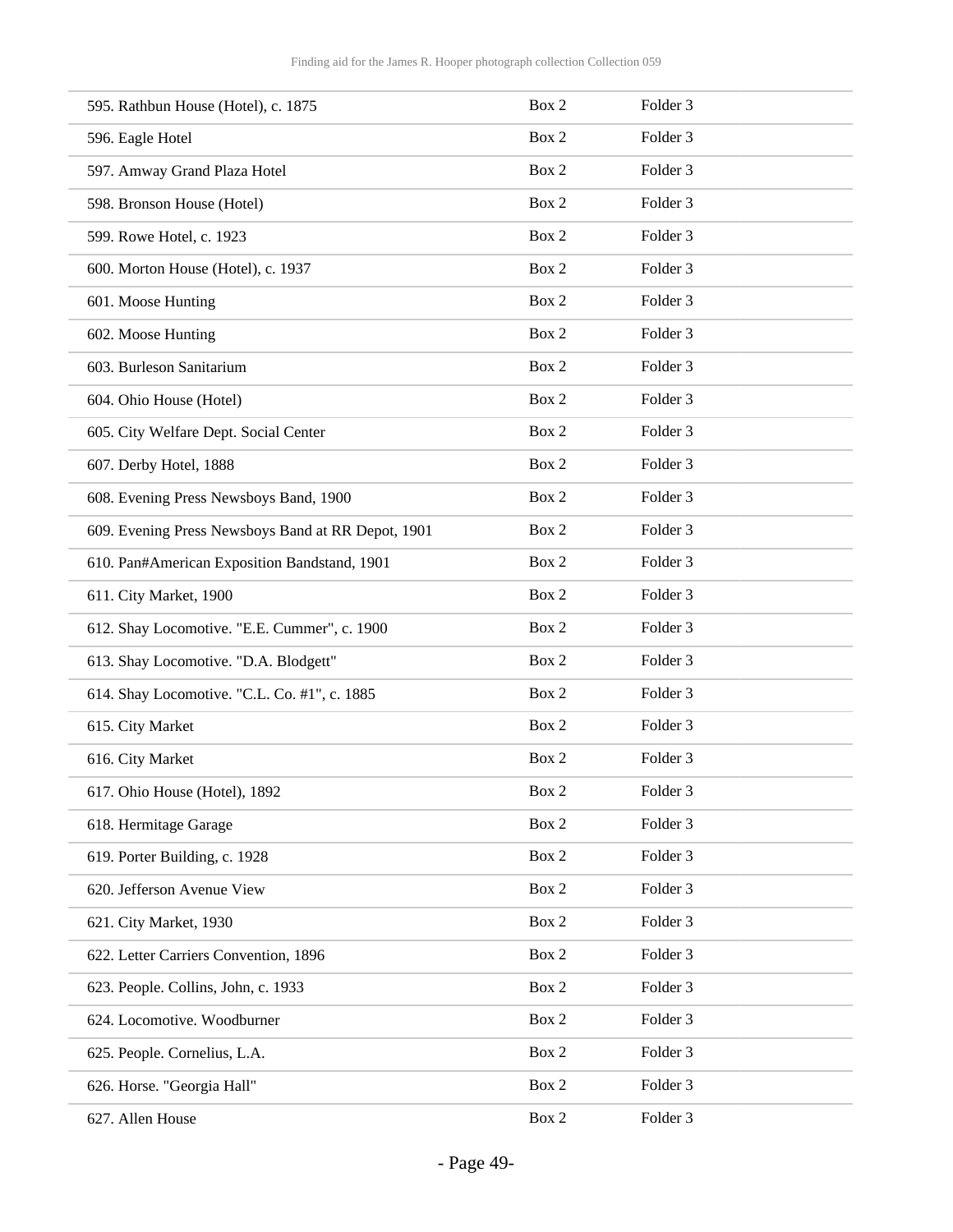| | | |
|---|---|---|
| 595. Rathbun House (Hotel), c. 1875 | Box 2 | Folder 3 |
| 596. Eagle Hotel | Box 2 | Folder 3 |
| 597. Amway Grand Plaza Hotel | Box 2 | Folder 3 |
| 598. Bronson House (Hotel) | Box 2 | Folder 3 |
| 599. Rowe Hotel, c. 1923 | Box 2 | Folder 3 |
| 600. Morton House (Hotel), c. 1937 | Box 2 | Folder 3 |
| 601. Moose Hunting | Box 2 | Folder 3 |
| 602. Moose Hunting | Box 2 | Folder 3 |
| 603. Burleson Sanitarium | Box 2 | Folder 3 |
| 604. Ohio House (Hotel) | Box 2 | Folder 3 |
| 605. City Welfare Dept. Social Center | Box 2 | Folder 3 |
| 607. Derby Hotel, 1888 | Box 2 | Folder 3 |
| 608. Evening Press Newsboys Band, 1900 | Box 2 | Folder 3 |
| 609. Evening Press Newsboys Band at RR Depot, 1901 | Box 2 | Folder 3 |
| 610. Pan#American Exposition Bandstand, 1901 | Box 2 | Folder 3 |
| 611. City Market, 1900 | Box 2 | Folder 3 |
| 612. Shay Locomotive. "E.E. Cummer", c. 1900 | Box 2 | Folder 3 |
| 613. Shay Locomotive. "D.A. Blodgett" | Box 2 | Folder 3 |
| 614. Shay Locomotive. "C.L. Co. #1", c. 1885 | Box 2 | Folder 3 |
| 615. City Market | Box 2 | Folder 3 |
| 616. City Market | Box 2 | Folder 3 |
| 617. Ohio House (Hotel), 1892 | Box 2 | Folder 3 |
| 618. Hermitage Garage | Box 2 | Folder 3 |
| 619. Porter Building, c. 1928 | Box 2 | Folder 3 |
| 620. Jefferson Avenue View | Box 2 | Folder 3 |
| 621. City Market, 1930 | Box 2 | Folder 3 |
| 622. Letter Carriers Convention, 1896 | Box 2 | Folder 3 |
| 623. People. Collins, John, c. 1933 | Box 2 | Folder 3 |
| 624. Locomotive. Woodburner | Box 2 | Folder 3 |
| 625. People. Cornelius, L.A. | Box 2 | Folder 3 |
| 626. Horse. "Georgia Hall" | Box 2 | Folder 3 |
| 627. Allen House | Box 2 | Folder 3 |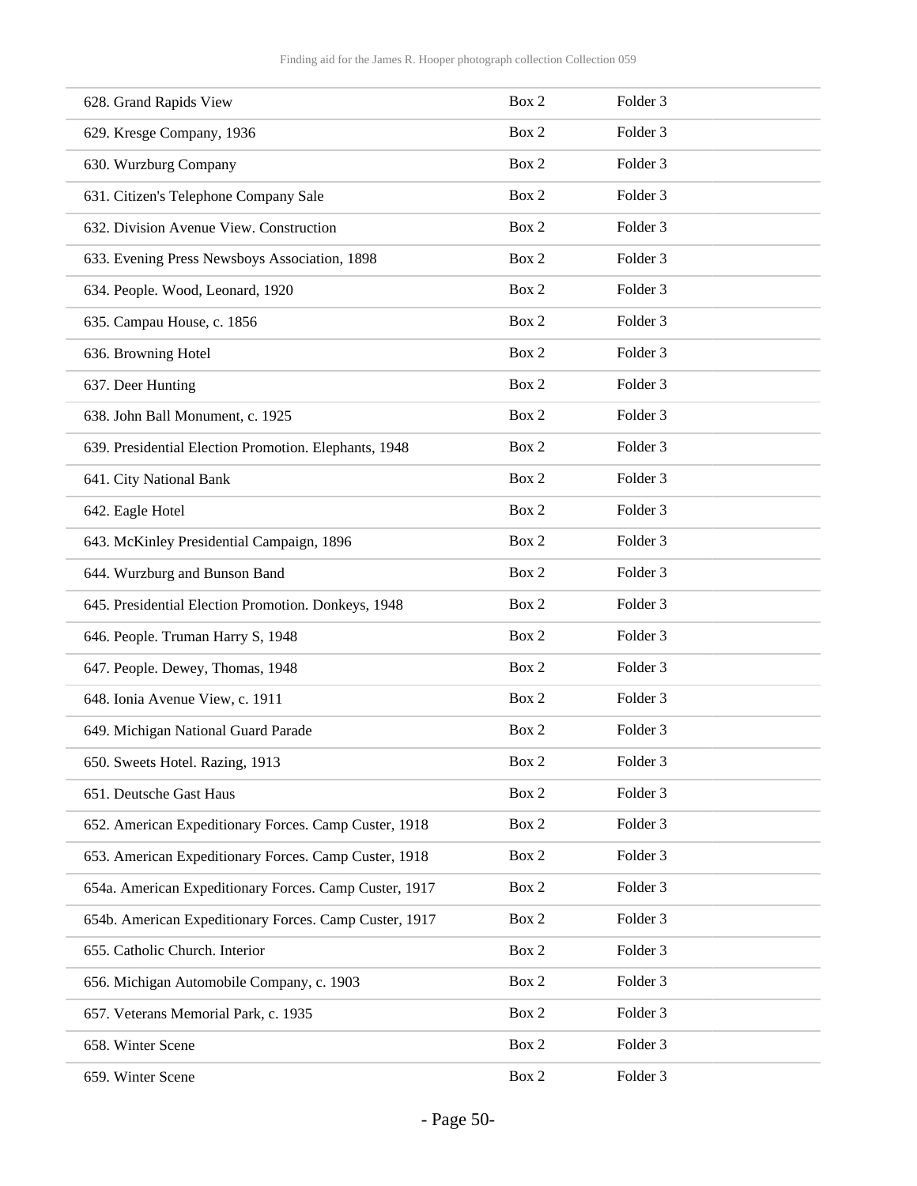| | | |
|---|---|---|
| 628. Grand Rapids View | Box 2 | Folder 3 |
| 629. Kresge Company, 1936 | Box 2 | Folder 3 |
| 630. Wurzburg Company | Box 2 | Folder 3 |
| 631. Citizen's Telephone Company Sale | Box 2 | Folder 3 |
| 632. Division Avenue View. Construction | Box 2 | Folder 3 |
| 633. Evening Press Newsboys Association, 1898 | Box 2 | Folder 3 |
| 634. People. Wood, Leonard, 1920 | Box 2 | Folder 3 |
| 635. Campau House, c. 1856 | Box 2 | Folder 3 |
| 636. Browning Hotel | Box 2 | Folder 3 |
| 637. Deer Hunting | Box 2 | Folder 3 |
| 638. John Ball Monument, c. 1925 | Box 2 | Folder 3 |
| 639. Presidential Election Promotion. Elephants, 1948 | Box 2 | Folder 3 |
| 641. City National Bank | Box 2 | Folder 3 |
| 642. Eagle Hotel | Box 2 | Folder 3 |
| 643. McKinley Presidential Campaign, 1896 | Box 2 | Folder 3 |
| 644. Wurzburg and Bunson Band | Box 2 | Folder 3 |
| 645. Presidential Election Promotion. Donkeys, 1948 | Box 2 | Folder 3 |
| 646. People. Truman Harry S, 1948 | Box 2 | Folder 3 |
| 647. People. Dewey, Thomas, 1948 | Box 2 | Folder 3 |
| 648. Ionia Avenue View, c. 1911 | Box 2 | Folder 3 |
| 649. Michigan National Guard Parade | Box 2 | Folder 3 |
| 650. Sweets Hotel. Razing, 1913 | Box 2 | Folder 3 |
| 651. Deutsche Gast Haus | Box 2 | Folder 3 |
| 652. American Expeditionary Forces. Camp Custer, 1918 | Box 2 | Folder 3 |
| 653. American Expeditionary Forces. Camp Custer, 1918 | Box 2 | Folder 3 |
| 654a. American Expeditionary Forces. Camp Custer, 1917 | Box 2 | Folder 3 |
| 654b. American Expeditionary Forces. Camp Custer, 1917 | Box 2 | Folder 3 |
| 655. Catholic Church. Interior | Box 2 | Folder 3 |
| 656. Michigan Automobile Company, c. 1903 | Box 2 | Folder 3 |
| 657. Veterans Memorial Park, c. 1935 | Box 2 | Folder 3 |
| 658. Winter Scene | Box 2 | Folder 3 |
| 659. Winter Scene | Box 2 | Folder 3 |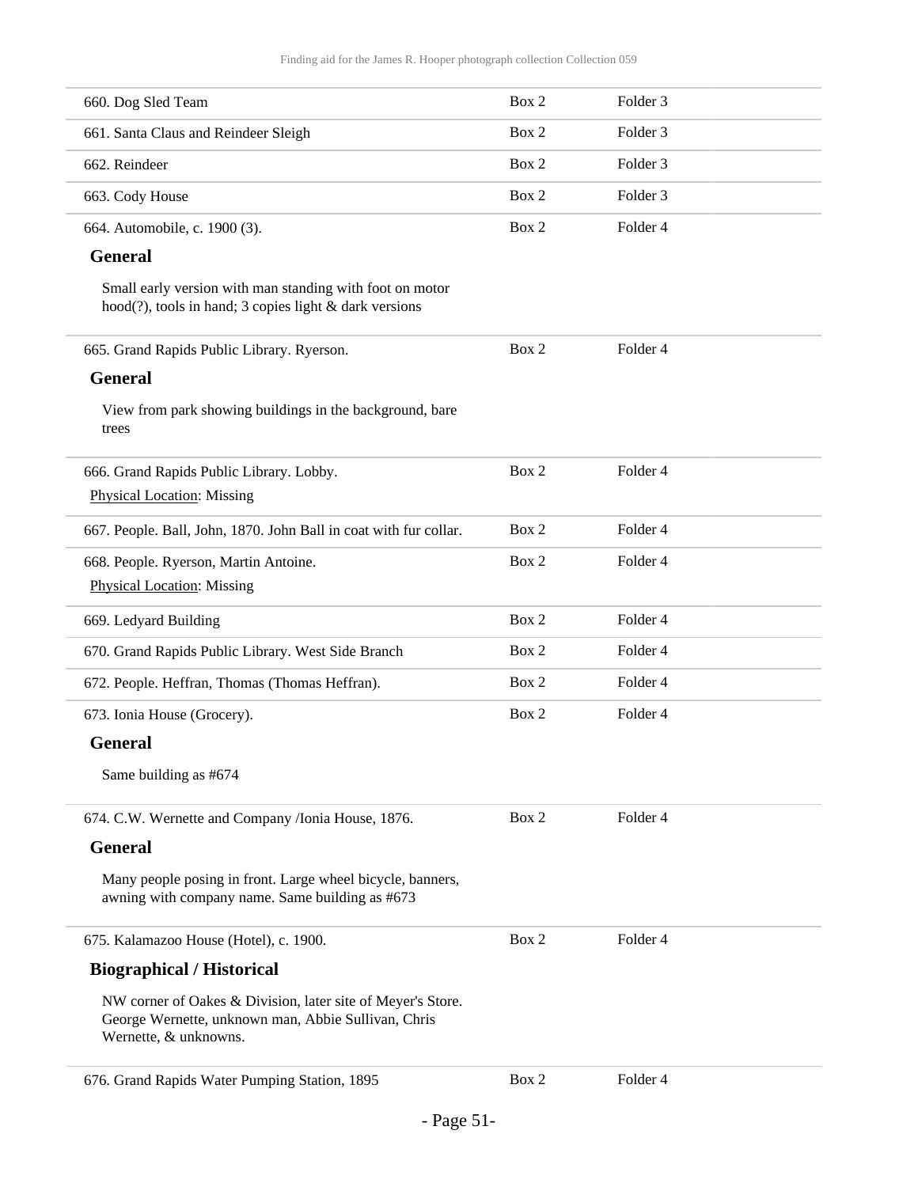| | | |
|---|---|---|
| 660. Dog Sled Team | Box 2 | Folder 3 |
| 661. Santa Claus and Reindeer Sleigh | Box 2 | Folder 3 |
| 662. Reindeer | Box 2 | Folder 3 |
| 663. Cody House | Box 2 | Folder 3 |
| 664. Automobile, c. 1900 (3). | Box 2 | Folder 4 |

**General**

Small early version with man standing with foot on motor hood(?), tools in hand; 3 copies light & dark versions

| | | |
|---|---|---|
| 665. Grand Rapids Public Library. Ryerson. | Box 2 | Folder 4 |

**General**

View from park showing buildings in the background, bare trees

| | | |
|---|---|---|
| 666. Grand Rapids Public Library. Lobby.<br>Physical Location: Missing | Box 2 | Folder 4 |
| 667. People. Ball, John, 1870. John Ball in coat with fur collar. | Box 2 | Folder 4 |
| 668. People. Ryerson, Martin Antoine.<br>Physical Location: Missing | Box 2 | Folder 4 |
| 669. Ledyard Building | Box 2 | Folder 4 |
| 670. Grand Rapids Public Library. West Side Branch | Box 2 | Folder 4 |
| 672. People. Heffran, Thomas (Thomas Heffran). | Box 2 | Folder 4 |
| 673. Ionia House (Grocery). | Box 2 | Folder 4 |

**General**

Same building as #674

| | | |
|---|---|---|
| 674. C.W. Wernette and Company /Ionia House, 1876. | Box 2 | Folder 4 |

**General**

Many people posing in front. Large wheel bicycle, banners, awning with company name. Same building as #673

| | | |
|---|---|---|
| 675. Kalamazoo House (Hotel), c. 1900. | Box 2 | Folder 4 |

**Biographical / Historical**

NW corner of Oakes & Division, later site of Meyer's Store. George Wernette, unknown man, Abbie Sullivan, Chris Wernette, & unknowns.

| | | |
|---|---|---|
| 676. Grand Rapids Water Pumping Station, 1895 | Box 2 | Folder 4 |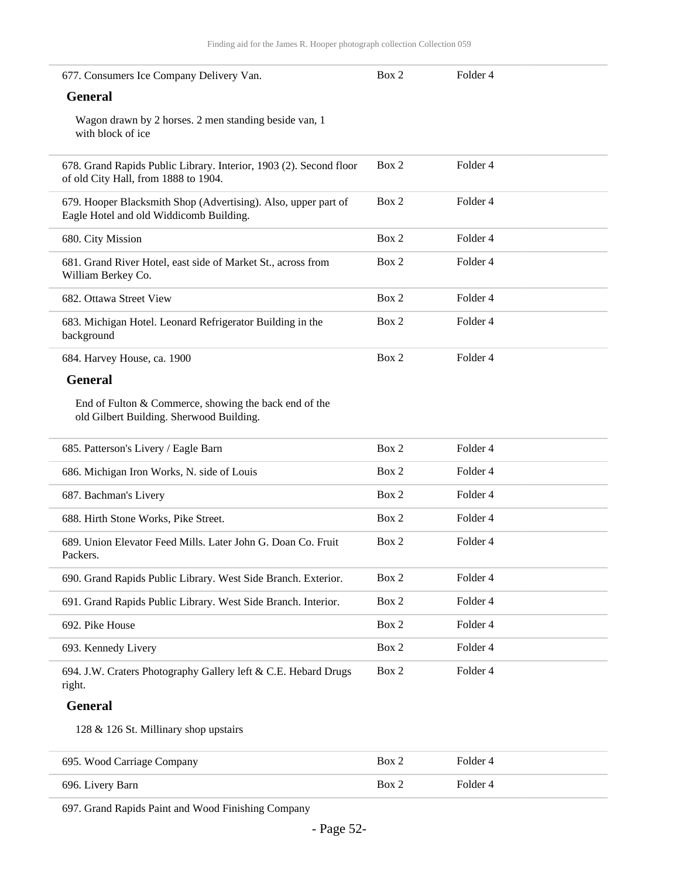| | | |
|---|---|---|
| 677. Consumers Ice Company Delivery Van. | Box 2 | Folder 4 |

**General**

Wagon drawn by 2 horses. 2 men standing beside van, 1 with block of ice

| | | |
|---|---|---|
| 678. Grand Rapids Public Library. Interior, 1903 (2). Second floor of old City Hall, from 1888 to 1904. | Box 2 | Folder 4 |
| 679. Hooper Blacksmith Shop (Advertising). Also, upper part of Eagle Hotel and old Widdicomb Building. | Box 2 | Folder 4 |
| 680. City Mission | Box 2 | Folder 4 |
| 681. Grand River Hotel, east side of Market St., across from William Berkey Co. | Box 2 | Folder 4 |
| 682. Ottawa Street View | Box 2 | Folder 4 |
| 683. Michigan Hotel. Leonard Refrigerator Building in the background | Box 2 | Folder 4 |
| 684. Harvey House, ca. 1900 | Box 2 | Folder 4 |

**General**

End of Fulton & Commerce, showing the back end of the old Gilbert Building. Sherwood Building.

| | | |
|---|---|---|
| 685. Patterson's Livery / Eagle Barn | Box 2 | Folder 4 |
| 686. Michigan Iron Works, N. side of Louis | Box 2 | Folder 4 |
| 687. Bachman's Livery | Box 2 | Folder 4 |
| 688. Hirth Stone Works, Pike Street. | Box 2 | Folder 4 |
| 689. Union Elevator Feed Mills. Later John G. Doan Co. Fruit Packers. | Box 2 | Folder 4 |
| 690. Grand Rapids Public Library. West Side Branch. Exterior. | Box 2 | Folder 4 |
| 691. Grand Rapids Public Library. West Side Branch. Interior. | Box 2 | Folder 4 |
| 692. Pike House | Box 2 | Folder 4 |
| 693. Kennedy Livery | Box 2 | Folder 4 |
| 694. J.W. Craters Photography Gallery left & C.E. Hebard Drugs right. | Box 2 | Folder 4 |

**General**

128 & 126 St. Millinary shop upstairs

| | | |
|---|---|---|
| 695. Wood Carriage Company | Box 2 | Folder 4 |
| 696. Livery Barn | Box 2 | Folder 4 |

697. Grand Rapids Paint and Wood Finishing Company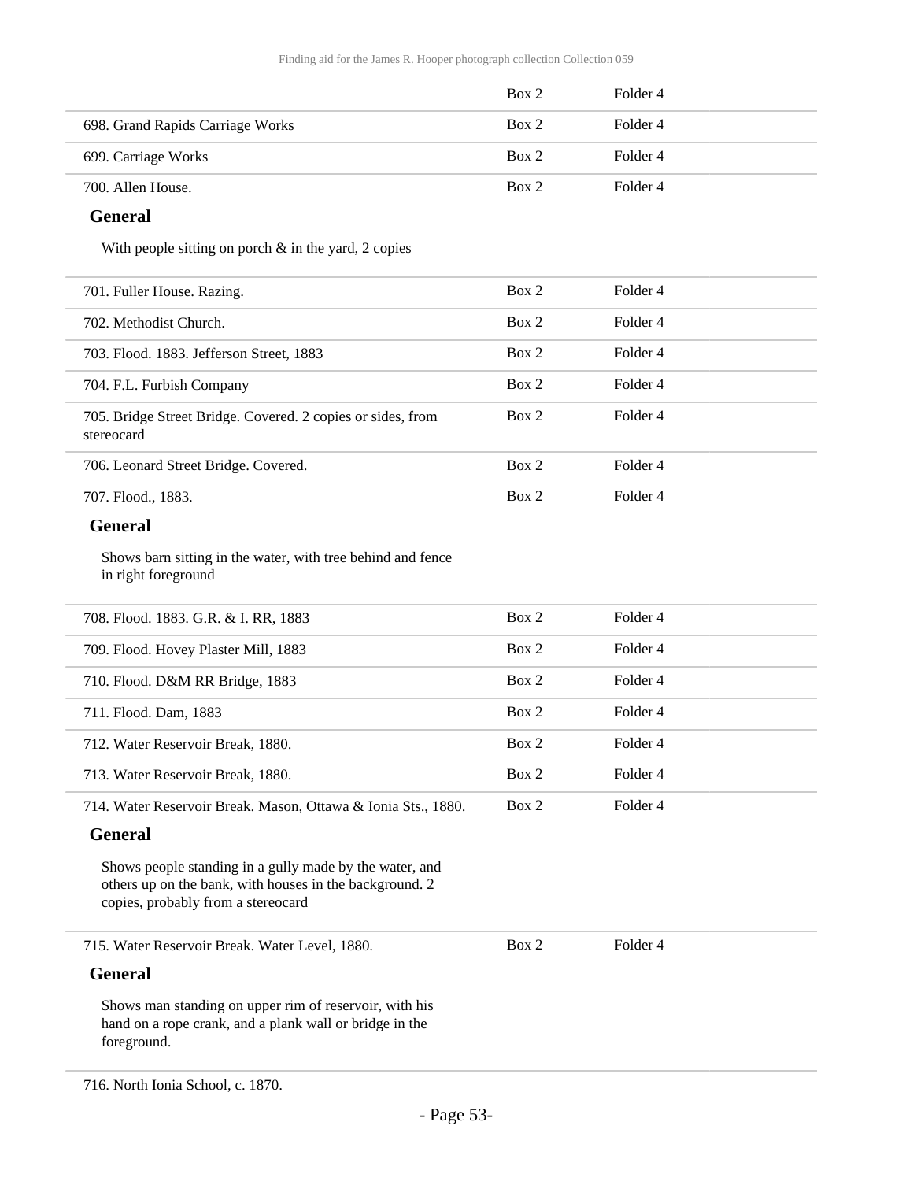| | Box 2 | Folder 4 |
|---|---|---|
| 698. Grand Rapids Carriage Works | Box 2 | Folder 4 |
| 699. Carriage Works | Box 2 | Folder 4 |
| 700. Allen House. | Box 2 | Folder 4 |

**General**

With people sitting on porch & in the yard, 2 copies

| | | |
|---|---|---|
| 701. Fuller House. Razing. | Box 2 | Folder 4 |
| 702. Methodist Church. | Box 2 | Folder 4 |
| 703. Flood. 1883. Jefferson Street, 1883 | Box 2 | Folder 4 |
| 704. F.L. Furbish Company | Box 2 | Folder 4 |
| 705. Bridge Street Bridge. Covered. 2 copies or sides, from stereocard | Box 2 | Folder 4 |
| 706. Leonard Street Bridge. Covered. | Box 2 | Folder 4 |
| 707. Flood., 1883. | Box 2 | Folder 4 |

**General**

Shows barn sitting in the water, with tree behind and fence in right foreground

| | | |
|---|---|---|
| 708. Flood. 1883. G.R. & I. RR, 1883 | Box 2 | Folder 4 |
| 709. Flood. Hovey Plaster Mill, 1883 | Box 2 | Folder 4 |
| 710. Flood. D&M RR Bridge, 1883 | Box 2 | Folder 4 |
| 711. Flood. Dam, 1883 | Box 2 | Folder 4 |
| 712. Water Reservoir Break, 1880. | Box 2 | Folder 4 |
| 713. Water Reservoir Break, 1880. | Box 2 | Folder 4 |
| 714. Water Reservoir Break. Mason, Ottawa & Ionia Sts., 1880. | Box 2 | Folder 4 |

**General**

Shows people standing in a gully made by the water, and others up on the bank, with houses in the background. 2 copies, probably from a stereocard

| | | |
|---|---|---|
| 715. Water Reservoir Break. Water Level, 1880. | Box 2 | Folder 4 |

**General**

Shows man standing on upper rim of reservoir, with his hand on a rope crank, and a plank wall or bridge in the foreground.

716. North Ionia School, c. 1870.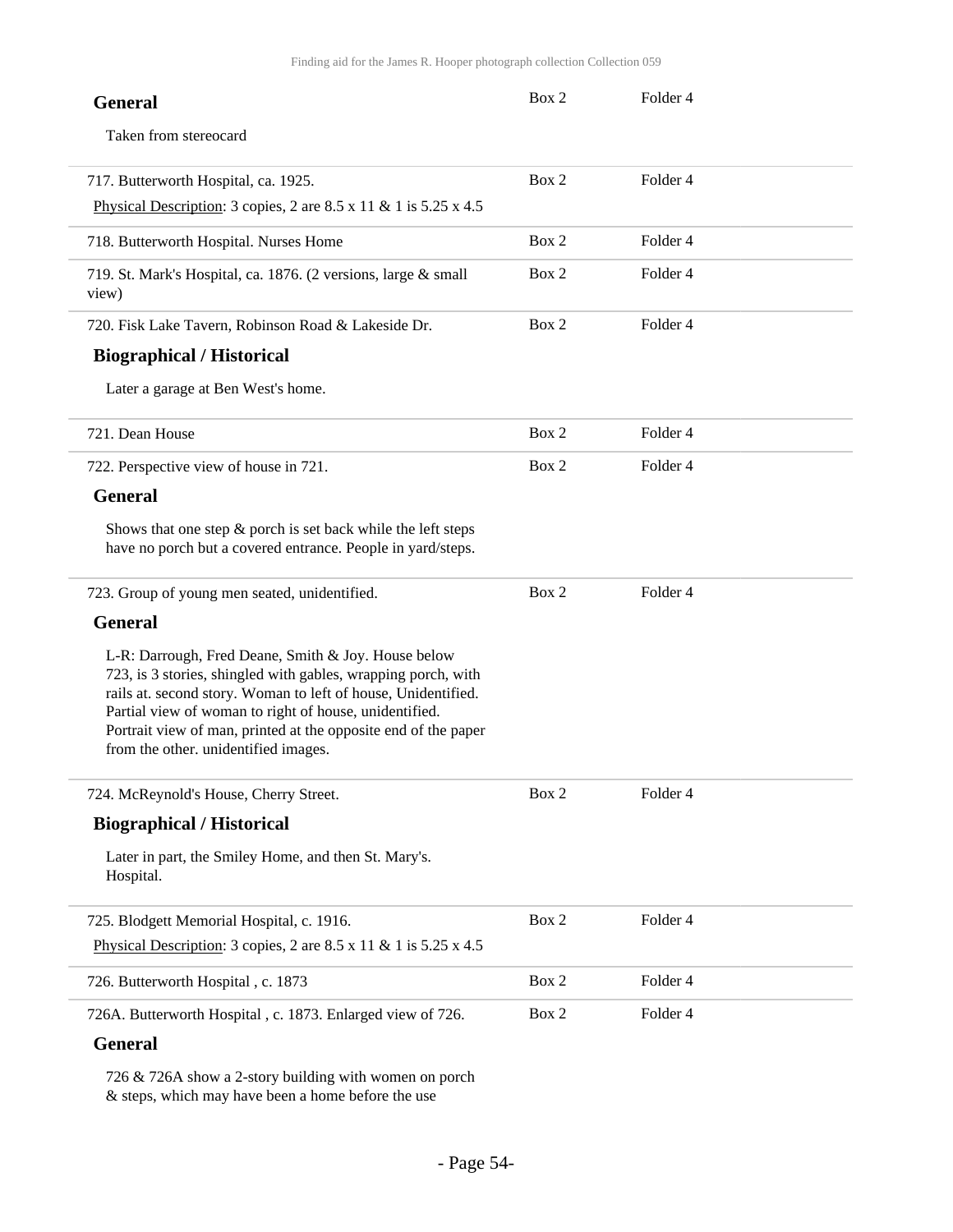#### General

Taken from stereocard

---

717. Butterworth Hospital, ca. 1925. — Box 2, Folder 4

Physical Description: 3 copies, 2 are 8.5 x 11 & 1 is 5.25 x 4.5

---

718. Butterworth Hospital. Nurses Home — Box 2, Folder 4

---

719. St. Mark's Hospital, ca. 1876. (2 versions, large & small view) — Box 2, Folder 4

---

720. Fisk Lake Tavern, Robinson Road & Lakeside Dr. — Box 2, Folder 4

#### Biographical / Historical

Later a garage at Ben West's home.

---

721. Dean House — Box 2, Folder 4

---

722. Perspective view of house in 721. — Box 2, Folder 4

#### General

Shows that one step & porch is set back while the left steps have no porch but a covered entrance. People in yard/steps.

---

723. Group of young men seated, unidentified. — Box 2, Folder 4

#### General

L-R: Darrough, Fred Deane, Smith & Joy. House below 723, is 3 stories, shingled with gables, wrapping porch, with rails at. second story. Woman to left of house, Unidentified. Partial view of woman to right of house, unidentified. Portrait view of man, printed at the opposite end of the paper from the other. unidentified images.

---

724. McReynold's House, Cherry Street. — Box 2, Folder 4

#### Biographical / Historical

Later in part, the Smiley Home, and then St. Mary's. Hospital.

---

725. Blodgett Memorial Hospital, c. 1916. — Box 2, Folder 4

Physical Description: 3 copies, 2 are 8.5 x 11 & 1 is 5.25 x 4.5

---

726. Butterworth Hospital , c. 1873 — Box 2, Folder 4

---

726A. Butterworth Hospital , c. 1873. Enlarged view of 726. — Box 2, Folder 4

#### General

726 & 726A show a 2-story building with women on porch & steps, which may have been a home before the use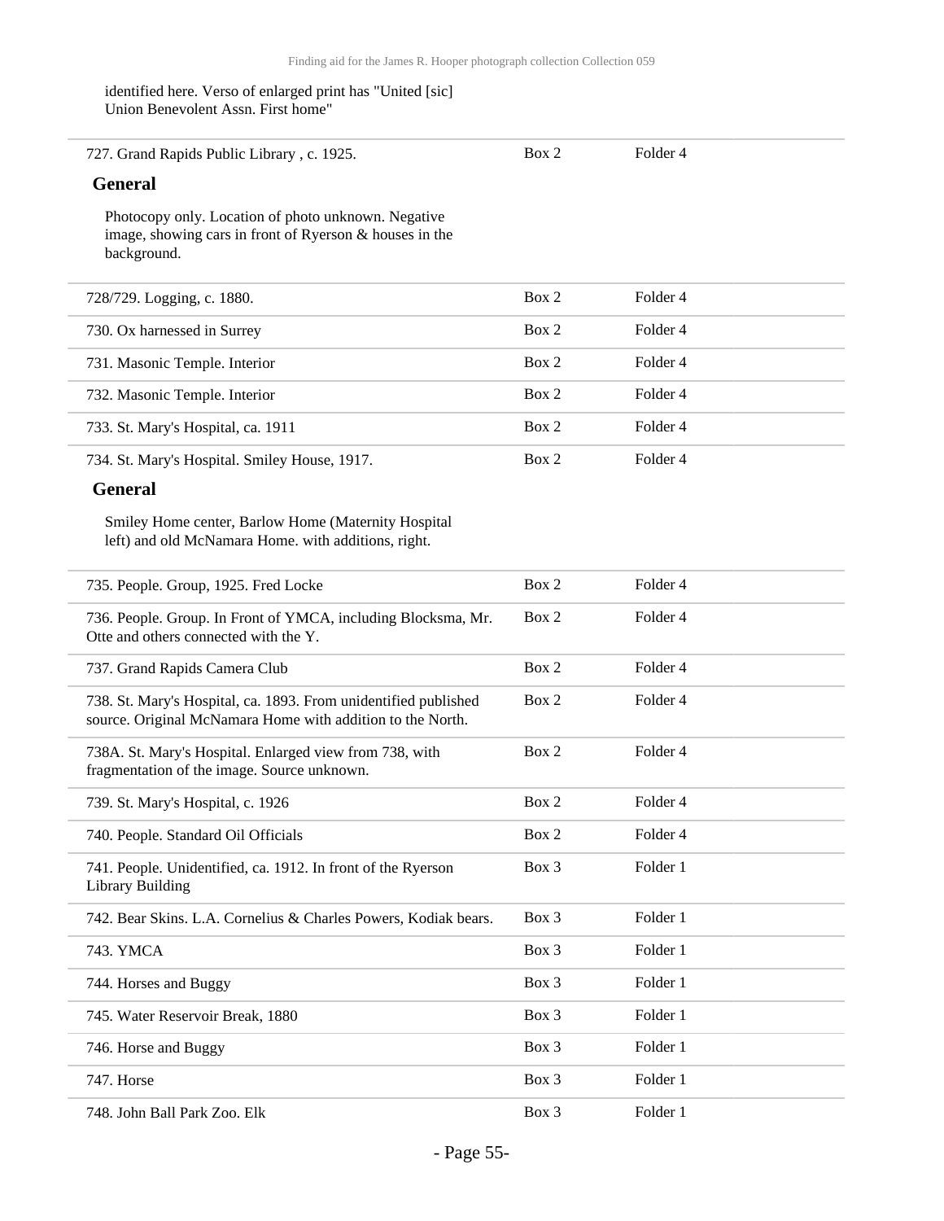identified here. Verso of enlarged print has "United [sic] Union Benevolent Assn. First home"

| | | |
|---|---|---|
| 727. Grand Rapids Public Library , c. 1925. | Box 2 | Folder 4 |

**General**

Photocopy only. Location of photo unknown. Negative image, showing cars in front of Ryerson & houses in the background.

| | | |
|---|---|---|
| 728/729. Logging, c. 1880. | Box 2 | Folder 4 |
| 730. Ox harnessed in Surrey | Box 2 | Folder 4 |
| 731. Masonic Temple. Interior | Box 2 | Folder 4 |
| 732. Masonic Temple. Interior | Box 2 | Folder 4 |
| 733. St. Mary's Hospital, ca. 1911 | Box 2 | Folder 4 |
| 734. St. Mary's Hospital. Smiley House, 1917. | Box 2 | Folder 4 |

**General**

Smiley Home center, Barlow Home (Maternity Hospital left) and old McNamara Home. with additions, right.

| | | |
|---|---|---|
| 735. People. Group, 1925. Fred Locke | Box 2 | Folder 4 |
| 736. People. Group. In Front of YMCA, including Blocksma, Mr. Otte and others connected with the Y. | Box 2 | Folder 4 |
| 737. Grand Rapids Camera Club | Box 2 | Folder 4 |
| 738. St. Mary's Hospital, ca. 1893. From unidentified published source. Original McNamara Home with addition to the North. | Box 2 | Folder 4 |
| 738A. St. Mary's Hospital. Enlarged view from 738, with fragmentation of the image. Source unknown. | Box 2 | Folder 4 |
| 739. St. Mary's Hospital, c. 1926 | Box 2 | Folder 4 |
| 740. People. Standard Oil Officials | Box 2 | Folder 4 |
| 741. People. Unidentified, ca. 1912. In front of the Ryerson Library Building | Box 3 | Folder 1 |
| 742. Bear Skins. L.A. Cornelius & Charles Powers, Kodiak bears. | Box 3 | Folder 1 |
| 743. YMCA | Box 3 | Folder 1 |
| 744. Horses and Buggy | Box 3 | Folder 1 |
| 745. Water Reservoir Break, 1880 | Box 3 | Folder 1 |
| 746. Horse and Buggy | Box 3 | Folder 1 |
| 747. Horse | Box 3 | Folder 1 |
| 748. John Ball Park Zoo. Elk | Box 3 | Folder 1 |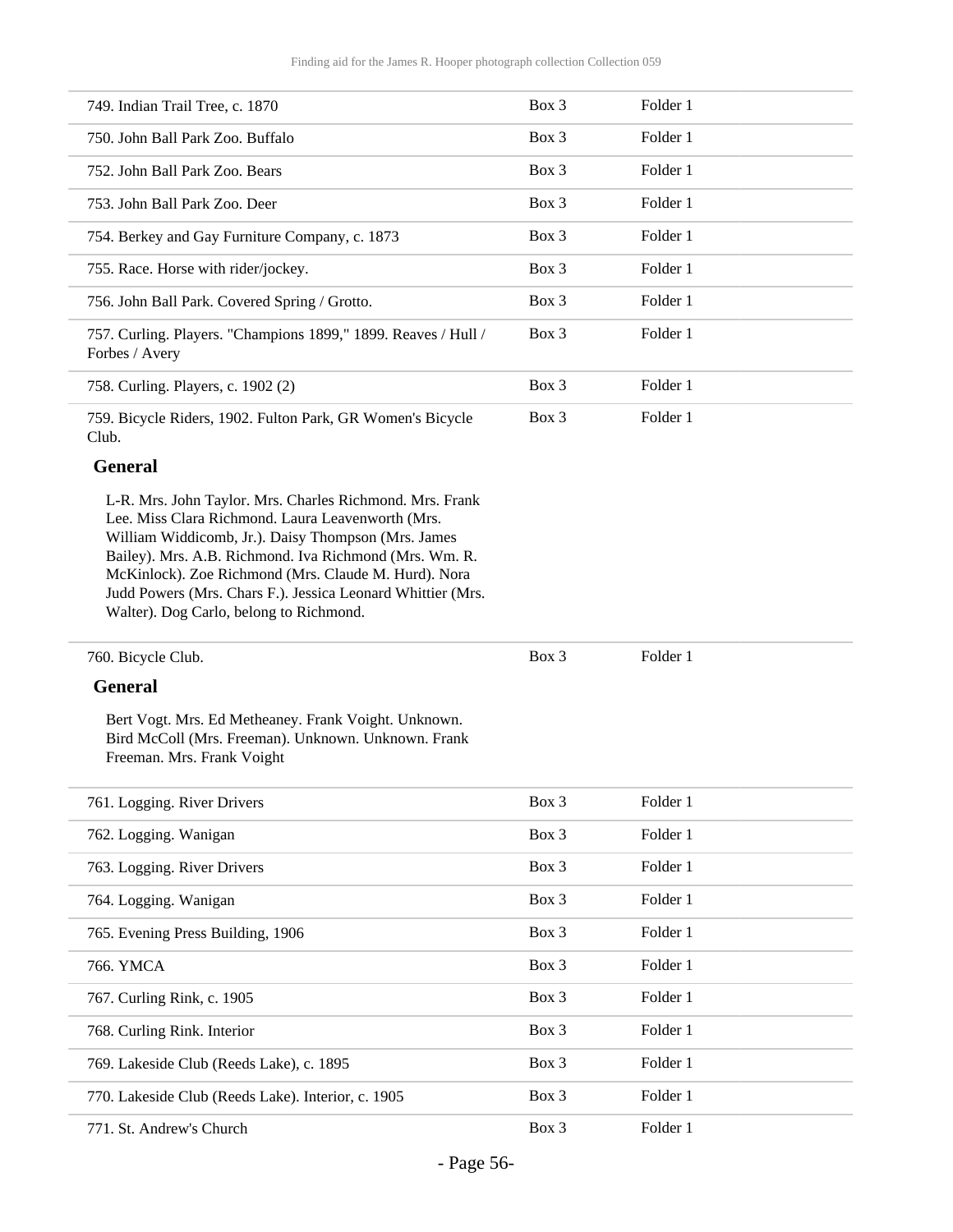| | | |
|---|---|---|
| 749. Indian Trail Tree, c. 1870 | Box 3 | Folder 1 |
| 750. John Ball Park Zoo. Buffalo | Box 3 | Folder 1 |
| 752. John Ball Park Zoo. Bears | Box 3 | Folder 1 |
| 753. John Ball Park Zoo. Deer | Box 3 | Folder 1 |
| 754. Berkey and Gay Furniture Company, c. 1873 | Box 3 | Folder 1 |
| 755. Race. Horse with rider/jockey. | Box 3 | Folder 1 |
| 756. John Ball Park. Covered Spring / Grotto. | Box 3 | Folder 1 |
| 757. Curling. Players. "Champions 1899," 1899. Reaves / Hull / Forbes / Avery | Box 3 | Folder 1 |
| 758. Curling. Players, c. 1902 (2) | Box 3 | Folder 1 |
| 759. Bicycle Riders, 1902. Fulton Park, GR Women's Bicycle Club. | Box 3 | Folder 1 |

**General**

L-R. Mrs. John Taylor. Mrs. Charles Richmond. Mrs. Frank Lee. Miss Clara Richmond. Laura Leavenworth (Mrs. William Widdicomb, Jr.). Daisy Thompson (Mrs. James Bailey). Mrs. A.B. Richmond. Iva Richmond (Mrs. Wm. R. McKinlock). Zoe Richmond (Mrs. Claude M. Hurd). Nora Judd Powers (Mrs. Chars F.). Jessica Leonard Whittier (Mrs. Walter). Dog Carlo, belong to Richmond.

| | | |
|---|---|---|
| 760. Bicycle Club. | Box 3 | Folder 1 |

**General**

Bert Vogt. Mrs. Ed Metheaney. Frank Voight. Unknown. Bird McColl (Mrs. Freeman). Unknown. Unknown. Frank Freeman. Mrs. Frank Voight

| | | |
|---|---|---|
| 761. Logging. River Drivers | Box 3 | Folder 1 |
| 762. Logging. Wanigan | Box 3 | Folder 1 |
| 763. Logging. River Drivers | Box 3 | Folder 1 |
| 764. Logging. Wanigan | Box 3 | Folder 1 |
| 765. Evening Press Building, 1906 | Box 3 | Folder 1 |
| 766. YMCA | Box 3 | Folder 1 |
| 767. Curling Rink, c. 1905 | Box 3 | Folder 1 |
| 768. Curling Rink. Interior | Box 3 | Folder 1 |
| 769. Lakeside Club (Reeds Lake), c. 1895 | Box 3 | Folder 1 |
| 770. Lakeside Club (Reeds Lake). Interior, c. 1905 | Box 3 | Folder 1 |
| 771. St. Andrew's Church | Box 3 | Folder 1 |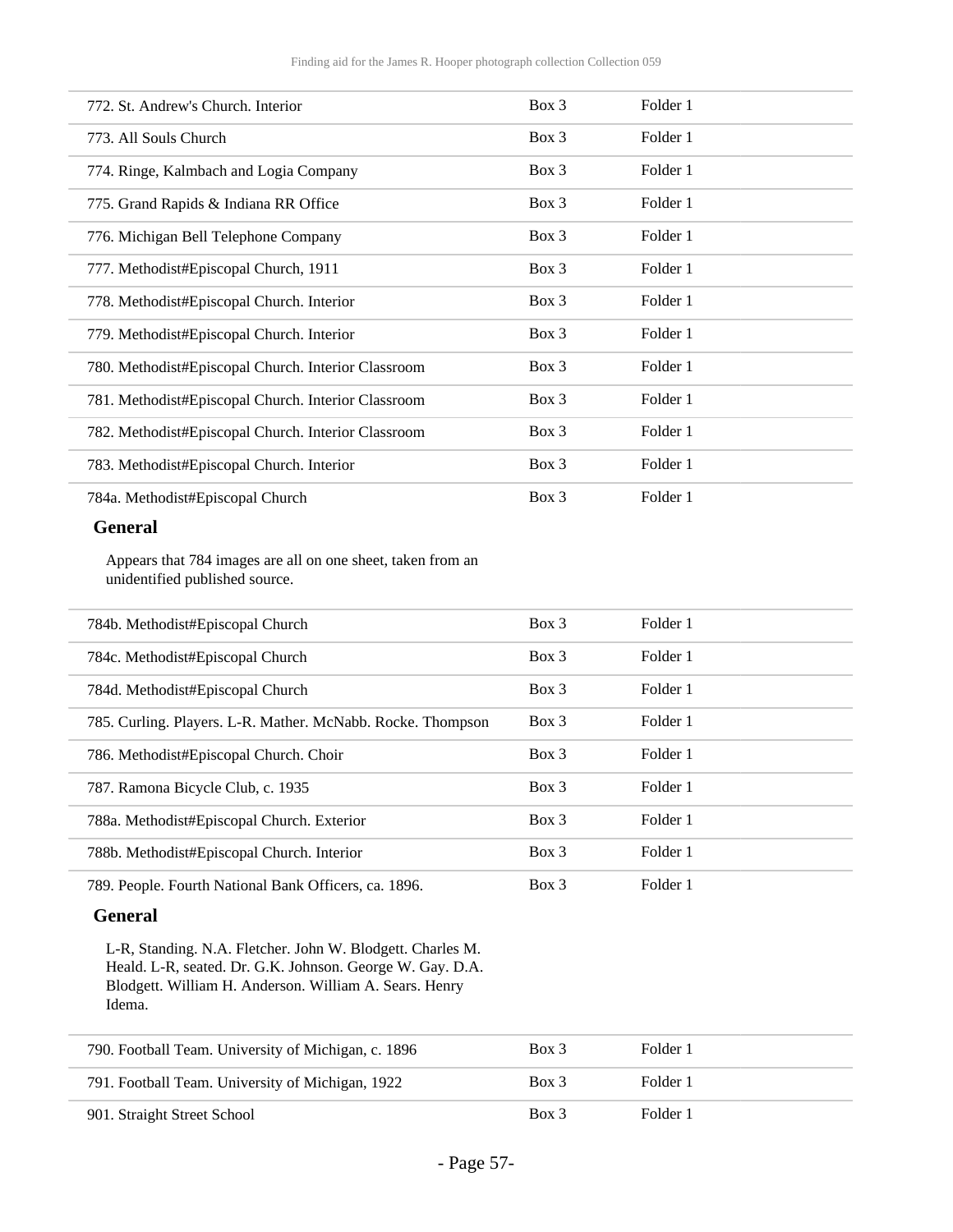| | | |
|---|---|---|
| 772. St. Andrew's Church. Interior | Box 3 | Folder 1 |
| 773. All Souls Church | Box 3 | Folder 1 |
| 774. Ringe, Kalmbach and Logia Company | Box 3 | Folder 1 |
| 775. Grand Rapids & Indiana RR Office | Box 3 | Folder 1 |
| 776. Michigan Bell Telephone Company | Box 3 | Folder 1 |
| 777. Methodist#Episcopal Church, 1911 | Box 3 | Folder 1 |
| 778. Methodist#Episcopal Church. Interior | Box 3 | Folder 1 |
| 779. Methodist#Episcopal Church. Interior | Box 3 | Folder 1 |
| 780. Methodist#Episcopal Church. Interior Classroom | Box 3 | Folder 1 |
| 781. Methodist#Episcopal Church. Interior Classroom | Box 3 | Folder 1 |
| 782. Methodist#Episcopal Church. Interior Classroom | Box 3 | Folder 1 |
| 783. Methodist#Episcopal Church. Interior | Box 3 | Folder 1 |
| 784a. Methodist#Episcopal Church | Box 3 | Folder 1 |

**General**

Appears that 784 images are all on one sheet, taken from an unidentified published source.

| | | |
|---|---|---|
| 784b. Methodist#Episcopal Church | Box 3 | Folder 1 |
| 784c. Methodist#Episcopal Church | Box 3 | Folder 1 |
| 784d. Methodist#Episcopal Church | Box 3 | Folder 1 |
| 785. Curling. Players. L-R. Mather. McNabb. Rocke. Thompson | Box 3 | Folder 1 |
| 786. Methodist#Episcopal Church. Choir | Box 3 | Folder 1 |
| 787. Ramona Bicycle Club, c. 1935 | Box 3 | Folder 1 |
| 788a. Methodist#Episcopal Church. Exterior | Box 3 | Folder 1 |
| 788b. Methodist#Episcopal Church. Interior | Box 3 | Folder 1 |
| 789. People. Fourth National Bank Officers, ca. 1896. | Box 3 | Folder 1 |

**General**

L-R, Standing. N.A. Fletcher. John W. Blodgett. Charles M. Heald. L-R, seated. Dr. G.K. Johnson. George W. Gay. D.A. Blodgett. William H. Anderson. William A. Sears. Henry Idema.

| | | |
|---|---|---|
| 790. Football Team. University of Michigan, c. 1896 | Box 3 | Folder 1 |
| 791. Football Team. University of Michigan, 1922 | Box 3 | Folder 1 |
| 901. Straight Street School | Box 3 | Folder 1 |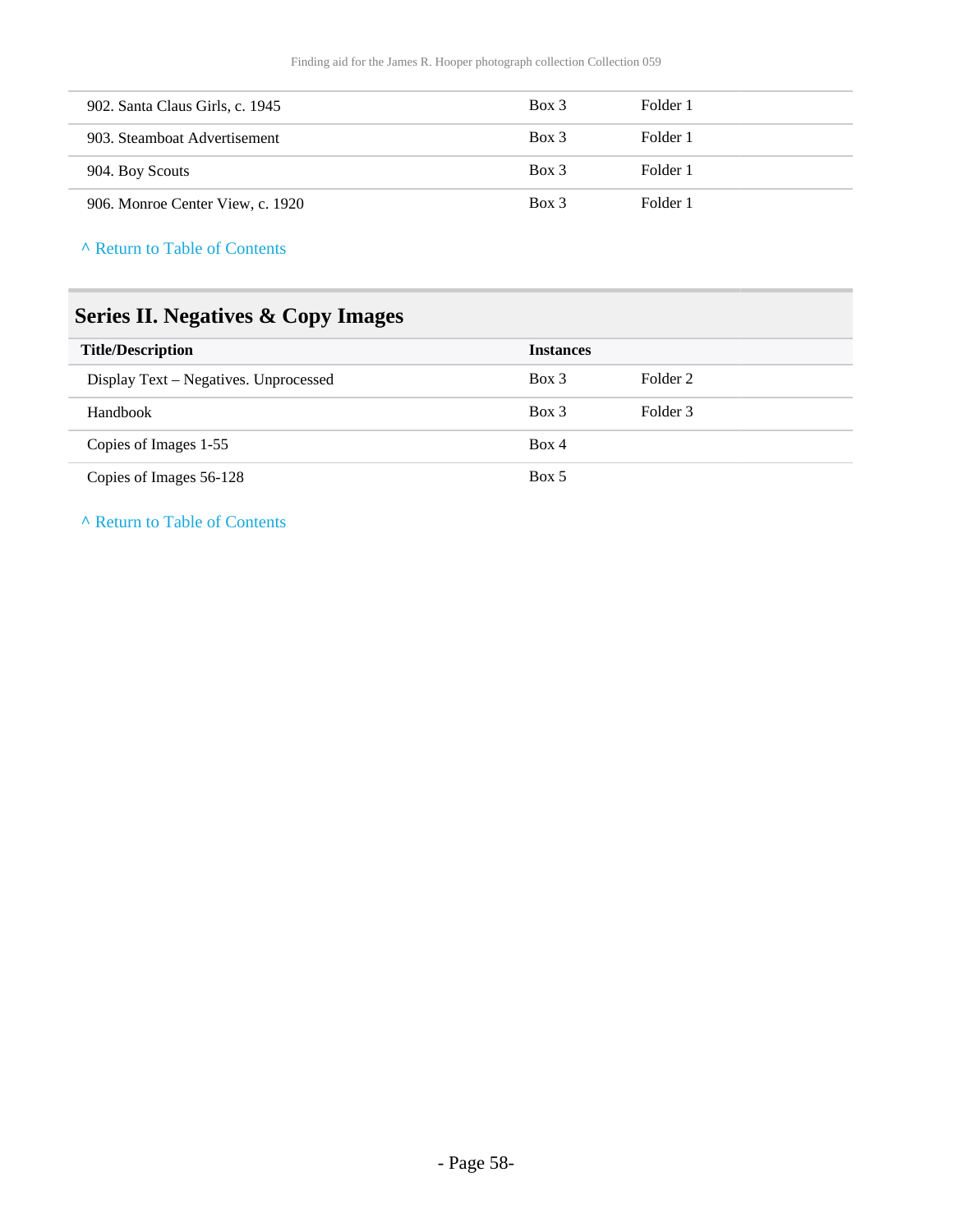| | | |
|---|---|---|
| 902. Santa Claus Girls, c. 1945 | Box 3 | Folder 1 |
| 903. Steamboat Advertisement | Box 3 | Folder 1 |
| 904. Boy Scouts | Box 3 | Folder 1 |
| 906. Monroe Center View, c. 1920 | Box 3 | Folder 1 |

^ Return to Table of Contents

## Series II. Negatives & Copy Images

| Title/Description | Instances | |
|---|---|---|
| Display Text – Negatives. Unprocessed | Box 3 | Folder 2 |
| Handbook | Box 3 | Folder 3 |
| Copies of Images 1-55 | Box 4 | |
| Copies of Images 56-128 | Box 5 | |

^ Return to Table of Contents